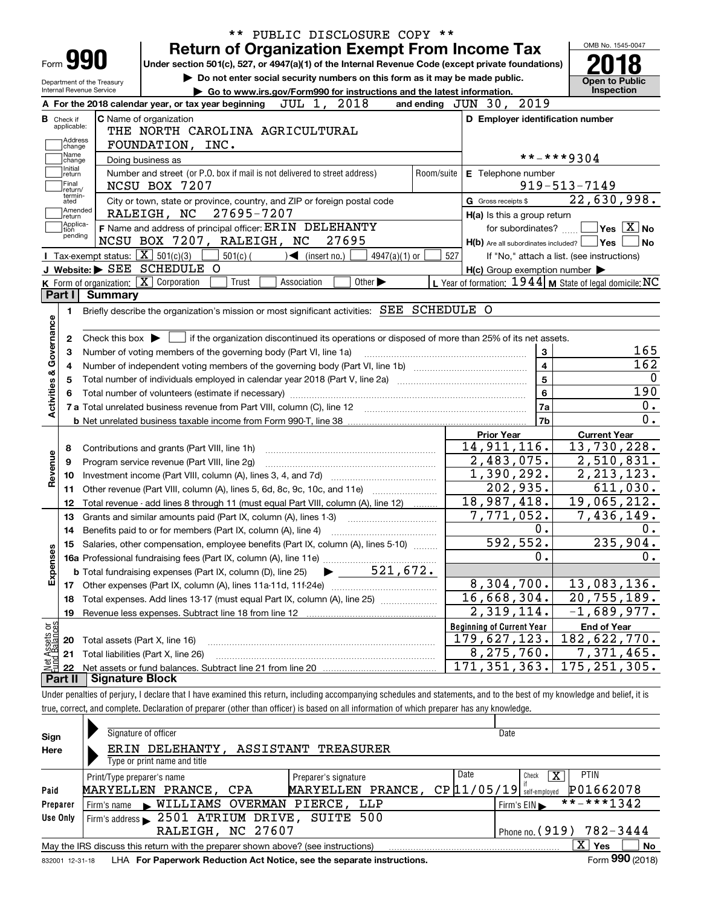** PUBLIC DISCLOSURE COPY **

Form **990**

# Return of Organization Exempt From Income Tax

Under section 501(c), 527, or 4947(a)(1) of the Internal Revenue Code (except private foundations)

▶ Do not enter social security numbers on this form as it may be made public.

▶ Go to www.irs.gov/Form990 for instructions and the latest information.

Department of the Treasury
Internal Revenue Service

OMB No. 1545-0047

**2018**

**Open to Public Inspection**

**A** For the 2018 calendar year, or tax year beginning JUL 1, 2018 and ending JUN 30, 2019

**B** Check if applicable: Address change, Name change, Initial return, Final return/terminated, Amended return, Application pending

**C** Name of organization: THE NORTH CAROLINA AGRICULTURAL FOUNDATION, INC.

Doing business as

Number and street (or P.O. box if mail is not delivered to street address): NCSU BOX 7207 — Room/suite

City or town, state or province, country, and ZIP or foreign postal code: RALEIGH, NC 27695-7207

**D** Employer identification number: **-***9304

**E** Telephone number: 919-513-7149

**G** Gross receipts $ 22,630,998.

**F** Name and address of principal officer: ERIN DELEHANTY, NCSU BOX 7207, RALEIGH, NC 27695

**H(a)** Is this a group return for subordinates? Yes [ ] No [X]

**H(b)** Are all subordinates included? Yes [ ] No [ ]
If "No," attach a list. (see instructions)

**H(c)** Group exemption number ▶

**I** Tax-exempt status: [X] 501(c)(3) [ ] 501(c) ( ) ◀ (insert no.) [ ] 4947(a)(1) or [ ] 527

**J** Website: ▶ SEE SCHEDULE O

**K** Form of organization: [X] Corporation [ ] Trust [ ] Association [ ] Other ▶

**L** Year of formation: 1944 **M** State of legal domicile: NC

## Part I Summary

**Activities & Governance**

1 Briefly describe the organization's mission or most significant activities: SEE SCHEDULE O

2 Check this box ▶ [ ] if the organization discontinued its operations or disposed of more than 25% of its net assets.

| | | Line | |
|---|---|---|---|
| 3 | Number of voting members of the governing body (Part VI, line 1a) | 3 | 165 |
| 4 | Number of independent voting members of the governing body (Part VI, line 1b) | 4 | 162 |
| 5 | Total number of individuals employed in calendar year 2018 (Part V, line 2a) | 5 | 0 |
| 6 | Total number of volunteers (estimate if necessary) | 6 | 190 |
| 7a | Total unrelated business revenue from Part VIII, column (C), line 12 | 7a | 0. |
| b | Net unrelated business taxable income from Form 990-T, line 38 | 7b | 0. |

| | | | Prior Year | Current Year |
|---|---|---|---|---|
| **Revenue** | 8 | Contributions and grants (Part VIII, line 1h) | 14,911,116. | 13,730,228. |
| | 9 | Program service revenue (Part VIII, line 2g) | 2,483,075. | 2,510,831. |
| | 10 | Investment income (Part VIII, column (A), lines 3, 4, and 7d) | 1,390,292. | 2,213,123. |
| | 11 | Other revenue (Part VIII, column (A), lines 5, 6d, 8c, 9c, 10c, and 11e) | 202,935. | 611,030. |
| | 12 | Total revenue - add lines 8 through 11 (must equal Part VIII, column (A), line 12) | 18,987,418. | 19,065,212. |
| **Expenses** | 13 | Grants and similar amounts paid (Part IX, column (A), lines 1-3) | 7,771,052. | 7,436,149. |
| | 14 | Benefits paid to or for members (Part IX, column (A), line 4) | 0. | 0. |
| | 15 | Salaries, other compensation, employee benefits (Part IX, column (A), lines 5-10) | 592,552. | 235,904. |
| | 16a | Professional fundraising fees (Part IX, column (A), line 11e) | 0. | 0. |
| | b | Total fundraising expenses (Part IX, column (D), line 25) ▶ 521,672. | | |
| | 17 | Other expenses (Part IX, column (A), lines 11a-11d, 11f-24e) | 8,304,700. | 13,083,136. |
| | 18 | Total expenses. Add lines 13-17 (must equal Part IX, column (A), line 25) | 16,668,304. | 20,755,189. |
| | 19 | Revenue less expenses. Subtract line 18 from line 12 | 2,319,114. | -1,689,977. |
| | | | **Beginning of Current Year** | **End of Year** |
| **Net Assets or Fund Balances** | 20 | Total assets (Part X, line 16) | 179,627,123. | 182,622,770. |
| | 21 | Total liabilities (Part X, line 26) | 8,275,760. | 7,371,465. |
| | 22 | Net assets or fund balances. Subtract line 21 from line 20 | 171,351,363. | 175,251,305. |

## Part II Signature Block

Under penalties of perjury, I declare that I have examined this return, including accompanying schedules and statements, and to the best of my knowledge and belief, it is true, correct, and complete. Declaration of preparer (other than officer) is based on all information of which preparer has any knowledge.

**Sign Here**

Signature of officer — Date

ERIN DELEHANTY, ASSISTANT TREASURER
Type or print name and title

**Paid Preparer Use Only**

| Print/Type preparer's name | Preparer's signature | Date | Check [X] if self-employed | PTIN |
|---|---|---|---|---|
| MARYELLEN PRANCE, CPA | MARYELLEN PRANCE, CP | 11/05/19 | | P01662078 |

Firm's name ▶ WILLIAMS OVERMAN PIERCE, LLP — Firm's EIN ▶ **-***1342

Firm's address ▶ 2501 ATRIUM DRIVE, SUITE 500, RALEIGH, NC 27607 — Phone no. (919) 782-3444

May the IRS discuss this return with the preparer shown above? (see instructions) [X] Yes [ ] No

832001 12-31-18 LHA For Paperwork Reduction Act Notice, see the separate instructions. Form **990** (2018)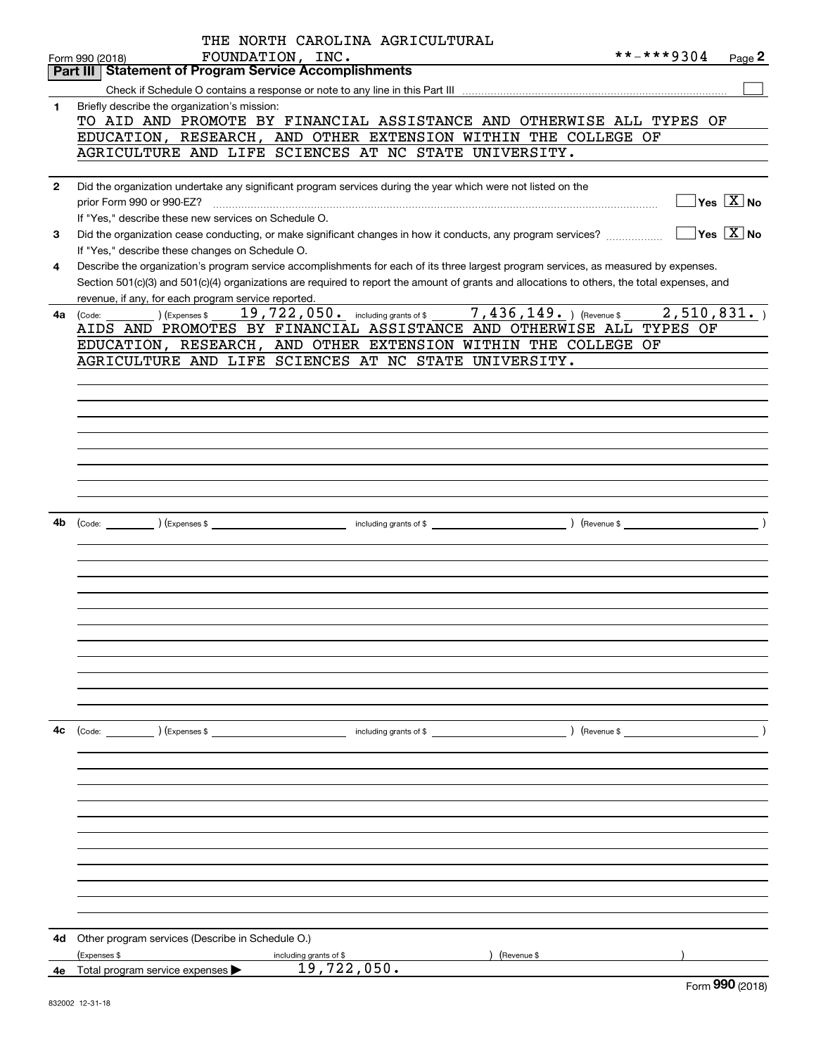THE NORTH CAROLINA AGRICULTURAL FOUNDATION, INC.

Form 990 (2018) **-***9304

## Part III Statement of Program Service Accomplishments

Check if Schedule O contains a response or note to any line in this Part III ☐

**1** Briefly describe the organization's mission:

TO AID AND PROMOTE BY FINANCIAL ASSISTANCE AND OTHERWISE ALL TYPES OF EDUCATION, RESEARCH, AND OTHER EXTENSION WITHIN THE COLLEGE OF AGRICULTURE AND LIFE SCIENCES AT NC STATE UNIVERSITY.

**2** Did the organization undertake any significant program services during the year which were not listed on the prior Form 990 or 990-EZ? ☐ Yes ☒ No

If "Yes," describe these new services on Schedule O.

**3** Did the organization cease conducting, or make significant changes in how it conducts, any program services? ☐ Yes ☒ No

If "Yes," describe these changes on Schedule O.

**4** Describe the organization's program service accomplishments for each of its three largest program services, as measured by expenses. Section 501(c)(3) and 501(c)(4) organizations are required to report the amount of grants and allocations to others, the total expenses, and revenue, if any, for each program service reported.

**4a** (Code: ) (Expenses $ 19,722,050. including grants of $ 7,436,149. ) (Revenue $ 2,510,831. )

AIDS AND PROMOTES BY FINANCIAL ASSISTANCE AND OTHERWISE ALL TYPES OF EDUCATION, RESEARCH, AND OTHER EXTENSION WITHIN THE COLLEGE OF AGRICULTURE AND LIFE SCIENCES AT NC STATE UNIVERSITY.

**4b** (Code: ) (Expenses $ including grants of $ ) (Revenue $ )

**4c** (Code: ) (Expenses $ including grants of $ ) (Revenue $ )

**4d** Other program services (Describe in Schedule O.)

(Expenses $ including grants of $ ) (Revenue $ )

**4e** Total program service expenses ▶ 19,722,050.

Form **990** (2018)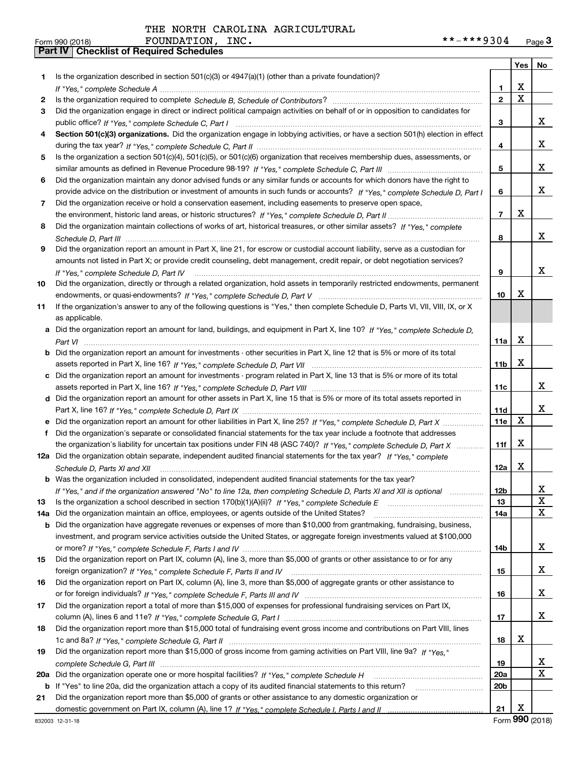THE NORTH CAROLINA AGRICULTURAL FOUNDATION, INC. **-***9304

Form 990 (2018) Page 3

## Part IV Checklist of Required Schedules

| | | | Yes | No |
|---|---|---|---|---|
| 1 | Is the organization described in section 501(c)(3) or 4947(a)(1) (other than a private foundation)? *If "Yes," complete Schedule A* | 1 | X | |
| 2 | Is the organization required to complete *Schedule B, Schedule of Contributors*? | 2 | X | |
| 3 | Did the organization engage in direct or indirect political campaign activities on behalf of or in opposition to candidates for public office? *If "Yes," complete Schedule C, Part I* | 3 | | X |
| 4 | **Section 501(c)(3) organizations.** Did the organization engage in lobbying activities, or have a section 501(h) election in effect during the tax year? *If "Yes," complete Schedule C, Part II* | 4 | | X |
| 5 | Is the organization a section 501(c)(4), 501(c)(5), or 501(c)(6) organization that receives membership dues, assessments, or similar amounts as defined in Revenue Procedure 98-19? *If "Yes," complete Schedule C, Part III* | 5 | | X |
| 6 | Did the organization maintain any donor advised funds or any similar funds or accounts for which donors have the right to provide advice on the distribution or investment of amounts in such funds or accounts? *If "Yes," complete Schedule D, Part I* | 6 | | X |
| 7 | Did the organization receive or hold a conservation easement, including easements to preserve open space, the environment, historic land areas, or historic structures? *If "Yes," complete Schedule D, Part II* | 7 | X | |
| 8 | Did the organization maintain collections of works of art, historical treasures, or other similar assets? *If "Yes," complete Schedule D, Part III* | 8 | | X |
| 9 | Did the organization report an amount in Part X, line 21, for escrow or custodial account liability, serve as a custodian for amounts not listed in Part X; or provide credit counseling, debt management, credit repair, or debt negotiation services? *If "Yes," complete Schedule D, Part IV* | 9 | | X |
| 10 | Did the organization, directly or through a related organization, hold assets in temporarily restricted endowments, permanent endowments, or quasi-endowments? *If "Yes," complete Schedule D, Part V* | 10 | X | |
| 11 | If the organization's answer to any of the following questions is "Yes," then complete Schedule D, Parts VI, VII, VIII, IX, or X as applicable. | | | |
| a | Did the organization report an amount for land, buildings, and equipment in Part X, line 10? *If "Yes," complete Schedule D, Part VI* | 11a | X | |
| b | Did the organization report an amount for investments - other securities in Part X, line 12 that is 5% or more of its total assets reported in Part X, line 16? *If "Yes," complete Schedule D, Part VII* | 11b | X | |
| c | Did the organization report an amount for investments - program related in Part X, line 13 that is 5% or more of its total assets reported in Part X, line 16? *If "Yes," complete Schedule D, Part VIII* | 11c | | X |
| d | Did the organization report an amount for other assets in Part X, line 15 that is 5% or more of its total assets reported in Part X, line 16? *If "Yes," complete Schedule D, Part IX* | 11d | | X |
| e | Did the organization report an amount for other liabilities in Part X, line 25? *If "Yes," complete Schedule D, Part X* | 11e | X | |
| f | Did the organization's separate or consolidated financial statements for the tax year include a footnote that addresses the organization's liability for uncertain tax positions under FIN 48 (ASC 740)? *If "Yes," complete Schedule D, Part X* | 11f | X | |
| 12a | Did the organization obtain separate, independent audited financial statements for the tax year? *If "Yes," complete Schedule D, Parts XI and XII* | 12a | X | |
| b | Was the organization included in consolidated, independent audited financial statements for the tax year? *If "Yes," and if the organization answered "No" to line 12a, then completing Schedule D, Parts XI and XII is optional* | 12b | | X |
| 13 | Is the organization a school described in section 170(b)(1)(A)(ii)? *If "Yes," complete Schedule E* | 13 | | X |
| 14a | Did the organization maintain an office, employees, or agents outside of the United States? | 14a | | X |
| b | Did the organization have aggregate revenues or expenses of more than $10,000 from grantmaking, fundraising, business, investment, and program service activities outside the United States, or aggregate foreign investments valued at $100,000 or more? *If "Yes," complete Schedule F, Parts I and IV* | 14b | | X |
| 15 | Did the organization report on Part IX, column (A), line 3, more than $5,000 of grants or other assistance to or for any foreign organization? *If "Yes," complete Schedule F, Parts II and IV* | 15 | | X |
| 16 | Did the organization report on Part IX, column (A), line 3, more than $5,000 of aggregate grants or other assistance to or for foreign individuals? *If "Yes," complete Schedule F, Parts III and IV* | 16 | | X |
| 17 | Did the organization report a total of more than $15,000 of expenses for professional fundraising services on Part IX, column (A), lines 6 and 11e? *If "Yes," complete Schedule G, Part I* | 17 | | X |
| 18 | Did the organization report more than $15,000 total of fundraising event gross income and contributions on Part VIII, lines 1c and 8a? *If "Yes," complete Schedule G, Part II* | 18 | X | |
| 19 | Did the organization report more than $15,000 of gross income from gaming activities on Part VIII, line 9a? *If "Yes," complete Schedule G, Part III* | 19 | | X |
| 20a | Did the organization operate one or more hospital facilities? *If "Yes," complete Schedule H* | 20a | | X |
| b | If "Yes" to line 20a, did the organization attach a copy of its audited financial statements to this return? | 20b | | |
| 21 | Did the organization report more than $5,000 of grants or other assistance to any domestic organization or domestic government on Part IX, column (A), line 1? *If "Yes," complete Schedule I, Parts I and II* | 21 | X | |

832003 12-31-18 Form **990** (2018)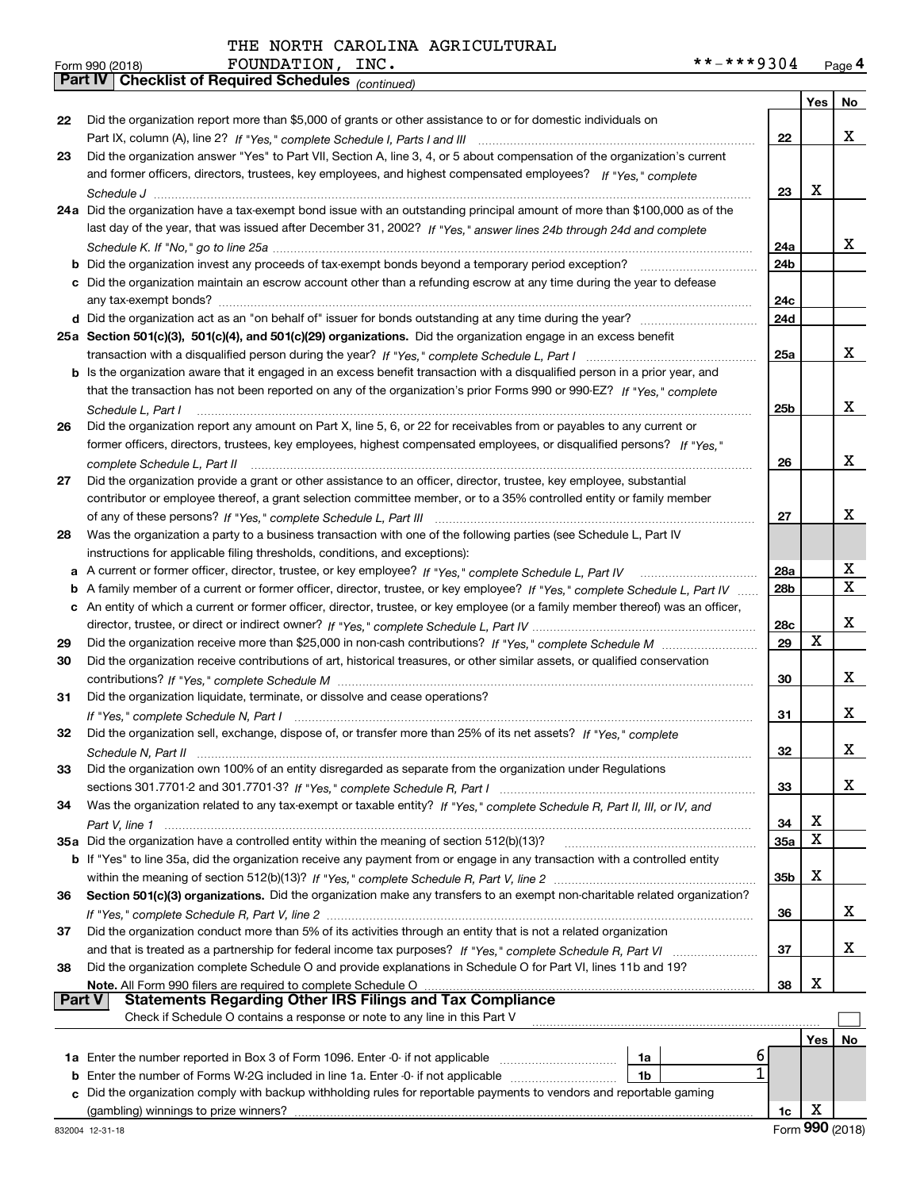THE NORTH CAROLINA AGRICULTURAL FOUNDATION, INC.

Form 990 (2018) **-***9304 Page 4

**Part IV Checklist of Required Schedules** *(continued)*

| | | | Yes | No |
|---|---|---|---|---|
| 22 | Did the organization report more than $5,000 of grants or other assistance to or for domestic individuals on Part IX, column (A), line 2? *If "Yes," complete Schedule I, Parts I and III* | 22 | | X |
| 23 | Did the organization answer "Yes" to Part VII, Section A, line 3, 4, or 5 about compensation of the organization's current and former officers, directors, trustees, key employees, and highest compensated employees? *If "Yes," complete Schedule J* | 23 | X | |
| 24a | Did the organization have a tax-exempt bond issue with an outstanding principal amount of more than $100,000 as of the last day of the year, that was issued after December 31, 2002? *If "Yes," answer lines 24b through 24d and complete Schedule K. If "No," go to line 25a* | 24a | | X |
| b | Did the organization invest any proceeds of tax-exempt bonds beyond a temporary period exception? | 24b | | |
| c | Did the organization maintain an escrow account other than a refunding escrow at any time during the year to defease any tax-exempt bonds? | 24c | | |
| d | Did the organization act as an "on behalf of" issuer for bonds outstanding at any time during the year? | 24d | | |
| 25a | **Section 501(c)(3), 501(c)(4), and 501(c)(29) organizations.** Did the organization engage in an excess benefit transaction with a disqualified person during the year? *If "Yes," complete Schedule L, Part I* | 25a | | X |
| b | Is the organization aware that it engaged in an excess benefit transaction with a disqualified person in a prior year, and that the transaction has not been reported on any of the organization's prior Forms 990 or 990-EZ? *If "Yes," complete Schedule L, Part I* | 25b | | X |
| 26 | Did the organization report any amount on Part X, line 5, 6, or 22 for receivables from or payables to any current or former officers, directors, trustees, key employees, highest compensated employees, or disqualified persons? *If "Yes," complete Schedule L, Part II* | 26 | | X |
| 27 | Did the organization provide a grant or other assistance to an officer, director, trustee, key employee, substantial contributor or employee thereof, a grant selection committee member, or to a 35% controlled entity or family member of any of these persons? *If "Yes," complete Schedule L, Part III* | 27 | | X |
| 28 | Was the organization a party to a business transaction with one of the following parties (see Schedule L, Part IV instructions for applicable filing thresholds, conditions, and exceptions): | | | |
| a | A current or former officer, director, trustee, or key employee? *If "Yes," complete Schedule L, Part IV* | 28a | | X |
| b | A family member of a current or former officer, director, trustee, or key employee? *If "Yes," complete Schedule L, Part IV* | 28b | | X |
| c | An entity of which a current or former officer, director, trustee, or key employee (or a family member thereof) was an officer, director, trustee, or direct or indirect owner? *If "Yes," complete Schedule L, Part IV* | 28c | | X |
| 29 | Did the organization receive more than $25,000 in non-cash contributions? *If "Yes," complete Schedule M* | 29 | X | |
| 30 | Did the organization receive contributions of art, historical treasures, or other similar assets, or qualified conservation contributions? *If "Yes," complete Schedule M* | 30 | | X |
| 31 | Did the organization liquidate, terminate, or dissolve and cease operations? *If "Yes," complete Schedule N, Part I* | 31 | | X |
| 32 | Did the organization sell, exchange, dispose of, or transfer more than 25% of its net assets? *If "Yes," complete Schedule N, Part II* | 32 | | X |
| 33 | Did the organization own 100% of an entity disregarded as separate from the organization under Regulations sections 301.7701-2 and 301.7701-3? *If "Yes," complete Schedule R, Part I* | 33 | | X |
| 34 | Was the organization related to any tax-exempt or taxable entity? *If "Yes," complete Schedule R, Part II, III, or IV, and Part V, line 1* | 34 | X | |
| 35a | Did the organization have a controlled entity within the meaning of section 512(b)(13)? | 35a | X | |
| b | If "Yes" to line 35a, did the organization receive any payment from or engage in any transaction with a controlled entity within the meaning of section 512(b)(13)? *If "Yes," complete Schedule R, Part V, line 2* | 35b | X | |
| 36 | **Section 501(c)(3) organizations.** Did the organization make any transfers to an exempt non-charitable related organization? *If "Yes," complete Schedule R, Part V, line 2* | 36 | | X |
| 37 | Did the organization conduct more than 5% of its activities through an entity that is not a related organization and that is treated as a partnership for federal income tax purposes? *If "Yes," complete Schedule R, Part VI* | 37 | | X |
| 38 | Did the organization complete Schedule O and provide explanations in Schedule O for Part VI, lines 11b and 19? **Note.** All Form 990 filers are required to complete Schedule O | 38 | X | |

**Part V Statements Regarding Other IRS Filings and Tax Compliance**

Check if Schedule O contains a response or note to any line in this Part V ☐

| | | | | | Yes | No |
|---|---|---|---|---|---|---|
| 1a | Enter the number reported in Box 3 of Form 1096. Enter -0- if not applicable | 1a | 6 | | | |
| b | Enter the number of Forms W-2G included in line 1a. Enter -0- if not applicable | 1b | 1 | | | |
| c | Did the organization comply with backup withholding rules for reportable payments to vendors and reportable gaming (gambling) winnings to prize winners? | | | 1c | X | |

832004 12-31-18 Form **990** (2018)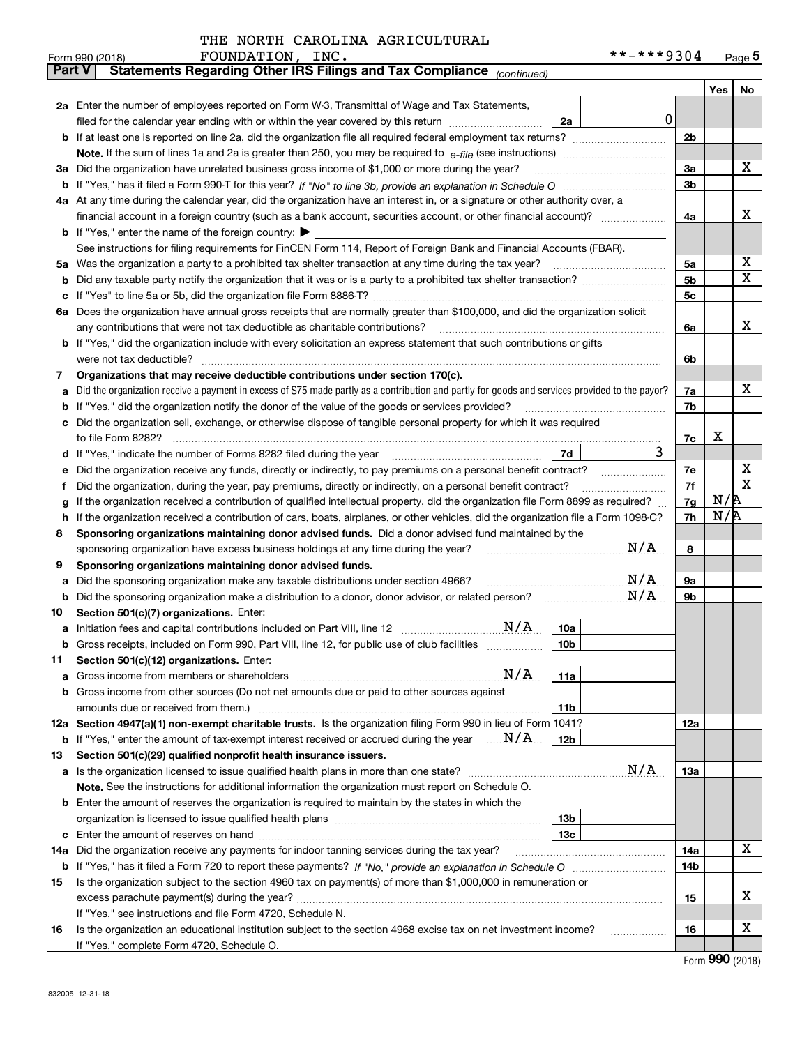THE NORTH CAROLINA AGRICULTURAL FOUNDATION, INC.

Form 990 (2018) **-***9304 Page 5

**Part V Statements Regarding Other IRS Filings and Tax Compliance** *(continued)*

| | | | | Yes | No |
|---|---|---|---|---|---|
| **2a** | Enter the number of employees reported on Form W-3, Transmittal of Wage and Tax Statements, filed for the calendar year ending with or within the year covered by this return | 2a | 0 | | |
| **b** | If at least one is reported on line 2a, did the organization file all required federal employment tax returns? | | 2b | | |
| | **Note.** If the sum of lines 1a and 2a is greater than 250, you may be required to *e-file* (see instructions) | | | | |
| **3a** | Did the organization have unrelated business gross income of $1,000 or more during the year? | | 3a | | X |
| **b** | If "Yes," has it filed a Form 990-T for this year? *If "No" to line 3b, provide an explanation in Schedule O* | | 3b | | |
| **4a** | At any time during the calendar year, did the organization have an interest in, or a signature or other authority over, a financial account in a foreign country (such as a bank account, securities account, or other financial account)? | | 4a | | X |
| **b** | If "Yes," enter the name of the foreign country: ▶ | | | | |
| | See instructions for filing requirements for FinCEN Form 114, Report of Foreign Bank and Financial Accounts (FBAR). | | | | |
| **5a** | Was the organization a party to a prohibited tax shelter transaction at any time during the tax year? | | 5a | | X |
| **b** | Did any taxable party notify the organization that it was or is a party to a prohibited tax shelter transaction? | | 5b | | X |
| **c** | If "Yes" to line 5a or 5b, did the organization file Form 8886-T? | | 5c | | |
| **6a** | Does the organization have annual gross receipts that are normally greater than $100,000, and did the organization solicit any contributions that were not tax deductible as charitable contributions? | | 6a | | X |
| **b** | If "Yes," did the organization include with every solicitation an express statement that such contributions or gifts were not tax deductible? | | 6b | | |
| **7** | **Organizations that may receive deductible contributions under section 170(c).** | | | | |
| **a** | Did the organization receive a payment in excess of $75 made partly as a contribution and partly for goods and services provided to the payor? | | 7a | | X |
| **b** | If "Yes," did the organization notify the donor of the value of the goods or services provided? | | 7b | | |
| **c** | Did the organization sell, exchange, or otherwise dispose of tangible personal property for which it was required to file Form 8282? | | 7c | X | |
| **d** | If "Yes," indicate the number of Forms 8282 filed during the year | 7d | 3 | | |
| **e** | Did the organization receive any funds, directly or indirectly, to pay premiums on a personal benefit contract? | | 7e | | X |
| **f** | Did the organization, during the year, pay premiums, directly or indirectly, on a personal benefit contract? | | 7f | | X |
| **g** | If the organization received a contribution of qualified intellectual property, did the organization file Form 8899 as required? | | 7g | N/A | |
| **h** | If the organization received a contribution of cars, boats, airplanes, or other vehicles, did the organization file a Form 1098-C? | | 7h | N/A | |
| **8** | **Sponsoring organizations maintaining donor advised funds.** Did a donor advised fund maintained by the sponsoring organization have excess business holdings at any time during the year? N/A | | 8 | | |
| **9** | **Sponsoring organizations maintaining donor advised funds.** | | | | |
| **a** | Did the sponsoring organization make any taxable distributions under section 4966? N/A | | 9a | | |
| **b** | Did the sponsoring organization make a distribution to a donor, donor advisor, or related person? N/A | | 9b | | |
| **10** | **Section 501(c)(7) organizations.** Enter: | | | | |
| **a** | Initiation fees and capital contributions included on Part VIII, line 12 N/A | 10a | | | |
| **b** | Gross receipts, included on Form 990, Part VIII, line 12, for public use of club facilities | 10b | | | |
| **11** | **Section 501(c)(12) organizations.** Enter: | | | | |
| **a** | Gross income from members or shareholders N/A | 11a | | | |
| **b** | Gross income from other sources (Do not net amounts due or paid to other sources against amounts due or received from them.) | 11b | | | |
| **12a** | **Section 4947(a)(1) non-exempt charitable trusts.** Is the organization filing Form 990 in lieu of Form 1041? | | 12a | | |
| **b** | If "Yes," enter the amount of tax-exempt interest received or accrued during the year N/A | 12b | | | |
| **13** | **Section 501(c)(29) qualified nonprofit health insurance issuers.** | | | | |
| **a** | Is the organization licensed to issue qualified health plans in more than one state? N/A | | 13a | | |
| | **Note.** See the instructions for additional information the organization must report on Schedule O. | | | | |
| **b** | Enter the amount of reserves the organization is required to maintain by the states in which the organization is licensed to issue qualified health plans | 13b | | | |
| **c** | Enter the amount of reserves on hand | 13c | | | |
| **14a** | Did the organization receive any payments for indoor tanning services during the tax year? | | 14a | | X |
| **b** | If "Yes," has it filed a Form 720 to report these payments? *If "No," provide an explanation in Schedule O* | | 14b | | |
| **15** | Is the organization subject to the section 4960 tax on payment(s) of more than $1,000,000 in remuneration or excess parachute payment(s) during the year? | | 15 | | X |
| | If "Yes," see instructions and file Form 4720, Schedule N. | | | | |
| **16** | Is the organization an educational institution subject to the section 4968 excise tax on net investment income? | | 16 | | X |
| | If "Yes," complete Form 4720, Schedule O. | | | | |

Form **990** (2018)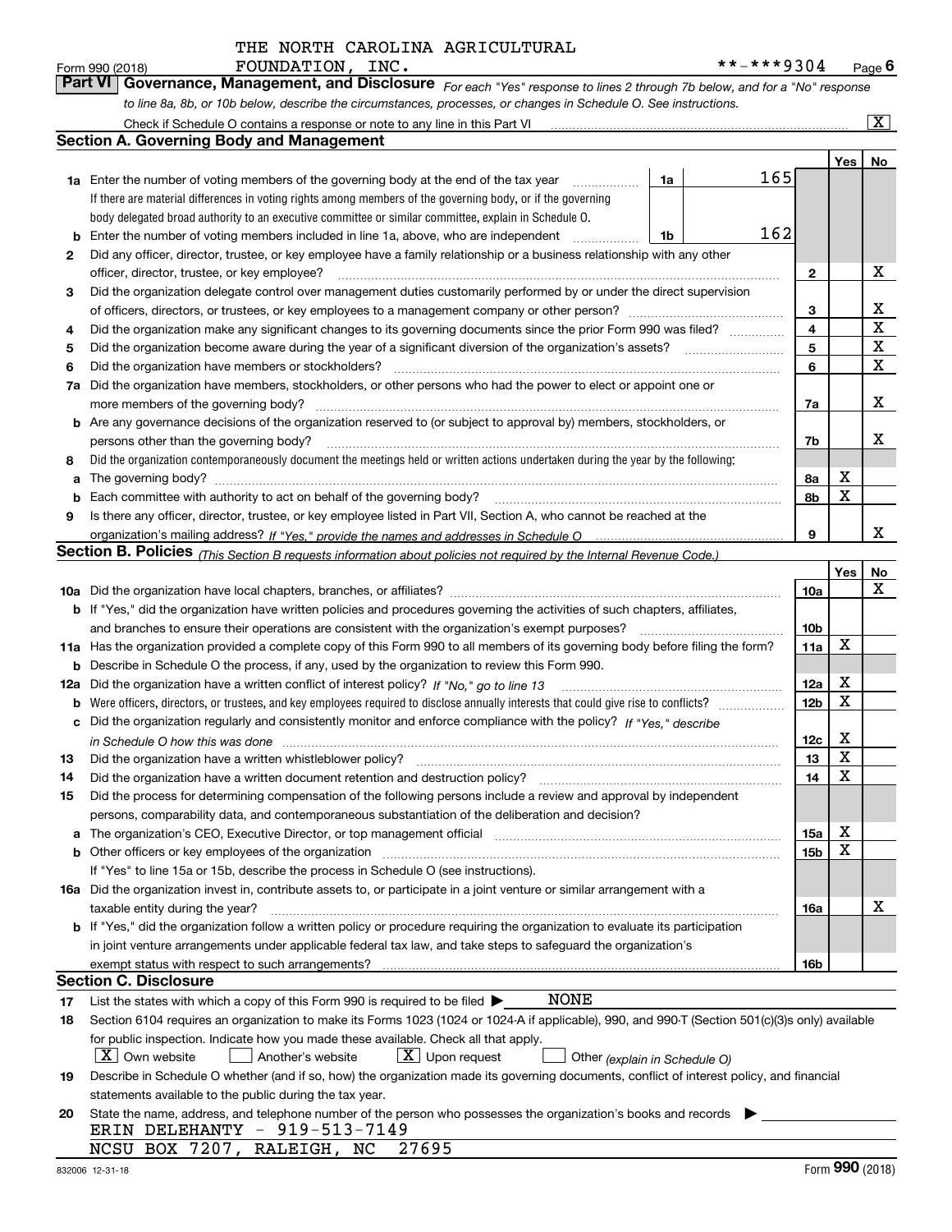THE NORTH CAROLINA AGRICULTURAL FOUNDATION, INC.

Form 990 (2018) **-***9304 Page 6

## Part VI Governance, Management, and Disclosure

*For each "Yes" response to lines 2 through 7b below, and for a "No" response to line 8a, 8b, or 10b below, describe the circumstances, processes, or changes in Schedule O. See instructions.*

Check if Schedule O contains a response or note to any line in this Part VI [X]

### Section A. Governing Body and Management

| | | | | | Yes | No |
|---|---|---|---|---|---|---|
| **1a** | Enter the number of voting members of the governing body at the end of the tax year. If there are material differences in voting rights among members of the governing body, or if the governing body delegated broad authority to an executive committee or similar committee, explain in Schedule O. | 1a | 165 | | | |
| **b** | Enter the number of voting members included in line 1a, above, who are independent | 1b | 162 | | | |
| **2** | Did any officer, director, trustee, or key employee have a family relationship or a business relationship with any other officer, director, trustee, or key employee? | | | 2 | | X |
| **3** | Did the organization delegate control over management duties customarily performed by or under the direct supervision of officers, directors, or trustees, or key employees to a management company or other person? | | | 3 | | X |
| **4** | Did the organization make any significant changes to its governing documents since the prior Form 990 was filed? | | | 4 | | X |
| **5** | Did the organization become aware during the year of a significant diversion of the organization's assets? | | | 5 | | X |
| **6** | Did the organization have members or stockholders? | | | 6 | | X |
| **7a** | Did the organization have members, stockholders, or other persons who had the power to elect or appoint one or more members of the governing body? | | | 7a | | X |
| **b** | Are any governance decisions of the organization reserved to (or subject to approval by) members, stockholders, or persons other than the governing body? | | | 7b | | X |
| **8** | Did the organization contemporaneously document the meetings held or written actions undertaken during the year by the following: | | | | | |
| **a** | The governing body? | | | 8a | X | |
| **b** | Each committee with authority to act on behalf of the governing body? | | | 8b | X | |
| **9** | Is there any officer, director, trustee, or key employee listed in Part VII, Section A, who cannot be reached at the organization's mailing address? *If "Yes," provide the names and addresses in Schedule O* | | | 9 | | X |

### Section B. Policies *(This Section B requests information about policies not required by the Internal Revenue Code.)*

| | | | Yes | No |
|---|---|---|---|---|
| **10a** | Did the organization have local chapters, branches, or affiliates? | 10a | | X |
| **b** | If "Yes," did the organization have written policies and procedures governing the activities of such chapters, affiliates, and branches to ensure their operations are consistent with the organization's exempt purposes? | 10b | | |
| **11a** | Has the organization provided a complete copy of this Form 990 to all members of its governing body before filing the form? | 11a | X | |
| **b** | Describe in Schedule O the process, if any, used by the organization to review this Form 990. | | | |
| **12a** | Did the organization have a written conflict of interest policy? *If "No," go to line 13* | 12a | X | |
| **b** | Were officers, directors, or trustees, and key employees required to disclose annually interests that could give rise to conflicts? | 12b | X | |
| **c** | Did the organization regularly and consistently monitor and enforce compliance with the policy? *If "Yes," describe in Schedule O how this was done* | 12c | X | |
| **13** | Did the organization have a written whistleblower policy? | 13 | X | |
| **14** | Did the organization have a written document retention and destruction policy? | 14 | X | |
| **15** | Did the process for determining compensation of the following persons include a review and approval by independent persons, comparability data, and contemporaneous substantiation of the deliberation and decision? | | | |
| **a** | The organization's CEO, Executive Director, or top management official | 15a | X | |
| **b** | Other officers or key employees of the organization | 15b | X | |
| | If "Yes" to line 15a or 15b, describe the process in Schedule O (see instructions). | | | |
| **16a** | Did the organization invest in, contribute assets to, or participate in a joint venture or similar arrangement with a taxable entity during the year? | 16a | | X |
| **b** | If "Yes," did the organization follow a written policy or procedure requiring the organization to evaluate its participation in joint venture arrangements under applicable federal tax law, and take steps to safeguard the organization's exempt status with respect to such arrangements? | 16b | | |

### Section C. Disclosure

**17** List the states with which a copy of this Form 990 is required to be filed ▶ NONE

**18** Section 6104 requires an organization to make its Forms 1023 (1024 or 1024-A if applicable), 990, and 990-T (Section 501(c)(3)s only) available for public inspection. Indicate how you made these available. Check all that apply.

[X] Own website [ ] Another's website [X] Upon request [ ] Other *(explain in Schedule O)*

**19** Describe in Schedule O whether (and if so, how) the organization made its governing documents, conflict of interest policy, and financial statements available to the public during the tax year.

**20** State the name, address, and telephone number of the person who possesses the organization's books and records ▶

ERIN DELEHANTY - 919-513-7149
NCSU BOX 7207, RALEIGH, NC 27695

832006 12-31-18 Form **990** (2018)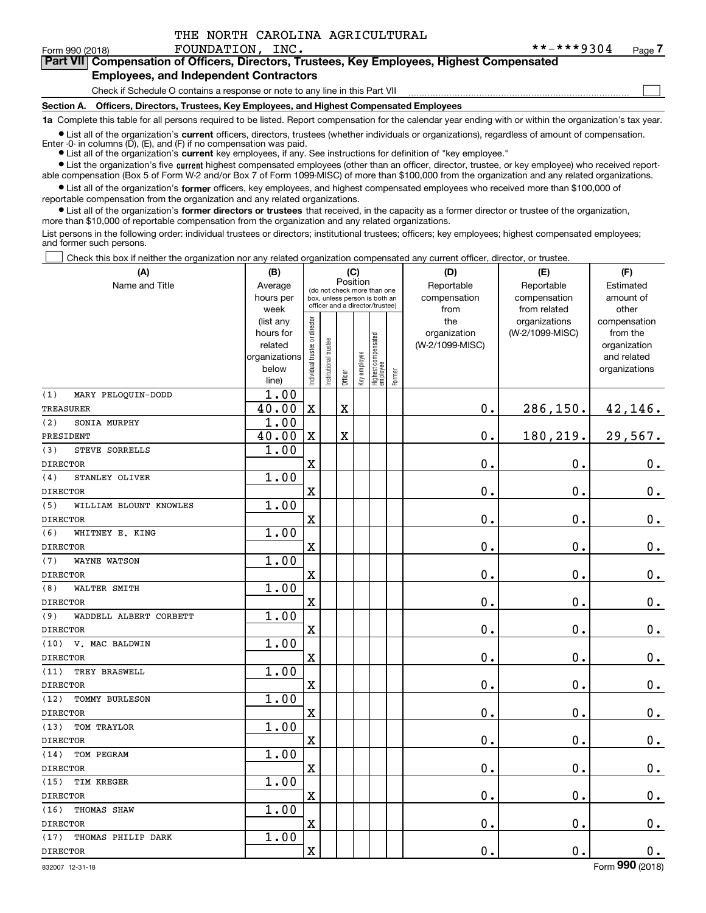THE NORTH CAROLINA AGRICULTURAL

Form 990 (2018) FOUNDATION, INC. **-***9304 Page 7

**Part VII Compensation of Officers, Directors, Trustees, Key Employees, Highest Compensated Employees, and Independent Contractors**

Check if Schedule O contains a response or note to any line in this Part VII

**Section A. Officers, Directors, Trustees, Key Employees, and Highest Compensated Employees**

**1a** Complete this table for all persons required to be listed. Report compensation for the calendar year ending with or within the organization's tax year.

- List all of the organization's **current** officers, directors, trustees (whether individuals or organizations), regardless of amount of compensation. Enter -0- in columns (D), (E), and (F) if no compensation was paid.
- List all of the organization's **current** key employees, if any. See instructions for definition of "key employee."
- List the organization's five **current** highest compensated employees (other than an officer, director, trustee, or key employee) who received reportable compensation (Box 5 of Form W-2 and/or Box 7 of Form 1099-MISC) of more than $100,000 from the organization and any related organizations.
- List all of the organization's **former** officers, key employees, and highest compensated employees who received more than $100,000 of reportable compensation from the organization and any related organizations.
- List all of the organization's **former directors or trustees** that received, in the capacity as a former director or trustee of the organization, more than $10,000 of reportable compensation from the organization and any related organizations.

List persons in the following order: individual trustees or directors; institutional trustees; officers; key employees; highest compensated employees; and former such persons.

Check this box if neither the organization nor any related organization compensated any current officer, director, or trustee.

| (A) Name and Title | (B) Average hours per week (list any hours for related organizations below line) | (C) Position: Individual trustee or director | Institutional trustee | Officer | Key employee | Highest compensated employee | Former | (D) Reportable compensation from the organization (W-2/1099-MISC) | (E) Reportable compensation from related organizations (W-2/1099-MISC) | (F) Estimated amount of other compensation from the organization and related organizations |
|---|---|---|---|---|---|---|---|---|---|---|
| (1) MARY PELOQUIN-DODD<br>TREASURER | 1.00<br>40.00 | X | | X | | | | 0. | 286,150. | 42,146. |
| (2) SONIA MURPHY<br>PRESIDENT | 1.00<br>40.00 | X | | X | | | | 0. | 180,219. | 29,567. |
| (3) STEVE SORRELLS<br>DIRECTOR | 1.00 | X | | | | | | 0. | 0. | 0. |
| (4) STANLEY OLIVER<br>DIRECTOR | 1.00 | X | | | | | | 0. | 0. | 0. |
| (5) WILLIAM BLOUNT KNOWLES<br>DIRECTOR | 1.00 | X | | | | | | 0. | 0. | 0. |
| (6) WHITNEY E. KING<br>DIRECTOR | 1.00 | X | | | | | | 0. | 0. | 0. |
| (7) WAYNE WATSON<br>DIRECTOR | 1.00 | X | | | | | | 0. | 0. | 0. |
| (8) WALTER SMITH<br>DIRECTOR | 1.00 | X | | | | | | 0. | 0. | 0. |
| (9) WADDELL ALBERT CORBETT<br>DIRECTOR | 1.00 | X | | | | | | 0. | 0. | 0. |
| (10) V. MAC BALDWIN<br>DIRECTOR | 1.00 | X | | | | | | 0. | 0. | 0. |
| (11) TREY BRASWELL<br>DIRECTOR | 1.00 | X | | | | | | 0. | 0. | 0. |
| (12) TOMMY BURLESON<br>DIRECTOR | 1.00 | X | | | | | | 0. | 0. | 0. |
| (13) TOM TRAYLOR<br>DIRECTOR | 1.00 | X | | | | | | 0. | 0. | 0. |
| (14) TOM PEGRAM<br>DIRECTOR | 1.00 | X | | | | | | 0. | 0. | 0. |
| (15) TIM KREGER<br>DIRECTOR | 1.00 | X | | | | | | 0. | 0. | 0. |
| (16) THOMAS SHAW<br>DIRECTOR | 1.00 | X | | | | | | 0. | 0. | 0. |
| (17) THOMAS PHILIP DARK<br>DIRECTOR | 1.00 | X | | | | | | 0. | 0. | 0. |

832007 12-31-18 Form **990** (2018)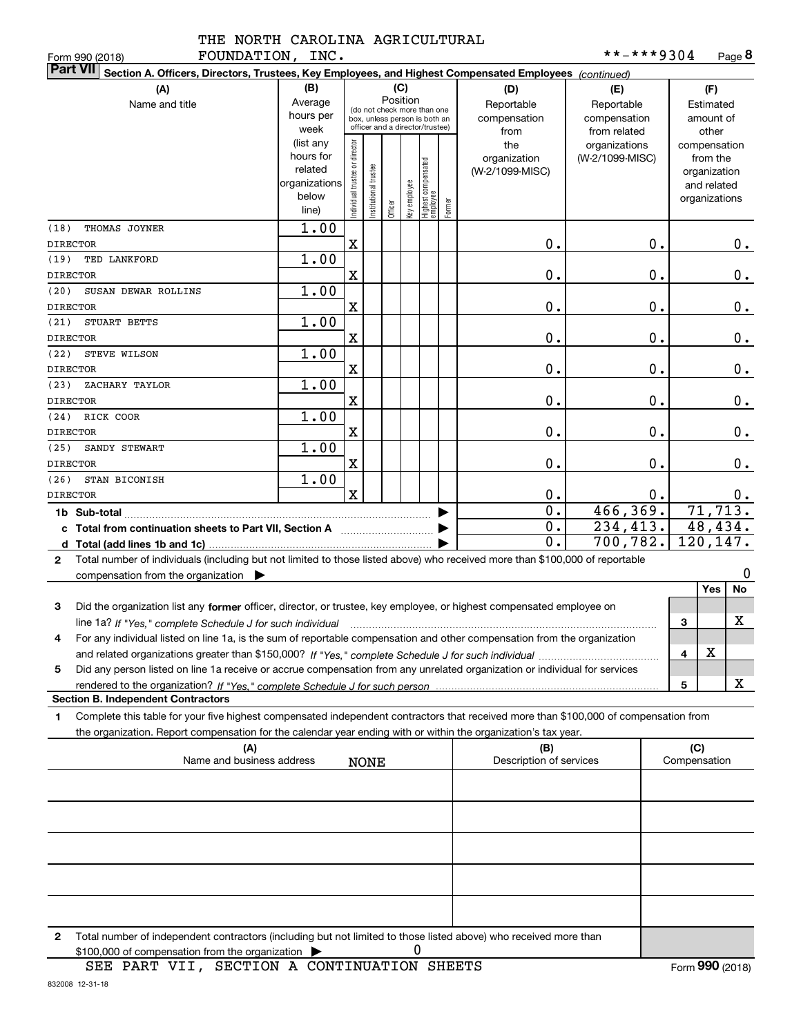THE NORTH CAROLINA AGRICULTURAL FOUNDATION, INC. **-***9304

Form 990 (2018) Page 8

**Part VII Section A. Officers, Directors, Trustees, Key Employees, and Highest Compensated Employees** *(continued)*

| (A) Name and title | (B) Average hours per week (list any hours for related organizations below line) | (C) Position: Individual trustee or director | Institutional trustee | Officer | Key employee | Highest compensated employee | Former | (D) Reportable compensation from the organization (W-2/1099-MISC) | (E) Reportable compensation from related organizations (W-2/1099-MISC) | (F) Estimated amount of other compensation from the organization and related organizations |
|---|---|---|---|---|---|---|---|---|---|---|
| (18) THOMAS JOYNER<br>DIRECTOR | 1.00 | X | | | | | | 0. | 0. | 0. |
| (19) TED LANKFORD<br>DIRECTOR | 1.00 | X | | | | | | 0. | 0. | 0. |
| (20) SUSAN DEWAR ROLLINS<br>DIRECTOR | 1.00 | X | | | | | | 0. | 0. | 0. |
| (21) STUART BETTS<br>DIRECTOR | 1.00 | X | | | | | | 0. | 0. | 0. |
| (22) STEVE WILSON<br>DIRECTOR | 1.00 | X | | | | | | 0. | 0. | 0. |
| (23) ZACHARY TAYLOR<br>DIRECTOR | 1.00 | X | | | | | | 0. | 0. | 0. |
| (24) RICK COOR<br>DIRECTOR | 1.00 | X | | | | | | 0. | 0. | 0. |
| (25) SANDY STEWART<br>DIRECTOR | 1.00 | X | | | | | | 0. | 0. | 0. |
| (26) STAN BICONISH<br>DIRECTOR | 1.00 | X | | | | | | 0. | 0. | 0. |
| **1b Sub-total** | | | | | | | | 0. | 466,369. | 71,713. |
| **c Total from continuation sheets to Part VII, Section A** | | | | | | | | 0. | 234,413. | 48,434. |
| **d Total (add lines 1b and 1c)** | | | | | | | | 0. | 700,782. | 120,147. |

**2** Total number of individuals (including but not limited to those listed above) who received more than $100,000 of reportable compensation from the organization ▶ 0

| | | Yes | No |
|---|---|---|---|
| **3** Did the organization list any **former** officer, director, or trustee, key employee, or highest compensated employee on line 1a? *If "Yes," complete Schedule J for such individual* | 3 | | X |
| **4** For any individual listed on line 1a, is the sum of reportable compensation and other compensation from the organization and related organizations greater than $150,000? *If "Yes," complete Schedule J for such individual* | 4 | X | |
| **5** Did any person listed on line 1a receive or accrue compensation from any unrelated organization or individual for services rendered to the organization? *If "Yes," complete Schedule J for such person* | 5 | | X |

**Section B. Independent Contractors**

**1** Complete this table for your five highest compensated independent contractors that received more than $100,000 of compensation from the organization. Report compensation for the calendar year ending with or within the organization's tax year.

| (A) Name and business address | (B) Description of services | (C) Compensation |
|---|---|---|
| NONE | | |
| | | |
| | | |
| | | |
| | | |

**2** Total number of independent contractors (including but not limited to those listed above) who received more than $100,000 of compensation from the organization ▶ 0

SEE PART VII, SECTION A CONTINUATION SHEETS

Form **990** (2018)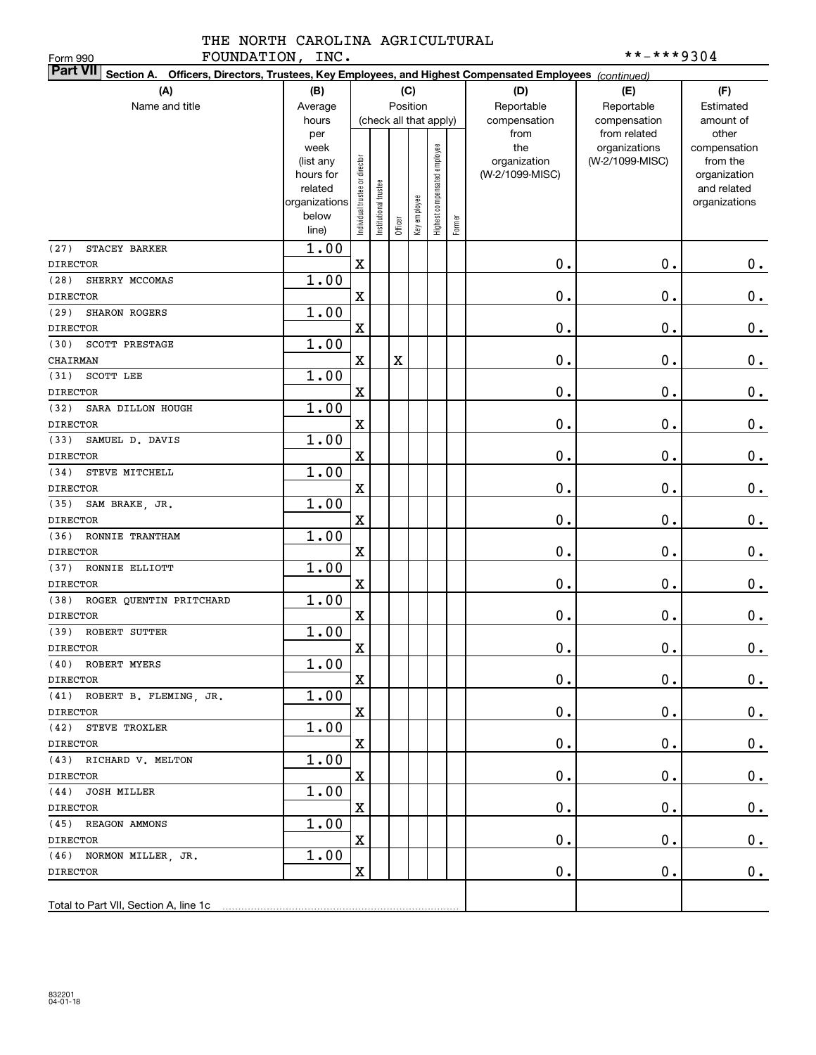THE NORTH CAROLINA AGRICULTURAL FOUNDATION, INC.

Form 990

**-***9304

**Part VII** Section A. Officers, Directors, Trustees, Key Employees, and Highest Compensated Employees *(continued)*

| (A) Name and title | (B) Average hours per week (list any hours for related organizations below line) | (C) Position (check all that apply): Individual trustee or director | Institutional trustee | Officer | Key employee | Highest compensated employee | Former | (D) Reportable compensation from the organization (W-2/1099-MISC) | (E) Reportable compensation from related organizations (W-2/1099-MISC) | (F) Estimated amount of other compensation from the organization and related organizations |
|---|---|---|---|---|---|---|---|---|---|---|
| (27) STACEY BARKER DIRECTOR | 1.00 | X | | | | | | 0. | 0. | 0. |
| (28) SHERRY MCCOMAS DIRECTOR | 1.00 | X | | | | | | 0. | 0. | 0. |
| (29) SHARON ROGERS DIRECTOR | 1.00 | X | | | | | | 0. | 0. | 0. |
| (30) SCOTT PRESTAGE CHAIRMAN | 1.00 | X | | X | | | | 0. | 0. | 0. |
| (31) SCOTT LEE DIRECTOR | 1.00 | X | | | | | | 0. | 0. | 0. |
| (32) SARA DILLON HOUGH DIRECTOR | 1.00 | X | | | | | | 0. | 0. | 0. |
| (33) SAMUEL D. DAVIS DIRECTOR | 1.00 | X | | | | | | 0. | 0. | 0. |
| (34) STEVE MITCHELL DIRECTOR | 1.00 | X | | | | | | 0. | 0. | 0. |
| (35) SAM BRAKE, JR. DIRECTOR | 1.00 | X | | | | | | 0. | 0. | 0. |
| (36) RONNIE TRANTHAM DIRECTOR | 1.00 | X | | | | | | 0. | 0. | 0. |
| (37) RONNIE ELLIOTT DIRECTOR | 1.00 | X | | | | | | 0. | 0. | 0. |
| (38) ROGER QUENTIN PRITCHARD DIRECTOR | 1.00 | X | | | | | | 0. | 0. | 0. |
| (39) ROBERT SUTTER DIRECTOR | 1.00 | X | | | | | | 0. | 0. | 0. |
| (40) ROBERT MYERS DIRECTOR | 1.00 | X | | | | | | 0. | 0. | 0. |
| (41) ROBERT B. FLEMING, JR. DIRECTOR | 1.00 | X | | | | | | 0. | 0. | 0. |
| (42) STEVE TROXLER DIRECTOR | 1.00 | X | | | | | | 0. | 0. | 0. |
| (43) RICHARD V. MELTON DIRECTOR | 1.00 | X | | | | | | 0. | 0. | 0. |
| (44) JOSH MILLER DIRECTOR | 1.00 | X | | | | | | 0. | 0. | 0. |
| (45) REAGON AMMONS DIRECTOR | 1.00 | X | | | | | | 0. | 0. | 0. |
| (46) NORMON MILLER, JR. DIRECTOR | 1.00 | X | | | | | | 0. | 0. | 0. |
| Total to Part VII, Section A, line 1c | | | | | | | | | | |

832201 04-01-18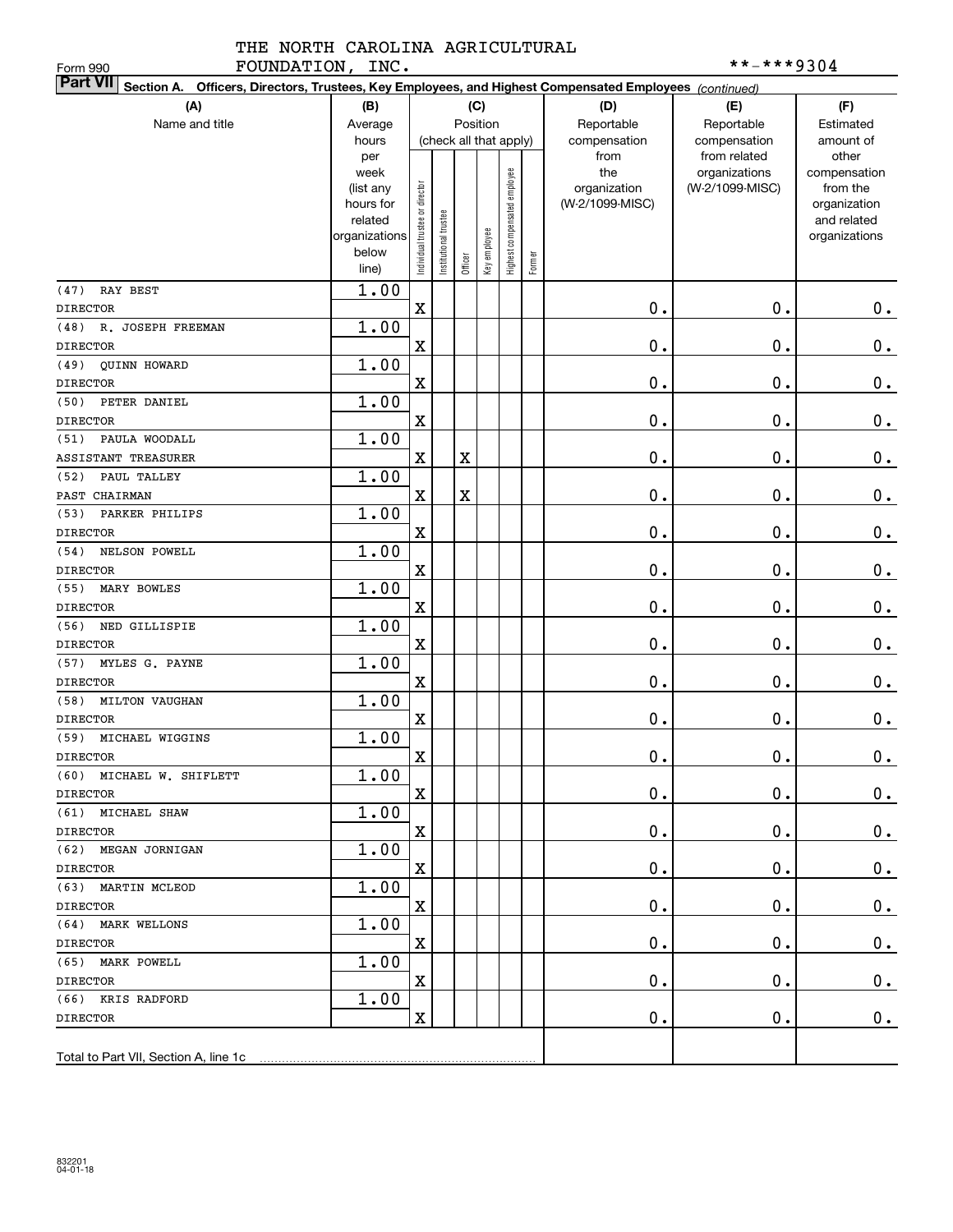THE NORTH CAROLINA AGRICULTURAL FOUNDATION, INC.

Form 990

**-***9304

**Part VII Section A. Officers, Directors, Trustees, Key Employees, and Highest Compensated Employees** *(continued)*

| (A) Name and title | (B) Average hours per week (list any hours for related organizations below line) | (C) Position (check all that apply): Individual trustee or director | Institutional trustee | Officer | Key employee | Highest compensated employee | Former | (D) Reportable compensation from the organization (W-2/1099-MISC) | (E) Reportable compensation from related organizations (W-2/1099-MISC) | (F) Estimated amount of other compensation from the organization and related organizations |
|---|---|---|---|---|---|---|---|---|---|---|
| (47) RAY BEST<br>DIRECTOR | 1.00 | X | | | | | | 0. | 0. | 0. |
| (48) R. JOSEPH FREEMAN<br>DIRECTOR | 1.00 | X | | | | | | 0. | 0. | 0. |
| (49) QUINN HOWARD<br>DIRECTOR | 1.00 | X | | | | | | 0. | 0. | 0. |
| (50) PETER DANIEL<br>DIRECTOR | 1.00 | X | | | | | | 0. | 0. | 0. |
| (51) PAULA WOODALL<br>ASSISTANT TREASURER | 1.00 | X | | X | | | | 0. | 0. | 0. |
| (52) PAUL TALLEY<br>PAST CHAIRMAN | 1.00 | X | | X | | | | 0. | 0. | 0. |
| (53) PARKER PHILIPS<br>DIRECTOR | 1.00 | X | | | | | | 0. | 0. | 0. |
| (54) NELSON POWELL<br>DIRECTOR | 1.00 | X | | | | | | 0. | 0. | 0. |
| (55) MARY BOWLES<br>DIRECTOR | 1.00 | X | | | | | | 0. | 0. | 0. |
| (56) NED GILLISPIE<br>DIRECTOR | 1.00 | X | | | | | | 0. | 0. | 0. |
| (57) MYLES G. PAYNE<br>DIRECTOR | 1.00 | X | | | | | | 0. | 0. | 0. |
| (58) MILTON VAUGHAN<br>DIRECTOR | 1.00 | X | | | | | | 0. | 0. | 0. |
| (59) MICHAEL WIGGINS<br>DIRECTOR | 1.00 | X | | | | | | 0. | 0. | 0. |
| (60) MICHAEL W. SHIFLETT<br>DIRECTOR | 1.00 | X | | | | | | 0. | 0. | 0. |
| (61) MICHAEL SHAW<br>DIRECTOR | 1.00 | X | | | | | | 0. | 0. | 0. |
| (62) MEGAN JORNIGAN<br>DIRECTOR | 1.00 | X | | | | | | 0. | 0. | 0. |
| (63) MARTIN MCLEOD<br>DIRECTOR | 1.00 | X | | | | | | 0. | 0. | 0. |
| (64) MARK WELLONS<br>DIRECTOR | 1.00 | X | | | | | | 0. | 0. | 0. |
| (65) MARK POWELL<br>DIRECTOR | 1.00 | X | | | | | | 0. | 0. | 0. |
| (66) KRIS RADFORD<br>DIRECTOR | 1.00 | X | | | | | | 0. | 0. | 0. |
| Total to Part VII, Section A, line 1c | | | | | | | | | | |

832201
04-01-18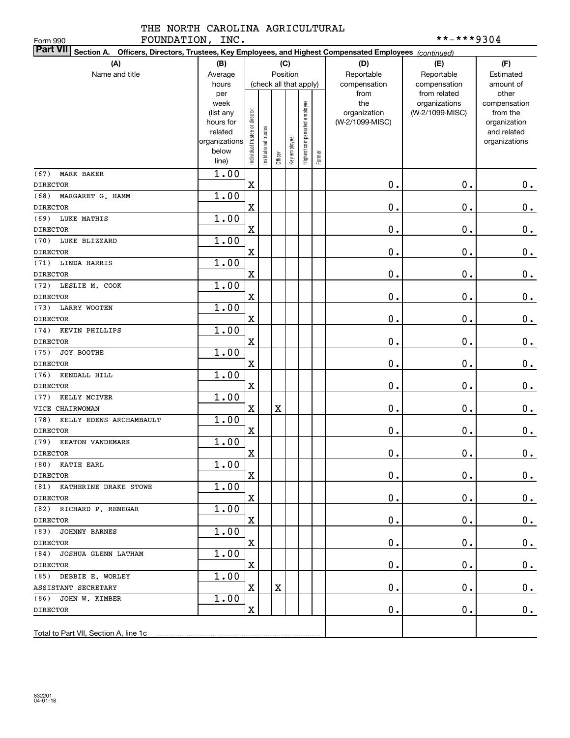THE NORTH CAROLINA AGRICULTURAL FOUNDATION, INC.

Form 990 **-***9304

**Part VII** Section A. Officers, Directors, Trustees, Key Employees, and Highest Compensated Employees *(continued)*

| (A) Name and title | (B) Average hours per week (list any hours for related organizations below line) | (C) Position: Individual trustee or director | Institutional trustee | Officer | Key employee | Highest compensated employee | Former | (D) Reportable compensation from the organization (W-2/1099-MISC) | (E) Reportable compensation from related organizations (W-2/1099-MISC) | (F) Estimated amount of other compensation from the organization and related organizations |
|---|---|---|---|---|---|---|---|---|---|---|
| (67) MARK BAKER DIRECTOR | 1.00 | X | | | | | | 0. | 0. | 0. |
| (68) MARGARET G. HAMM DIRECTOR | 1.00 | X | | | | | | 0. | 0. | 0. |
| (69) LUKE MATHIS DIRECTOR | 1.00 | X | | | | | | 0. | 0. | 0. |
| (70) LUKE BLIZZARD DIRECTOR | 1.00 | X | | | | | | 0. | 0. | 0. |
| (71) LINDA HARRIS DIRECTOR | 1.00 | X | | | | | | 0. | 0. | 0. |
| (72) LESLIE M. COOK DIRECTOR | 1.00 | X | | | | | | 0. | 0. | 0. |
| (73) LARRY WOOTEN DIRECTOR | 1.00 | X | | | | | | 0. | 0. | 0. |
| (74) KEVIN PHILLIPS DIRECTOR | 1.00 | X | | | | | | 0. | 0. | 0. |
| (75) JOY BOOTHE DIRECTOR | 1.00 | X | | | | | | 0. | 0. | 0. |
| (76) KENDALL HILL DIRECTOR | 1.00 | X | | | | | | 0. | 0. | 0. |
| (77) KELLY MCIVER VICE CHAIRWOMAN | 1.00 | X | | X | | | | 0. | 0. | 0. |
| (78) KELLY EDENS ARCHAMBAULT DIRECTOR | 1.00 | X | | | | | | 0. | 0. | 0. |
| (79) KEATON VANDEMARK DIRECTOR | 1.00 | X | | | | | | 0. | 0. | 0. |
| (80) KATIE EARL DIRECTOR | 1.00 | X | | | | | | 0. | 0. | 0. |
| (81) KATHERINE DRAKE STOWE DIRECTOR | 1.00 | X | | | | | | 0. | 0. | 0. |
| (82) RICHARD P. RENEGAR DIRECTOR | 1.00 | X | | | | | | 0. | 0. | 0. |
| (83) JOHNNY BARNES DIRECTOR | 1.00 | X | | | | | | 0. | 0. | 0. |
| (84) JOSHUA GLENN LATHAM DIRECTOR | 1.00 | X | | | | | | 0. | 0. | 0. |
| (85) DEBBIE E. WORLEY ASSISTANT SECRETARY | 1.00 | X | | X | | | | 0. | 0. | 0. |
| (86) JOHN W. KIMBER DIRECTOR | 1.00 | X | | | | | | 0. | 0. | 0. |
| Total to Part VII, Section A, line 1c | | | | | | | | | | |

832201 04-01-18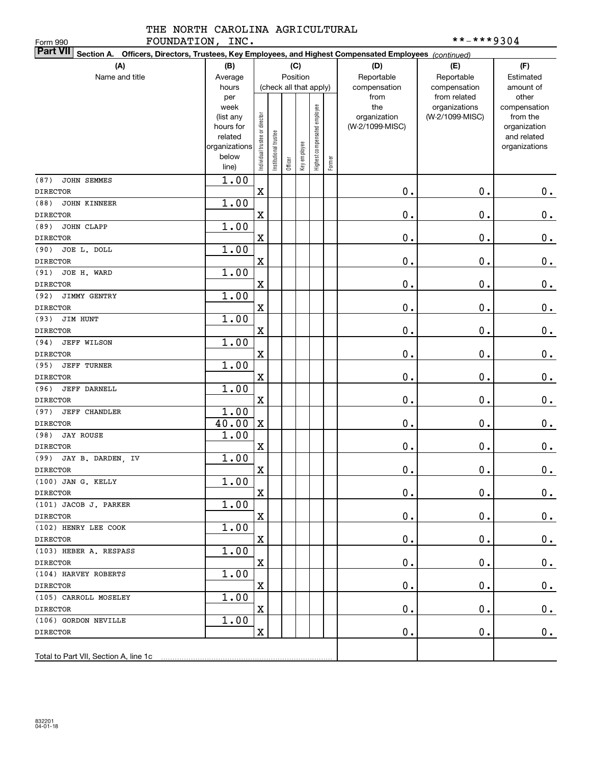THE NORTH CAROLINA AGRICULTURAL FOUNDATION, INC.

Form 990

**-***9304

**Part VII Section A. Officers, Directors, Trustees, Key Employees, and Highest Compensated Employees** *(continued)*

| (A) Name and title | (B) Average hours per week (list any hours for related organizations below line) | (C) Position (check all that apply): Individual trustee or director | Institutional trustee | Officer | Key employee | Highest compensated employee | Former | (D) Reportable compensation from the organization (W-2/1099-MISC) | (E) Reportable compensation from related organizations (W-2/1099-MISC) | (F) Estimated amount of other compensation from the organization and related organizations |
|---|---|---|---|---|---|---|---|---|---|---|
| (87) JOHN SEMMES<br>DIRECTOR | 1.00 | X | | | | | | 0. | 0. | 0. |
| (88) JOHN KINNEER<br>DIRECTOR | 1.00 | X | | | | | | 0. | 0. | 0. |
| (89) JOHN CLAPP<br>DIRECTOR | 1.00 | X | | | | | | 0. | 0. | 0. |
| (90) JOE L. DOLL<br>DIRECTOR | 1.00 | X | | | | | | 0. | 0. | 0. |
| (91) JOE H. WARD<br>DIRECTOR | 1.00 | X | | | | | | 0. | 0. | 0. |
| (92) JIMMY GENTRY<br>DIRECTOR | 1.00 | X | | | | | | 0. | 0. | 0. |
| (93) JIM HUNT<br>DIRECTOR | 1.00 | X | | | | | | 0. | 0. | 0. |
| (94) JEFF WILSON<br>DIRECTOR | 1.00 | X | | | | | | 0. | 0. | 0. |
| (95) JEFF TURNER<br>DIRECTOR | 1.00 | X | | | | | | 0. | 0. | 0. |
| (96) JEFF DARNELL<br>DIRECTOR | 1.00 | X | | | | | | 0. | 0. | 0. |
| (97) JEFF CHANDLER<br>DIRECTOR | 1.00<br>40.00 | X | | | | | | 0. | 0. | 0. |
| (98) JAY ROUSE<br>DIRECTOR | 1.00 | X | | | | | | 0. | 0. | 0. |
| (99) JAY B. DARDEN, IV<br>DIRECTOR | 1.00 | X | | | | | | 0. | 0. | 0. |
| (100) JAN G. KELLY<br>DIRECTOR | 1.00 | X | | | | | | 0. | 0. | 0. |
| (101) JACOB J. PARKER<br>DIRECTOR | 1.00 | X | | | | | | 0. | 0. | 0. |
| (102) HENRY LEE COOK<br>DIRECTOR | 1.00 | X | | | | | | 0. | 0. | 0. |
| (103) HEBER A. RESPASS<br>DIRECTOR | 1.00 | X | | | | | | 0. | 0. | 0. |
| (104) HARVEY ROBERTS<br>DIRECTOR | 1.00 | X | | | | | | 0. | 0. | 0. |
| (105) CARROLL MOSELEY<br>DIRECTOR | 1.00 | X | | | | | | 0. | 0. | 0. |
| (106) GORDON NEVILLE<br>DIRECTOR | 1.00 | X | | | | | | 0. | 0. | 0. |
| Total to Part VII, Section A, line 1c | | | | | | | | | | |

832201 04-01-18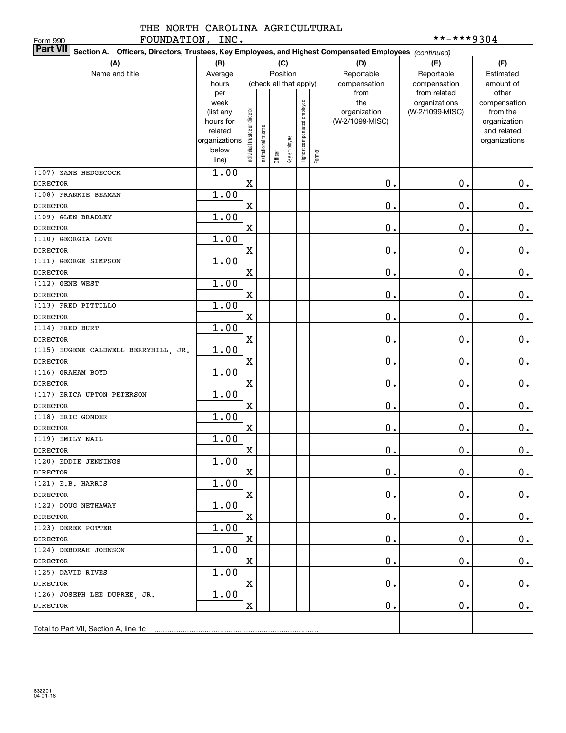THE NORTH CAROLINA AGRICULTURAL FOUNDATION, INC.

Form 990

**-***9304

**Part VII Section A. Officers, Directors, Trustees, Key Employees, and Highest Compensated Employees** *(continued)*

| (A) Name and title | (B) Average hours per week (list any hours for related organizations below line) | (C) Position (check all that apply): Individual trustee or director | Institutional trustee | Officer | Key employee | Highest compensated employee | Former | (D) Reportable compensation from the organization (W-2/1099-MISC) | (E) Reportable compensation from related organizations (W-2/1099-MISC) | (F) Estimated amount of other compensation from the organization and related organizations |
|---|---|---|---|---|---|---|---|---|---|---|
| (107) ZANE HEDGECOCK<br>DIRECTOR | 1.00 | X | | | | | | 0. | 0. | 0. |
| (108) FRANKIE BEAMAN<br>DIRECTOR | 1.00 | X | | | | | | 0. | 0. | 0. |
| (109) GLEN BRADLEY<br>DIRECTOR | 1.00 | X | | | | | | 0. | 0. | 0. |
| (110) GEORGIA LOVE<br>DIRECTOR | 1.00 | X | | | | | | 0. | 0. | 0. |
| (111) GEORGE SIMPSON<br>DIRECTOR | 1.00 | X | | | | | | 0. | 0. | 0. |
| (112) GENE WEST<br>DIRECTOR | 1.00 | X | | | | | | 0. | 0. | 0. |
| (113) FRED PITTILLO<br>DIRECTOR | 1.00 | X | | | | | | 0. | 0. | 0. |
| (114) FRED BURT<br>DIRECTOR | 1.00 | X | | | | | | 0. | 0. | 0. |
| (115) EUGENE CALDWELL BERRYHILL, JR.<br>DIRECTOR | 1.00 | X | | | | | | 0. | 0. | 0. |
| (116) GRAHAM BOYD<br>DIRECTOR | 1.00 | X | | | | | | 0. | 0. | 0. |
| (117) ERICA UPTON PETERSON<br>DIRECTOR | 1.00 | X | | | | | | 0. | 0. | 0. |
| (118) ERIC GONDER<br>DIRECTOR | 1.00 | X | | | | | | 0. | 0. | 0. |
| (119) EMILY NAIL<br>DIRECTOR | 1.00 | X | | | | | | 0. | 0. | 0. |
| (120) EDDIE JENNINGS<br>DIRECTOR | 1.00 | X | | | | | | 0. | 0. | 0. |
| (121) E.B. HARRIS<br>DIRECTOR | 1.00 | X | | | | | | 0. | 0. | 0. |
| (122) DOUG NETHAWAY<br>DIRECTOR | 1.00 | X | | | | | | 0. | 0. | 0. |
| (123) DEREK POTTER<br>DIRECTOR | 1.00 | X | | | | | | 0. | 0. | 0. |
| (124) DEBORAH JOHNSON<br>DIRECTOR | 1.00 | X | | | | | | 0. | 0. | 0. |
| (125) DAVID RIVES<br>DIRECTOR | 1.00 | X | | | | | | 0. | 0. | 0. |
| (126) JOSEPH LEE DUPREE, JR.<br>DIRECTOR | 1.00 | X | | | | | | 0. | 0. | 0. |
| Total to Part VII, Section A, line 1c | | | | | | | | | | |

832201 04-01-18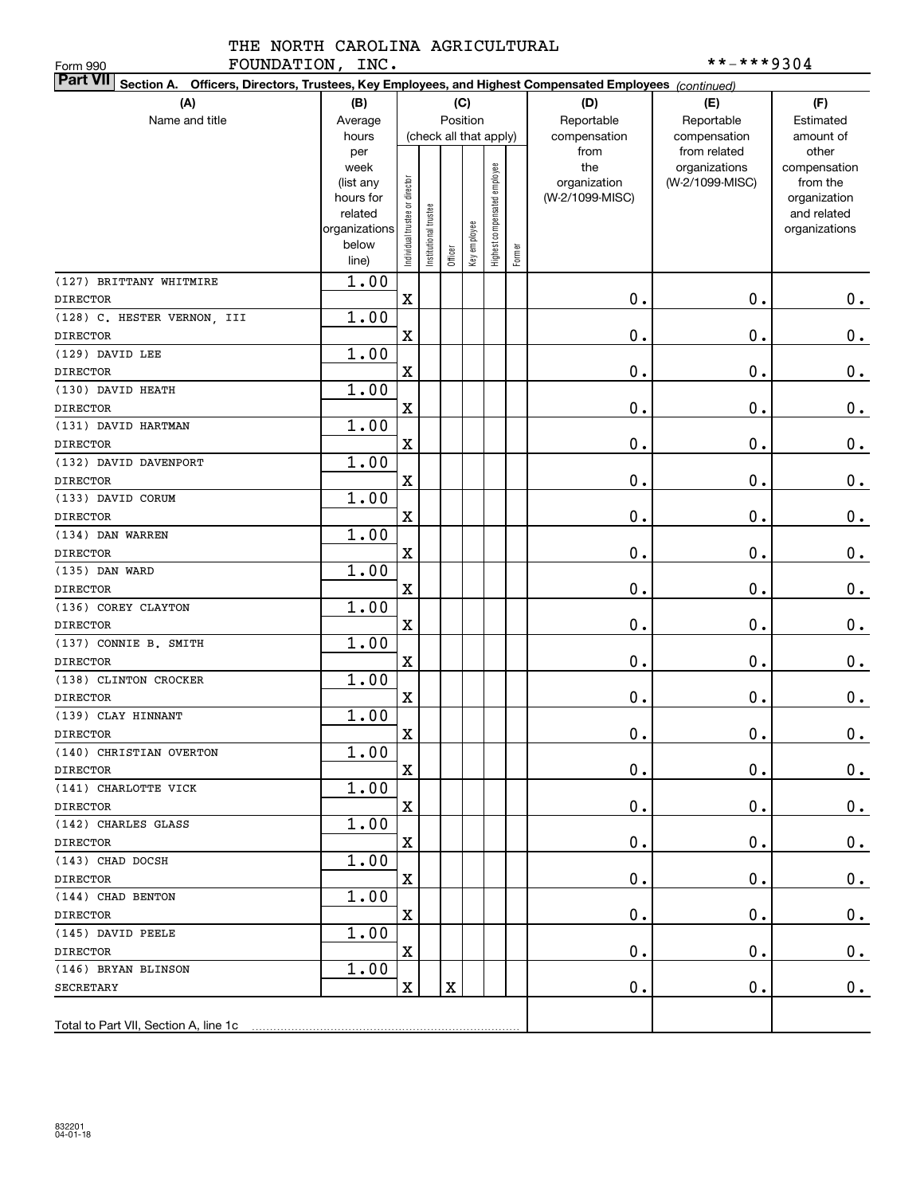THE NORTH CAROLINA AGRICULTURAL FOUNDATION, INC.

Form 990

\*\*-\*\*\*9304

**Part VII Section A. Officers, Directors, Trustees, Key Employees, and Highest Compensated Employees** *(continued)*

| (A) Name and title | (B) Average hours per week (list any hours for related organizations below line) | (C) Position (check all that apply): Individual trustee or director | Institutional trustee | Officer | Key employee | Highest compensated employee | Former | (D) Reportable compensation from the organization (W-2/1099-MISC) | (E) Reportable compensation from related organizations (W-2/1099-MISC) | (F) Estimated amount of other compensation from the organization and related organizations |
|---|---|---|---|---|---|---|---|---|---|---|
| (127) BRITTANY WHITMIRE<br>DIRECTOR | 1.00 | X | | | | | | 0. | 0. | 0. |
| (128) C. HESTER VERNON, III<br>DIRECTOR | 1.00 | X | | | | | | 0. | 0. | 0. |
| (129) DAVID LEE<br>DIRECTOR | 1.00 | X | | | | | | 0. | 0. | 0. |
| (130) DAVID HEATH<br>DIRECTOR | 1.00 | X | | | | | | 0. | 0. | 0. |
| (131) DAVID HARTMAN<br>DIRECTOR | 1.00 | X | | | | | | 0. | 0. | 0. |
| (132) DAVID DAVENPORT<br>DIRECTOR | 1.00 | X | | | | | | 0. | 0. | 0. |
| (133) DAVID CORUM<br>DIRECTOR | 1.00 | X | | | | | | 0. | 0. | 0. |
| (134) DAN WARREN<br>DIRECTOR | 1.00 | X | | | | | | 0. | 0. | 0. |
| (135) DAN WARD<br>DIRECTOR | 1.00 | X | | | | | | 0. | 0. | 0. |
| (136) COREY CLAYTON<br>DIRECTOR | 1.00 | X | | | | | | 0. | 0. | 0. |
| (137) CONNIE B. SMITH<br>DIRECTOR | 1.00 | X | | | | | | 0. | 0. | 0. |
| (138) CLINTON CROCKER<br>DIRECTOR | 1.00 | X | | | | | | 0. | 0. | 0. |
| (139) CLAY HINNANT<br>DIRECTOR | 1.00 | X | | | | | | 0. | 0. | 0. |
| (140) CHRISTIAN OVERTON<br>DIRECTOR | 1.00 | X | | | | | | 0. | 0. | 0. |
| (141) CHARLOTTE VICK<br>DIRECTOR | 1.00 | X | | | | | | 0. | 0. | 0. |
| (142) CHARLES GLASS<br>DIRECTOR | 1.00 | X | | | | | | 0. | 0. | 0. |
| (143) CHAD DOCSH<br>DIRECTOR | 1.00 | X | | | | | | 0. | 0. | 0. |
| (144) CHAD BENTON<br>DIRECTOR | 1.00 | X | | | | | | 0. | 0. | 0. |
| (145) DAVID PEELE<br>DIRECTOR | 1.00 | X | | | | | | 0. | 0. | 0. |
| (146) BRYAN BLINSON<br>SECRETARY | 1.00 | X | | X | | | | 0. | 0. | 0. |
| Total to Part VII, Section A, line 1c | | | | | | | | | | |

832201 04-01-18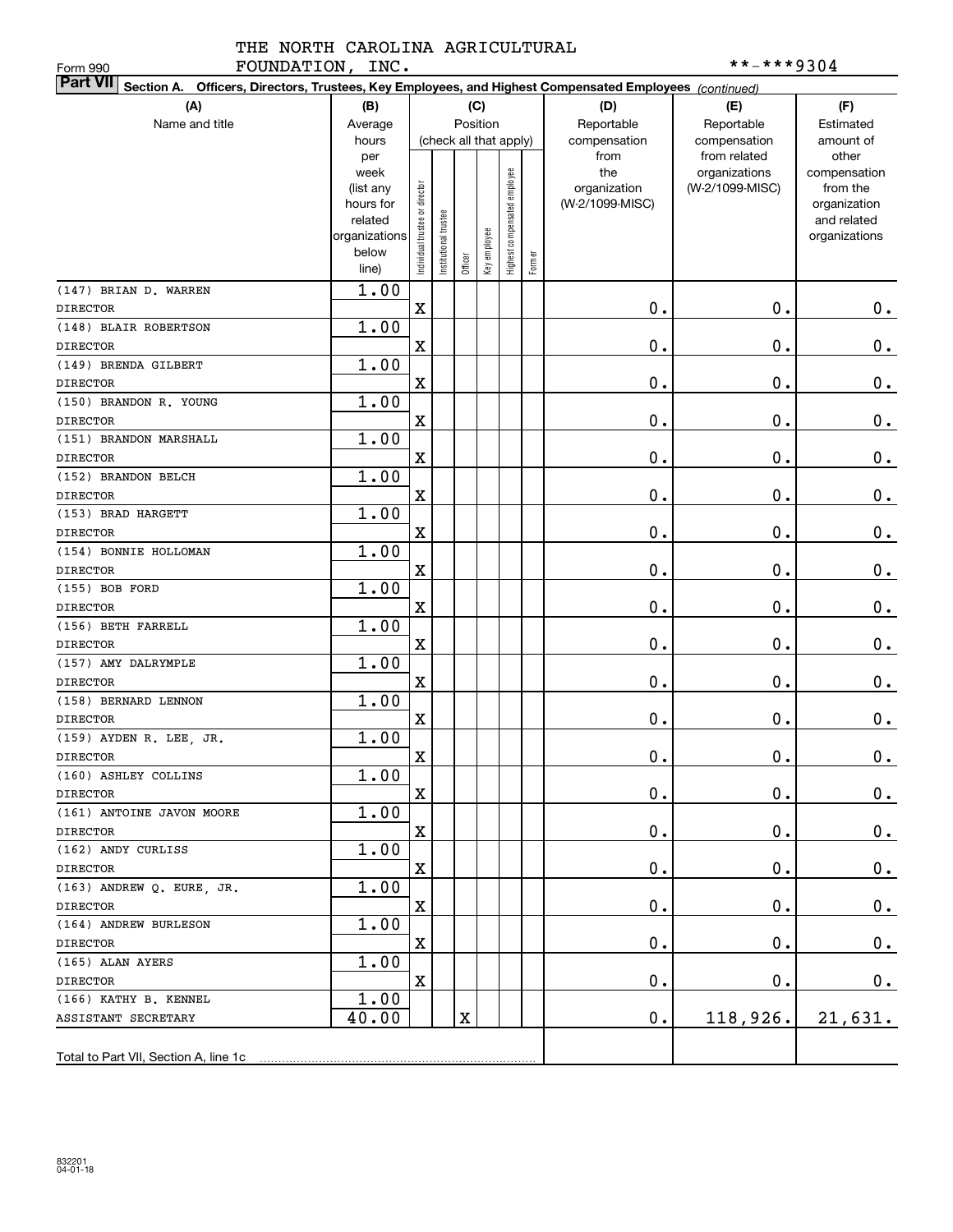THE NORTH CAROLINA AGRICULTURAL FOUNDATION, INC.

Form 990

**-***9304

**Part VII Section A. Officers, Directors, Trustees, Key Employees, and Highest Compensated Employees** *(continued)*

| (A) Name and title | (B) Average hours per week (list any hours for related organizations below line) | (C) Position: Individual trustee or director | Institutional trustee | Officer | Key employee | Highest compensated employee | Former | (D) Reportable compensation from the organization (W-2/1099-MISC) | (E) Reportable compensation from related organizations (W-2/1099-MISC) | (F) Estimated amount of other compensation from the organization and related organizations |
|---|---|---|---|---|---|---|---|---|---|---|
| (147) BRIAN D. WARREN<br>DIRECTOR | 1.00 | X | | | | | | 0. | 0. | 0. |
| (148) BLAIR ROBERTSON<br>DIRECTOR | 1.00 | X | | | | | | 0. | 0. | 0. |
| (149) BRENDA GILBERT<br>DIRECTOR | 1.00 | X | | | | | | 0. | 0. | 0. |
| (150) BRANDON R. YOUNG<br>DIRECTOR | 1.00 | X | | | | | | 0. | 0. | 0. |
| (151) BRANDON MARSHALL<br>DIRECTOR | 1.00 | X | | | | | | 0. | 0. | 0. |
| (152) BRANDON BELCH<br>DIRECTOR | 1.00 | X | | | | | | 0. | 0. | 0. |
| (153) BRAD HARGETT<br>DIRECTOR | 1.00 | X | | | | | | 0. | 0. | 0. |
| (154) BONNIE HOLLOMAN<br>DIRECTOR | 1.00 | X | | | | | | 0. | 0. | 0. |
| (155) BOB FORD<br>DIRECTOR | 1.00 | X | | | | | | 0. | 0. | 0. |
| (156) BETH FARRELL<br>DIRECTOR | 1.00 | X | | | | | | 0. | 0. | 0. |
| (157) AMY DALRYMPLE<br>DIRECTOR | 1.00 | X | | | | | | 0. | 0. | 0. |
| (158) BERNARD LENNON<br>DIRECTOR | 1.00 | X | | | | | | 0. | 0. | 0. |
| (159) AYDEN R. LEE, JR.<br>DIRECTOR | 1.00 | X | | | | | | 0. | 0. | 0. |
| (160) ASHLEY COLLINS<br>DIRECTOR | 1.00 | X | | | | | | 0. | 0. | 0. |
| (161) ANTOINE JAVON MOORE<br>DIRECTOR | 1.00 | X | | | | | | 0. | 0. | 0. |
| (162) ANDY CURLISS<br>DIRECTOR | 1.00 | X | | | | | | 0. | 0. | 0. |
| (163) ANDREW Q. EURE, JR.<br>DIRECTOR | 1.00 | X | | | | | | 0. | 0. | 0. |
| (164) ANDREW BURLESON<br>DIRECTOR | 1.00 | X | | | | | | 0. | 0. | 0. |
| (165) ALAN AYERS<br>DIRECTOR | 1.00 | X | | | | | | 0. | 0. | 0. |
| (166) KATHY B. KENNEL<br>ASSISTANT SECRETARY | 1.00<br>40.00 | | | X | | | | 0. | 118,926. | 21,631. |
| Total to Part VII, Section A, line 1c | | | | | | | | | | |

832201 04-01-18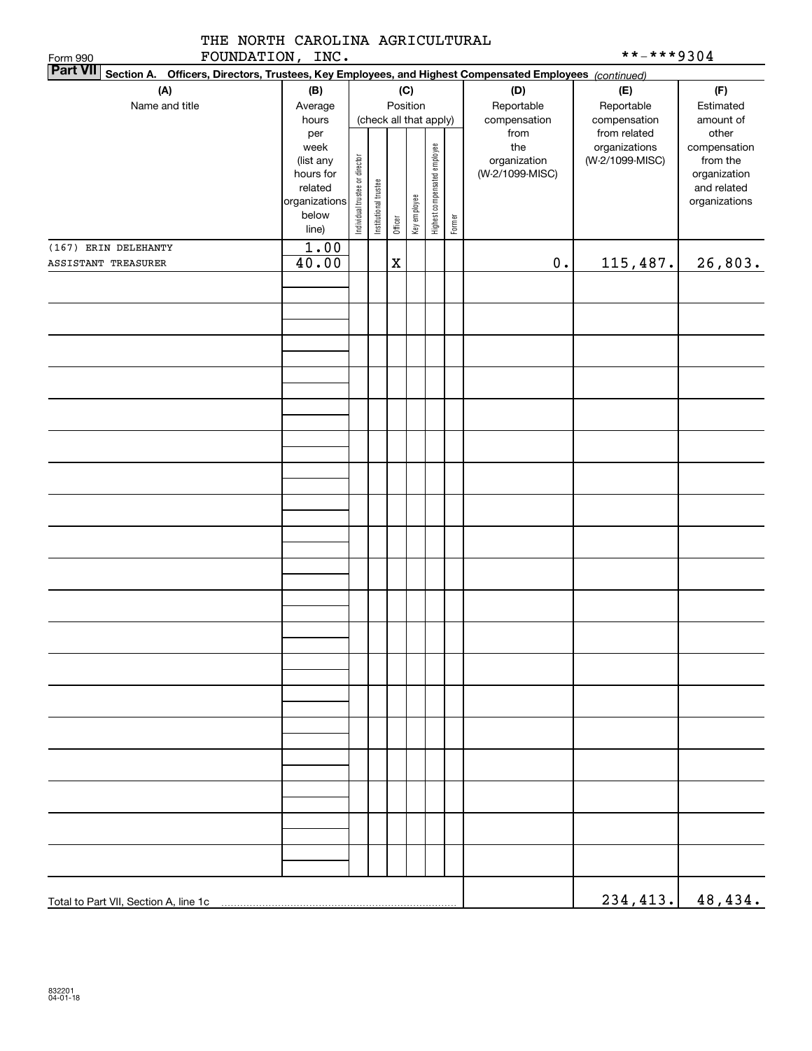THE NORTH CAROLINA AGRICULTURAL FOUNDATION, INC.

Form 990

\*\*-\*\*\*9304

**Part VII** Section A. Officers, Directors, Trustees, Key Employees, and Highest Compensated Employees *(continued)*

| (A) Name and title | (B) Average hours per week (list any hours for related organizations below line) | (C) Position (check all that apply): Individual trustee or director | Institutional trustee | Officer | Key employee | Highest compensated employee | Former | (D) Reportable compensation from the organization (W-2/1099-MISC) | (E) Reportable compensation from related organizations (W-2/1099-MISC) | (F) Estimated amount of other compensation from the organization and related organizations |
|---|---|---|---|---|---|---|---|---|---|---|
| (167) ERIN DELEHANTY<br>ASSISTANT TREASURER | 1.00<br>40.00 | | | X | | | | 0. | 115,487. | 26,803. |
| Total to Part VII, Section A, line 1c | | | | | | | | | 234,413. | 48,434. |

832201 04-01-18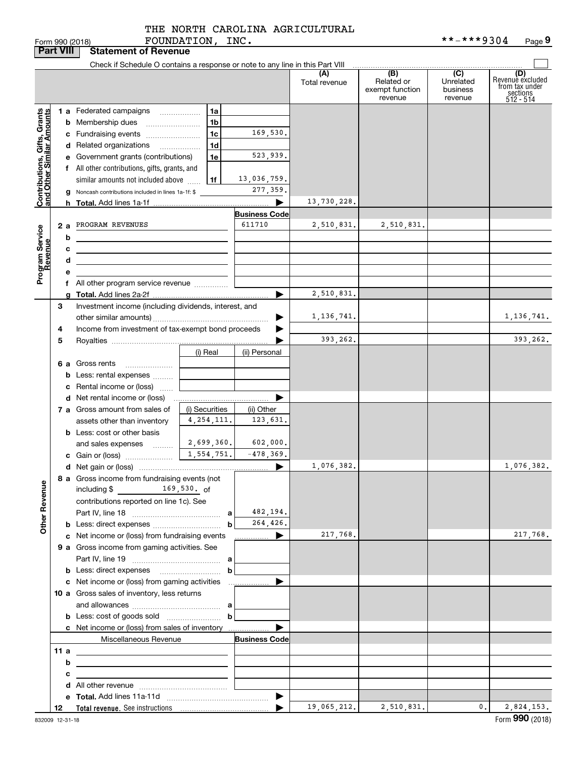THE NORTH CAROLINA AGRICULTURAL FOUNDATION, INC. **-***9304

Form 990 (2018)

## Part VIII Statement of Revenue

Check if Schedule O contains a response or note to any line in this Part VIII

| | | | | (A) Total revenue | (B) Related or exempt function revenue | (C) Unrelated business revenue | (D) Revenue excluded from tax under sections 512 - 514 |
|---|---|---|---|---|---|---|---|
| **Contributions, Gifts, Grants and Other Similar Amounts** | 1 a Federated campaigns | 1a | | | | | |
| | b Membership dues | 1b | | | | | |
| | c Fundraising events | 1c | 169,530. | | | | |
| | d Related organizations | 1d | | | | | |
| | e Government grants (contributions) | 1e | 523,939. | | | | |
| | f All other contributions, gifts, grants, and similar amounts not included above | 1f | 13,036,759. | | | | |
| | g Noncash contributions included in lines 1a-1f: $ | | 277,359. | | | | |
| | h **Total.** Add lines 1a-1f | | | 13,730,228. | | | |
| **Program Service Revenue** | | | **Business Code** | | | | |
| | 2 a PROGRAM REVENUES | | 611710 | 2,510,831. | 2,510,831. | | |
| | b | | | | | | |
| | c | | | | | | |
| | d | | | | | | |
| | e | | | | | | |
| | f All other program service revenue | | | | | | |
| | g **Total.** Add lines 2a-2f | | | 2,510,831. | | | |
| **Other Revenue** | 3 Investment income (including dividends, interest, and other similar amounts) | | | 1,136,741. | | | 1,136,741. |
| | 4 Income from investment of tax-exempt bond proceeds | | | | | | |
| | 5 Royalties | | | 393,262. | | | 393,262. |
| | | (i) Real | (ii) Personal | | | | |
| | 6 a Gross rents | | | | | | |
| | b Less: rental expenses | | | | | | |
| | c Rental income or (loss) | | | | | | |
| | d Net rental income or (loss) | | | | | | |
| | 7 a Gross amount from sales of assets other than inventory | (i) Securities 4,254,111. | (ii) Other 123,631. | | | | |
| | b Less: cost or other basis and sales expenses | 2,699,360. | 602,000. | | | | |
| | c Gain or (loss) | 1,554,751. | -478,369. | | | | |
| | d Net gain or (loss) | | | 1,076,382. | | | 1,076,382. |
| | 8 a Gross income from fundraising events (not including $ 169,530. of contributions reported on line 1c). See Part IV, line 18 | a | 482,194. | | | | |
| | b Less: direct expenses | b | 264,426. | | | | |
| | c Net income or (loss) from fundraising events | | | 217,768. | | | 217,768. |
| | 9 a Gross income from gaming activities. See Part IV, line 19 | a | | | | | |
| | b Less: direct expenses | b | | | | | |
| | c Net income or (loss) from gaming activities | | | | | | |
| | 10 a Gross sales of inventory, less returns and allowances | a | | | | | |
| | b Less: cost of goods sold | b | | | | | |
| | c Net income or (loss) from sales of inventory | | | | | | |
| | Miscellaneous Revenue | | **Business Code** | | | | |
| | 11 a | | | | | | |
| | b | | | | | | |
| | c | | | | | | |
| | d All other revenue | | | | | | |
| | e **Total.** Add lines 11a-11d | | | | | | |
| | 12 **Total revenue.** See instructions | | | 19,065,212. | 2,510,831. | 0. | 2,824,153. |

832009 12-31-18 Form **990** (2018)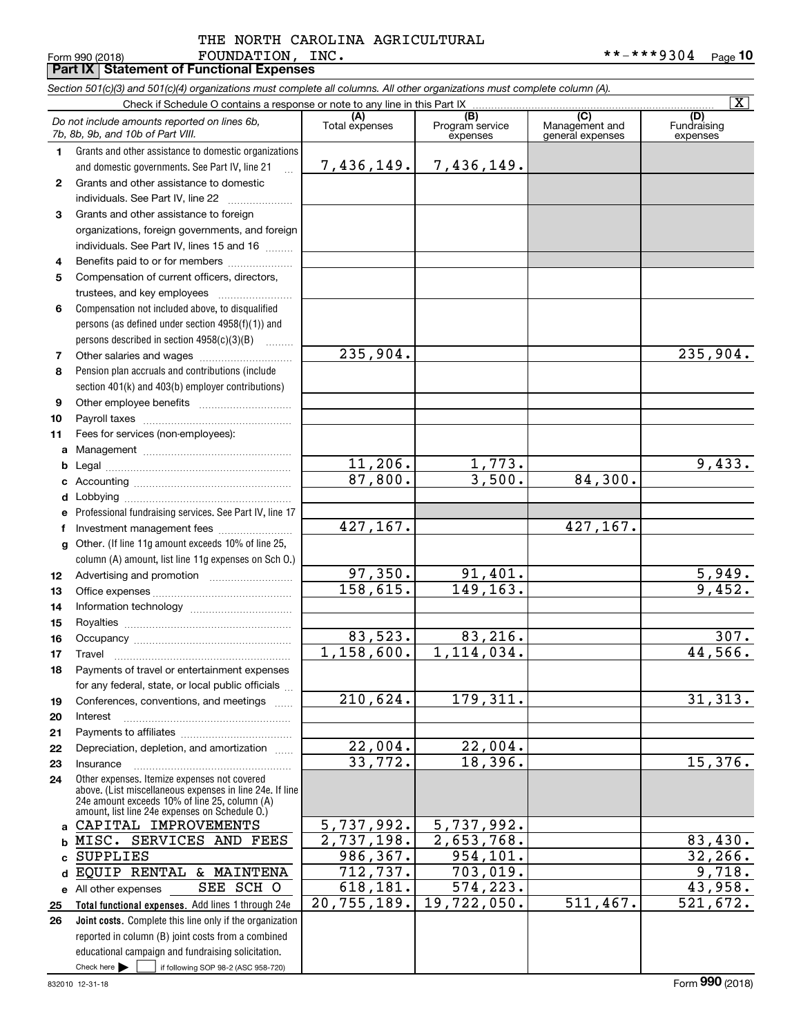THE NORTH CAROLINA AGRICULTURAL FOUNDATION, INC. **-***9304

Form 990 (2018)

**Part IX Statement of Functional Expenses**

*Section 501(c)(3) and 501(c)(4) organizations must complete all columns. All other organizations must complete column (A).*

Check if Schedule O contains a response or note to any line in this Part IX [X]

| | *Do not include amounts reported on lines 6b, 7b, 8b, 9b, and 10b of Part VIII.* | (A) Total expenses | (B) Program service expenses | (C) Management and general expenses | (D) Fundraising expenses |
|---|---|---|---|---|---|
| 1 | Grants and other assistance to domestic organizations and domestic governments. See Part IV, line 21 | 7,436,149. | 7,436,149. | | |
| 2 | Grants and other assistance to domestic individuals. See Part IV, line 22 | | | | |
| 3 | Grants and other assistance to foreign organizations, foreign governments, and foreign individuals. See Part IV, lines 15 and 16 | | | | |
| 4 | Benefits paid to or for members | | | | |
| 5 | Compensation of current officers, directors, trustees, and key employees | | | | |
| 6 | Compensation not included above, to disqualified persons (as defined under section 4958(f)(1)) and persons described in section 4958(c)(3)(B) | | | | |
| 7 | Other salaries and wages | 235,904. | | | 235,904. |
| 8 | Pension plan accruals and contributions (include section 401(k) and 403(b) employer contributions) | | | | |
| 9 | Other employee benefits | | | | |
| 10 | Payroll taxes | | | | |
| 11 | Fees for services (non-employees): | | | | |
| a | Management | | | | |
| b | Legal | 11,206. | 1,773. | | 9,433. |
| c | Accounting | 87,800. | 3,500. | 84,300. | |
| d | Lobbying | | | | |
| e | Professional fundraising services. See Part IV, line 17 | | | | |
| f | Investment management fees | 427,167. | | 427,167. | |
| g | Other. (If line 11g amount exceeds 10% of line 25, column (A) amount, list line 11g expenses on Sch O.) | | | | |
| 12 | Advertising and promotion | 97,350. | 91,401. | | 5,949. |
| 13 | Office expenses | 158,615. | 149,163. | | 9,452. |
| 14 | Information technology | | | | |
| 15 | Royalties | | | | |
| 16 | Occupancy | 83,523. | 83,216. | | 307. |
| 17 | Travel | 1,158,600. | 1,114,034. | | 44,566. |
| 18 | Payments of travel or entertainment expenses for any federal, state, or local public officials | | | | |
| 19 | Conferences, conventions, and meetings | 210,624. | 179,311. | | 31,313. |
| 20 | Interest | | | | |
| 21 | Payments to affiliates | | | | |
| 22 | Depreciation, depletion, and amortization | 22,004. | 22,004. | | |
| 23 | Insurance | 33,772. | 18,396. | | 15,376. |
| 24 | Other expenses. Itemize expenses not covered above. (List miscellaneous expenses in line 24e. If line 24e amount exceeds 10% of line 25, column (A) amount, list line 24e expenses on Schedule O.) | | | | |
| a | CAPITAL IMPROVEMENTS | 5,737,992. | 5,737,992. | | |
| b | MISC. SERVICES AND FEES | 2,737,198. | 2,653,768. | | 83,430. |
| c | SUPPLIES | 986,367. | 954,101. | | 32,266. |
| d | EQUIP RENTAL & MAINTENA | 712,737. | 703,019. | | 9,718. |
| e | All other expenses SEE SCH O | 618,181. | 574,223. | | 43,958. |
| 25 | **Total functional expenses.** Add lines 1 through 24e | 20,755,189. | 19,722,050. | 511,467. | 521,672. |
| 26 | **Joint costs.** Complete this line only if the organization reported in column (B) joint costs from a combined educational campaign and fundraising solicitation. Check here [ ] if following SOP 98-2 (ASC 958-720) | | | | |

832010 12-31-18 Form **990** (2018)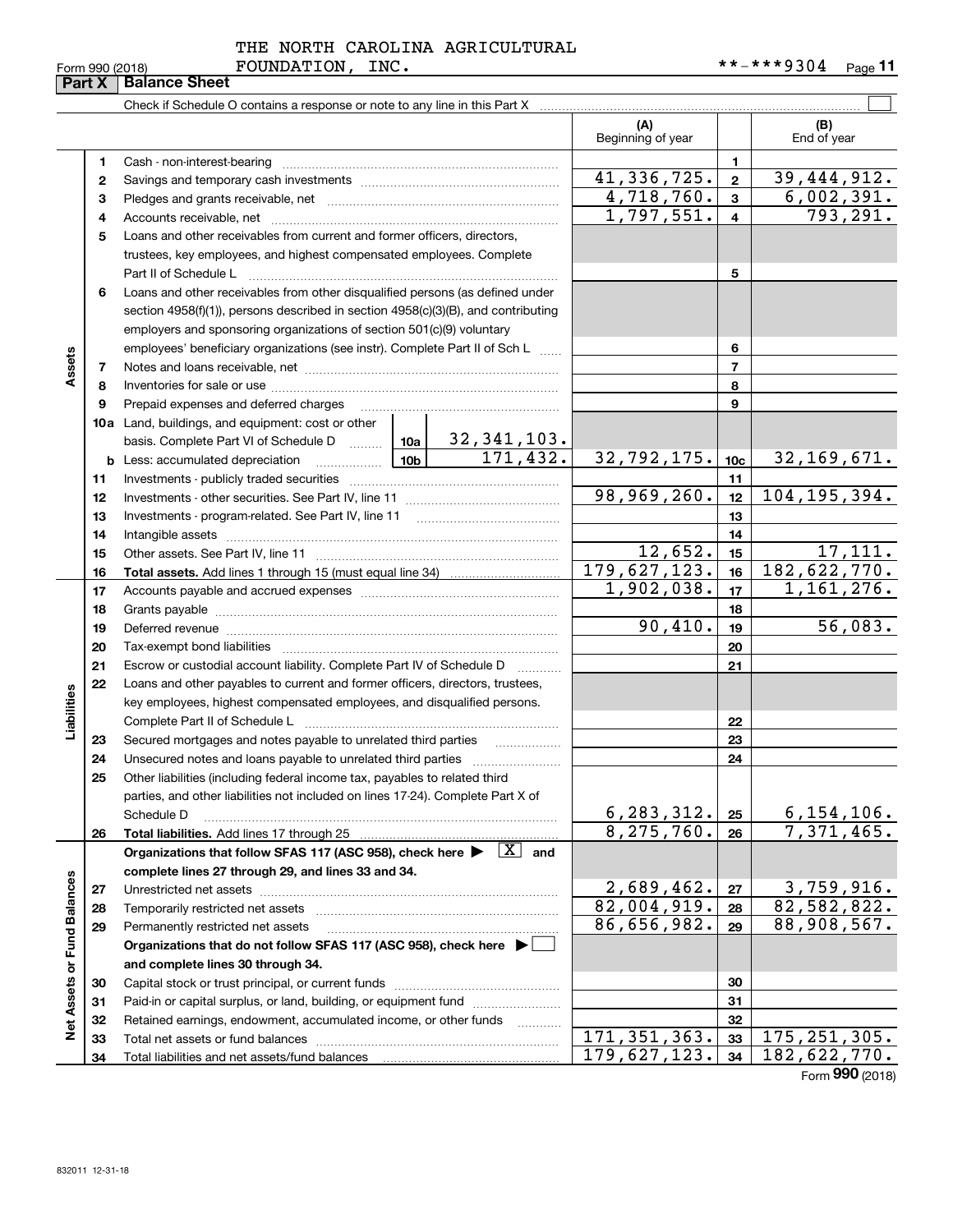THE NORTH CAROLINA AGRICULTURAL FOUNDATION, INC.

Form 990 (2018) **-***9304 Page 11

## Part X Balance Sheet

Check if Schedule O contains a response or note to any line in this Part X

| | | Description | | | (A) Beginning of year | | (B) End of year |
|---|---|---|---|---|---|---|---|
| Assets | 1 | Cash - non-interest-bearing | | | | 1 | |
| | 2 | Savings and temporary cash investments | | | 41,336,725. | 2 | 39,444,912. |
| | 3 | Pledges and grants receivable, net | | | 4,718,760. | 3 | 6,002,391. |
| | 4 | Accounts receivable, net | | | 1,797,551. | 4 | 793,291. |
| | 5 | Loans and other receivables from current and former officers, directors, trustees, key employees, and highest compensated employees. Complete Part II of Schedule L | | | | 5 | |
| | 6 | Loans and other receivables from other disqualified persons (as defined under section 4958(f)(1)), persons described in section 4958(c)(3)(B), and contributing employers and sponsoring organizations of section 501(c)(9) voluntary employees' beneficiary organizations (see instr). Complete Part II of Sch L | | | | 6 | |
| | 7 | Notes and loans receivable, net | | | | 7 | |
| | 8 | Inventories for sale or use | | | | 8 | |
| | 9 | Prepaid expenses and deferred charges | | | | 9 | |
| | 10a | Land, buildings, and equipment: cost or other basis. Complete Part VI of Schedule D | 10a | 32,341,103. | | | |
| | b | Less: accumulated depreciation | 10b | 171,432. | 32,792,175. | 10c | 32,169,671. |
| | 11 | Investments - publicly traded securities | | | | 11 | |
| | 12 | Investments - other securities. See Part IV, line 11 | | | 98,969,260. | 12 | 104,195,394. |
| | 13 | Investments - program-related. See Part IV, line 11 | | | | 13 | |
| | 14 | Intangible assets | | | | 14 | |
| | 15 | Other assets. See Part IV, line 11 | | | 12,652. | 15 | 17,111. |
| | 16 | **Total assets.** Add lines 1 through 15 (must equal line 34) | | | 179,627,123. | 16 | 182,622,770. |
| Liabilities | 17 | Accounts payable and accrued expenses | | | 1,902,038. | 17 | 1,161,276. |
| | 18 | Grants payable | | | | 18 | |
| | 19 | Deferred revenue | | | 90,410. | 19 | 56,083. |
| | 20 | Tax-exempt bond liabilities | | | | 20 | |
| | 21 | Escrow or custodial account liability. Complete Part IV of Schedule D | | | | 21 | |
| | 22 | Loans and other payables to current and former officers, directors, trustees, key employees, highest compensated employees, and disqualified persons. Complete Part II of Schedule L | | | | 22 | |
| | 23 | Secured mortgages and notes payable to unrelated third parties | | | | 23 | |
| | 24 | Unsecured notes and loans payable to unrelated third parties | | | | 24 | |
| | 25 | Other liabilities (including federal income tax, payables to related third parties, and other liabilities not included on lines 17-24). Complete Part X of Schedule D | | | 6,283,312. | 25 | 6,154,106. |
| | 26 | **Total liabilities.** Add lines 17 through 25 | | | 8,275,760. | 26 | 7,371,465. |
| Net Assets or Fund Balances | | **Organizations that follow SFAS 117 (ASC 958), check here ▶ [X] and complete lines 27 through 29, and lines 33 and 34.** | | | | | |
| | 27 | Unrestricted net assets | | | 2,689,462. | 27 | 3,759,916. |
| | 28 | Temporarily restricted net assets | | | 82,004,919. | 28 | 82,582,822. |
| | 29 | Permanently restricted net assets | | | 86,656,982. | 29 | 88,908,567. |
| | | **Organizations that do not follow SFAS 117 (ASC 958), check here ▶ [ ] and complete lines 30 through 34.** | | | | | |
| | 30 | Capital stock or trust principal, or current funds | | | | 30 | |
| | 31 | Paid-in or capital surplus, or land, building, or equipment fund | | | | 31 | |
| | 32 | Retained earnings, endowment, accumulated income, or other funds | | | | 32 | |
| | 33 | Total net assets or fund balances | | | 171,351,363. | 33 | 175,251,305. |
| | 34 | Total liabilities and net assets/fund balances | | | 179,627,123. | 34 | 182,622,770. |

Form **990** (2018)

832011 12-31-18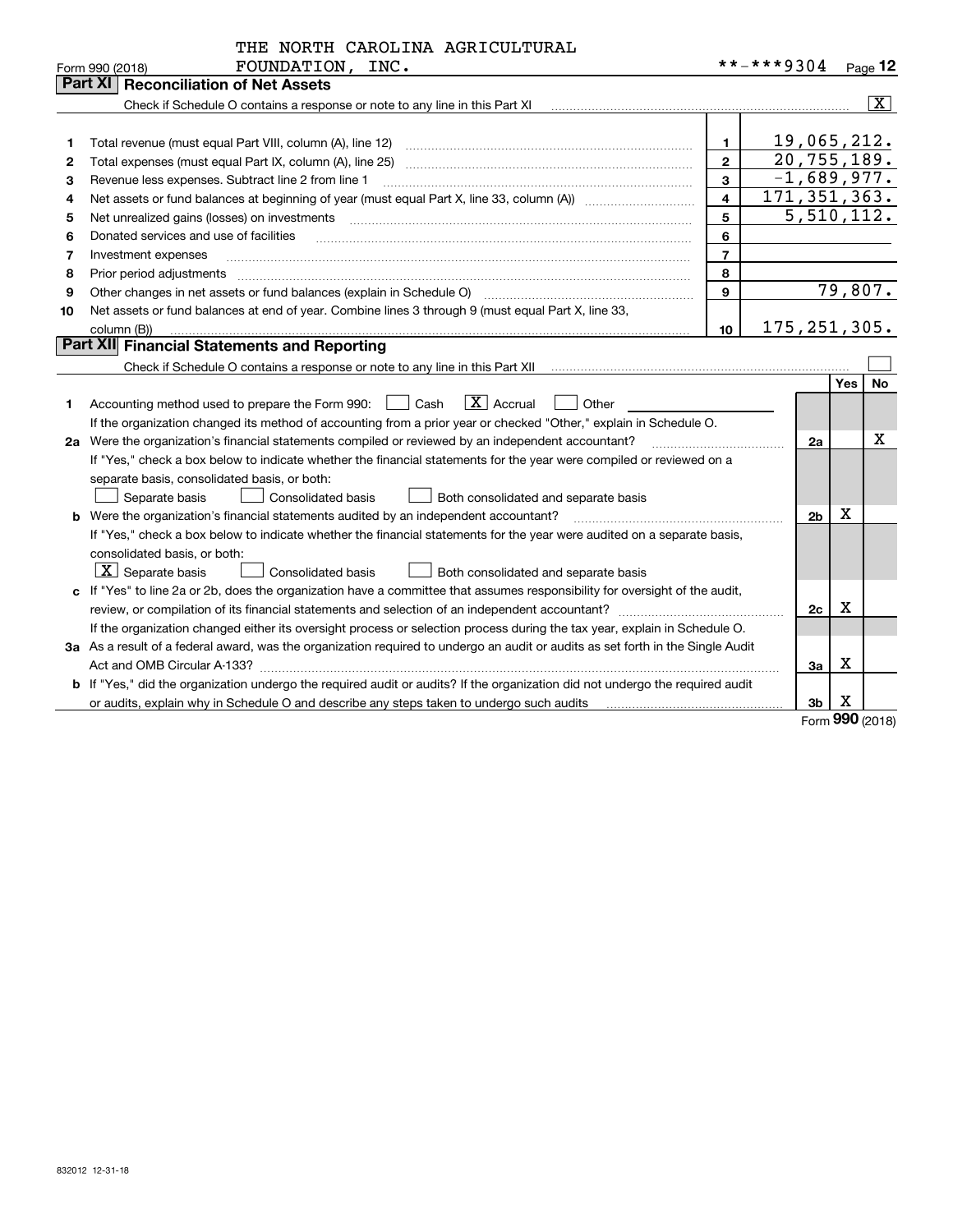THE NORTH CAROLINA AGRICULTURAL FOUNDATION, INC.

Form 990 (2018) **-***9304 Page 12

## Part XI Reconciliation of Net Assets

Check if Schedule O contains a response or note to any line in this Part XI [X]

| | | | |
|---|---|---|---|
| 1 | Total revenue (must equal Part VIII, column (A), line 12) | 1 | 19,065,212. |
| 2 | Total expenses (must equal Part IX, column (A), line 25) | 2 | 20,755,189. |
| 3 | Revenue less expenses. Subtract line 2 from line 1 | 3 | -1,689,977. |
| 4 | Net assets or fund balances at beginning of year (must equal Part X, line 33, column (A)) | 4 | 171,351,363. |
| 5 | Net unrealized gains (losses) on investments | 5 | 5,510,112. |
| 6 | Donated services and use of facilities | 6 | |
| 7 | Investment expenses | 7 | |
| 8 | Prior period adjustments | 8 | |
| 9 | Other changes in net assets or fund balances (explain in Schedule O) | 9 | 79,807. |
| 10 | Net assets or fund balances at end of year. Combine lines 3 through 9 (must equal Part X, line 33, column (B)) | 10 | 175,251,305. |

## Part XII Financial Statements and Reporting

Check if Schedule O contains a response or note to any line in this Part XII [ ]

| | | | Yes | No |
|---|---|---|---|---|
| 1 | Accounting method used to prepare the Form 990: [ ] Cash [X] Accrual [ ] Other | | | |
| | If the organization changed its method of accounting from a prior year or checked "Other," explain in Schedule O. | | | |
| 2a | Were the organization's financial statements compiled or reviewed by an independent accountant? | 2a | | X |
| | If "Yes," check a box below to indicate whether the financial statements for the year were compiled or reviewed on a separate basis, consolidated basis, or both: [ ] Separate basis [ ] Consolidated basis [ ] Both consolidated and separate basis | | | |
| b | Were the organization's financial statements audited by an independent accountant? | 2b | X | |
| | If "Yes," check a box below to indicate whether the financial statements for the year were audited on a separate basis, consolidated basis, or both: [X] Separate basis [ ] Consolidated basis [ ] Both consolidated and separate basis | | | |
| c | If "Yes" to line 2a or 2b, does the organization have a committee that assumes responsibility for oversight of the audit, review, or compilation of its financial statements and selection of an independent accountant? | 2c | X | |
| | If the organization changed either its oversight process or selection process during the tax year, explain in Schedule O. | | | |
| 3a | As a result of a federal award, was the organization required to undergo an audit or audits as set forth in the Single Audit Act and OMB Circular A-133? | 3a | X | |
| b | If "Yes," did the organization undergo the required audit or audits? If the organization did not undergo the required audit or audits, explain why in Schedule O and describe any steps taken to undergo such audits | 3b | X | |

Form 990 (2018)

832012 12-31-18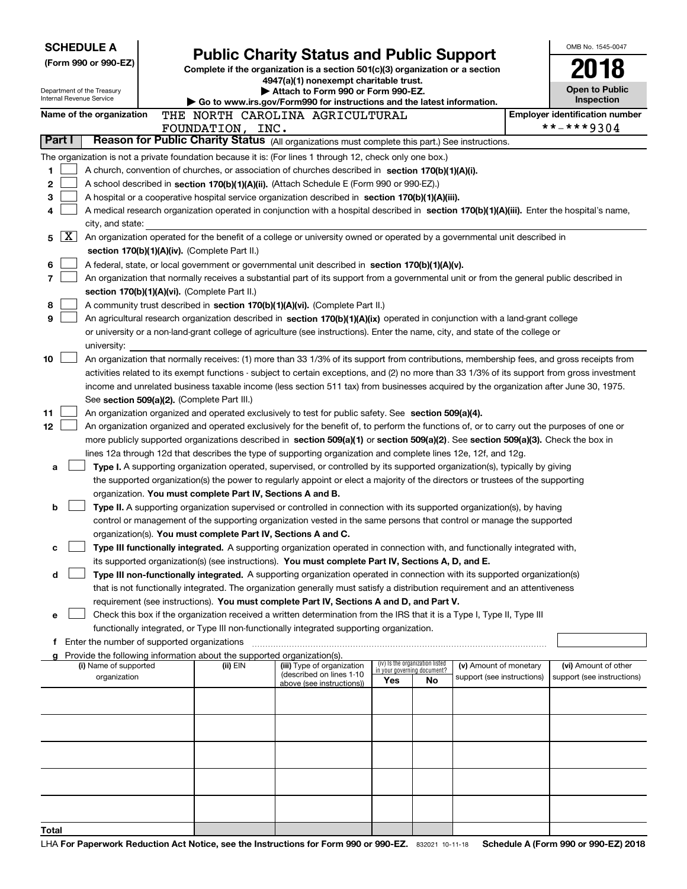**SCHEDULE A**
**(Form 990 or 990-EZ)**

Department of the Treasury
Internal Revenue Service

# Public Charity Status and Public Support

**Complete if the organization is a section 501(c)(3) organization or a section 4947(a)(1) nonexempt charitable trust.**
**▶ Attach to Form 990 or Form 990-EZ.**
**▶ Go to www.irs.gov/Form990 for instructions and the latest information.**

OMB No. 1545-0047
**2018**
**Open to Public Inspection**

**Name of the organization** THE NORTH CAROLINA AGRICULTURAL FOUNDATION, INC.
**Employer identification number** **-***9304

**Part I** **Reason for Public Charity Status** (All organizations must complete this part.) See instructions.

The organization is not a private foundation because it is: (For lines 1 through 12, check only one box.)

1 [ ] A church, convention of churches, or association of churches described in **section 170(b)(1)(A)(i).**

2 [ ] A school described in **section 170(b)(1)(A)(ii).** (Attach Schedule E (Form 990 or 990-EZ).)

3 [ ] A hospital or a cooperative hospital service organization described in **section 170(b)(1)(A)(iii).**

4 [ ] A medical research organization operated in conjunction with a hospital described in **section 170(b)(1)(A)(iii).** Enter the hospital's name, city, and state:

5 [X] An organization operated for the benefit of a college or university owned or operated by a governmental unit described in **section 170(b)(1)(A)(iv).** (Complete Part II.)

6 [ ] A federal, state, or local government or governmental unit described in **section 170(b)(1)(A)(v).**

7 [ ] An organization that normally receives a substantial part of its support from a governmental unit or from the general public described in **section 170(b)(1)(A)(vi).** (Complete Part II.)

8 [ ] A community trust described in **section 170(b)(1)(A)(vi).** (Complete Part II.)

9 [ ] An agricultural research organization described in **section 170(b)(1)(A)(ix)** operated in conjunction with a land-grant college or university or a non-land-grant college of agriculture (see instructions). Enter the name, city, and state of the college or university:

10 [ ] An organization that normally receives: (1) more than 33 1/3% of its support from contributions, membership fees, and gross receipts from activities related to its exempt functions - subject to certain exceptions, and (2) no more than 33 1/3% of its support from gross investment income and unrelated business taxable income (less section 511 tax) from businesses acquired by the organization after June 30, 1975. See **section 509(a)(2).** (Complete Part III.)

11 [ ] An organization organized and operated exclusively to test for public safety. See **section 509(a)(4).**

12 [ ] An organization organized and operated exclusively for the benefit of, to perform the functions of, or to carry out the purposes of one or more publicly supported organizations described in **section 509(a)(1)** or **section 509(a)(2)**. See **section 509(a)(3).** Check the box in lines 12a through 12d that describes the type of supporting organization and complete lines 12e, 12f, and 12g.

a [ ] **Type I.** A supporting organization operated, supervised, or controlled by its supported organization(s), typically by giving the supported organization(s) the power to regularly appoint or elect a majority of the directors or trustees of the supporting organization. **You must complete Part IV, Sections A and B.**

b [ ] **Type II.** A supporting organization supervised or controlled in connection with its supported organization(s), by having control or management of the supporting organization vested in the same persons that control or manage the supported organization(s). **You must complete Part IV, Sections A and C.**

c [ ] **Type III functionally integrated.** A supporting organization operated in connection with, and functionally integrated with, its supported organization(s) (see instructions). **You must complete Part IV, Sections A, D, and E.**

d [ ] **Type III non-functionally integrated.** A supporting organization operated in connection with its supported organization(s) that is not functionally integrated. The organization generally must satisfy a distribution requirement and an attentiveness requirement (see instructions). **You must complete Part IV, Sections A and D, and Part V.**

e [ ] Check this box if the organization received a written determination from the IRS that it is a Type I, Type II, Type III functionally integrated, or Type III non-functionally integrated supporting organization.

f Enter the number of supported organizations

g Provide the following information about the supported organization(s).

| (i) Name of supported organization | (ii) EIN | (iii) Type of organization (described on lines 1-10 above (see instructions)) | (iv) Is the organization listed in your governing document? Yes | No | (v) Amount of monetary support (see instructions) | (vi) Amount of other support (see instructions) |
|---|---|---|---|---|---|---|
| | | | | | | |
| | | | | | | |
| | | | | | | |
| | | | | | | |
| | | | | | | |
| **Total** | | | | | | |

LHA **For Paperwork Reduction Act Notice, see the Instructions for Form 990 or 990-EZ.** 832021 10-11-18 **Schedule A (Form 990 or 990-EZ) 2018**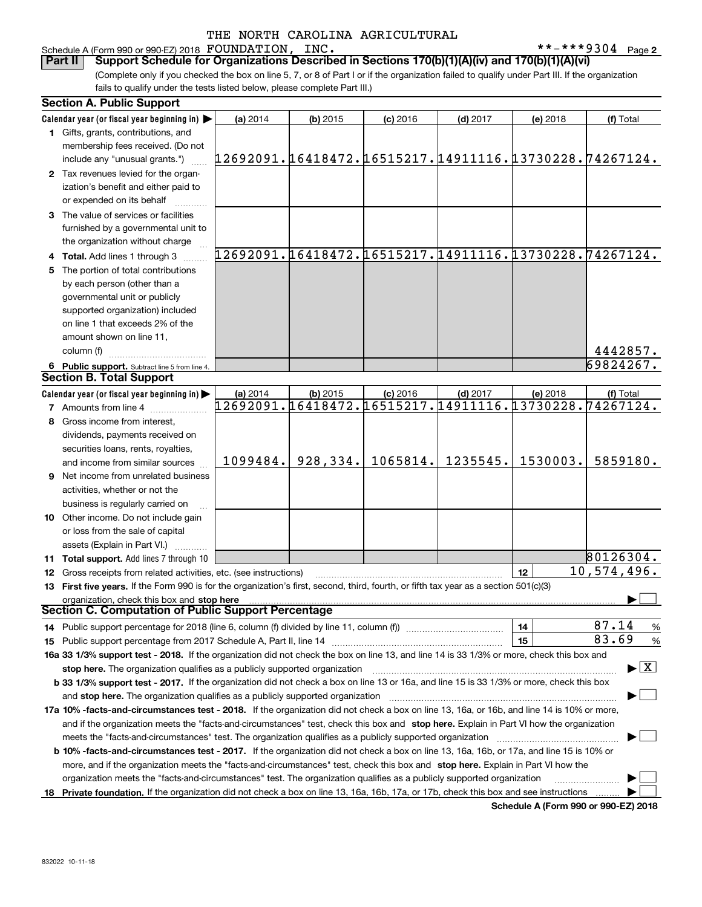THE NORTH CAROLINA AGRICULTURAL

Schedule A (Form 990 or 990-EZ) 2018 FOUNDATION, INC. **-***9304 Page 2

**Part II Support Schedule for Organizations Described in Sections 170(b)(1)(A)(iv) and 170(b)(1)(A)(vi)**

(Complete only if you checked the box on line 5, 7, or 8 of Part I or if the organization failed to qualify under Part III. If the organization fails to qualify under the tests listed below, please complete Part III.)

### Section A. Public Support

| Calendar year (or fiscal year beginning in) ▶ | (a) 2014 | (b) 2015 | (c) 2016 | (d) 2017 | (e) 2018 | (f) Total |
|---|---|---|---|---|---|---|
| 1 Gifts, grants, contributions, and membership fees received. (Do not include any "unusual grants.") | 12692091. | 16418472. | 16515217. | 14911116. | 13730228. | 74267124. |
| 2 Tax revenues levied for the organization's benefit and either paid to or expended on its behalf | | | | | | |
| 3 The value of services or facilities furnished by a governmental unit to the organization without charge | | | | | | |
| 4 Total. Add lines 1 through 3 | 12692091. | 16418472. | 16515217. | 14911116. | 13730228. | 74267124. |
| 5 The portion of total contributions by each person (other than a governmental unit or publicly supported organization) included on line 1 that exceeds 2% of the amount shown on line 11, column (f) | | | | | | 4442857. |
| 6 Public support. Subtract line 5 from line 4. | | | | | | 69824267. |

### Section B. Total Support

| Calendar year (or fiscal year beginning in) ▶ | (a) 2014 | (b) 2015 | (c) 2016 | (d) 2017 | (e) 2018 | (f) Total |
|---|---|---|---|---|---|---|
| 7 Amounts from line 4 | 12692091. | 16418472. | 16515217. | 14911116. | 13730228. | 74267124. |
| 8 Gross income from interest, dividends, payments received on securities loans, rents, royalties, and income from similar sources | 1099484. | 928,334. | 1065814. | 1235545. | 1530003. | 5859180. |
| 9 Net income from unrelated business activities, whether or not the business is regularly carried on | | | | | | |
| 10 Other income. Do not include gain or loss from the sale of capital assets (Explain in Part VI.) | | | | | | |
| 11 Total support. Add lines 7 through 10 | | | | | | 80126304. |

12 Gross receipts from related activities, etc. (see instructions) — 12 — 10,574,496.

13 **First five years.** If the Form 990 is for the organization's first, second, third, fourth, or fifth tax year as a section 501(c)(3) organization, check this box and **stop here** ☐

### Section C. Computation of Public Support Percentage

14 Public support percentage for 2018 (line 6, column (f) divided by line 11, column (f)) — 14 — 87.14 %

15 Public support percentage from 2017 Schedule A, Part II, line 14 — 15 — 83.69 %

**16a 33 1/3% support test - 2018.** If the organization did not check the box on line 13, and line 14 is 33 1/3% or more, check this box and **stop here.** The organization qualifies as a publicly supported organization ☒

**b 33 1/3% support test - 2017.** If the organization did not check a box on line 13 or 16a, and line 15 is 33 1/3% or more, check this box and **stop here.** The organization qualifies as a publicly supported organization ☐

**17a 10% -facts-and-circumstances test - 2018.** If the organization did not check a box on line 13, 16a, or 16b, and line 14 is 10% or more, and if the organization meets the "facts-and-circumstances" test, check this box and **stop here.** Explain in Part VI how the organization meets the "facts-and-circumstances" test. The organization qualifies as a publicly supported organization ☐

**b 10% -facts-and-circumstances test - 2017.** If the organization did not check a box on line 13, 16a, 16b, or 17a, and line 15 is 10% or more, and if the organization meets the "facts-and-circumstances" test, check this box and **stop here.** Explain in Part VI how the organization meets the "facts-and-circumstances" test. The organization qualifies as a publicly supported organization ☐

**18 Private foundation.** If the organization did not check a box on line 13, 16a, 16b, 17a, or 17b, check this box and see instructions ☐

**Schedule A (Form 990 or 990-EZ) 2018**

832022 10-11-18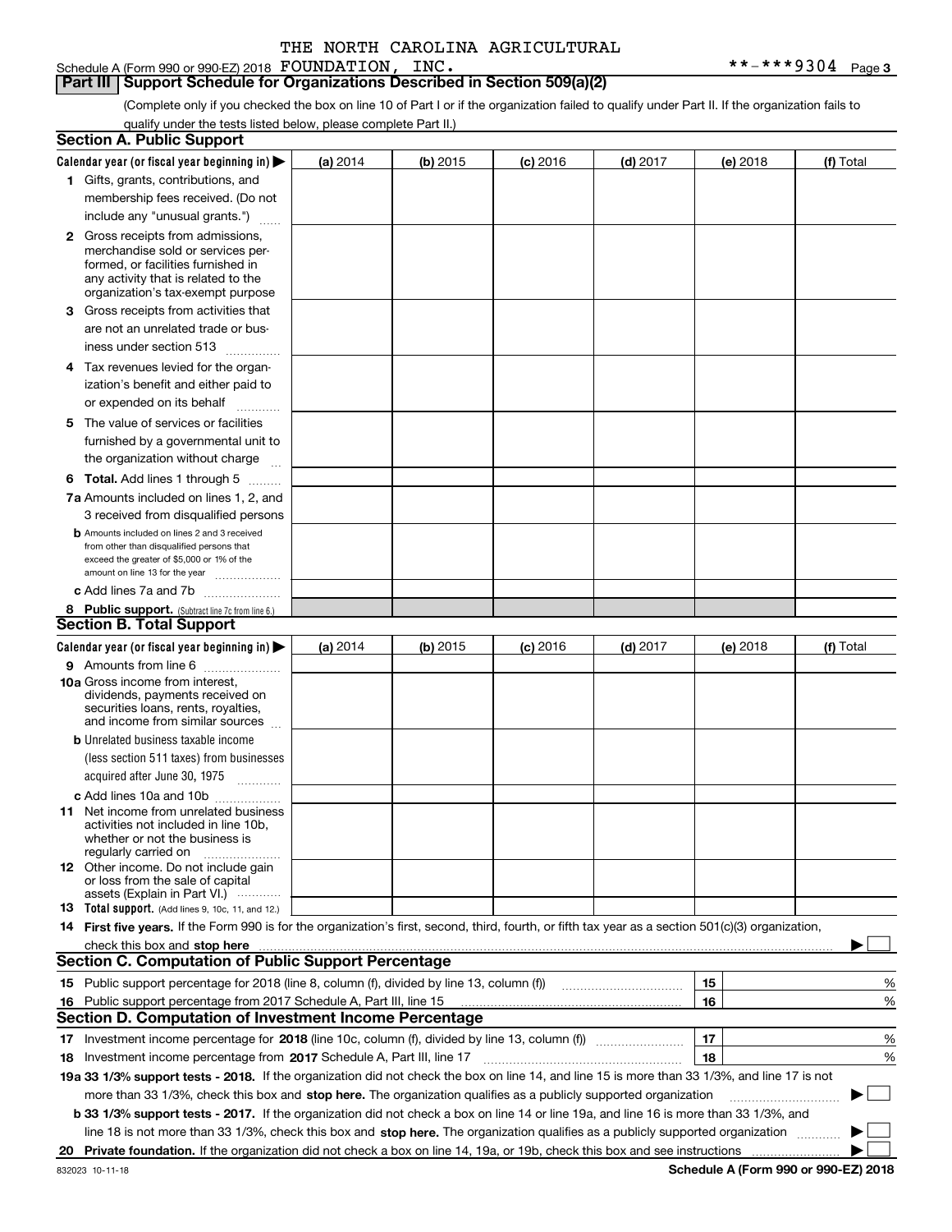THE NORTH CAROLINA AGRICULTURAL

Schedule A (Form 990 or 990-EZ) 2018 FOUNDATION, INC. **-***9304 Page 3

## Part III Support Schedule for Organizations Described in Section 509(a)(2)

(Complete only if you checked the box on line 10 of Part I or if the organization failed to qualify under Part II. If the organization fails to qualify under the tests listed below, please complete Part II.)

### Section A. Public Support

| Calendar year (or fiscal year beginning in) ▶ | (a) 2014 | (b) 2015 | (c) 2016 | (d) 2017 | (e) 2018 | (f) Total |
|---|---|---|---|---|---|---|
| **1** Gifts, grants, contributions, and membership fees received. (Do not include any "unusual grants.") | | | | | | |
| **2** Gross receipts from admissions, merchandise sold or services performed, or facilities furnished in any activity that is related to the organization's tax-exempt purpose | | | | | | |
| **3** Gross receipts from activities that are not an unrelated trade or business under section 513 | | | | | | |
| **4** Tax revenues levied for the organization's benefit and either paid to or expended on its behalf | | | | | | |
| **5** The value of services or facilities furnished by a governmental unit to the organization without charge | | | | | | |
| **6 Total.** Add lines 1 through 5 | | | | | | |
| **7a** Amounts included on lines 1, 2, and 3 received from disqualified persons | | | | | | |
| **b** Amounts included on lines 2 and 3 received from other than disqualified persons that exceed the greater of $5,000 or 1% of the amount on line 13 for the year | | | | | | |
| **c** Add lines 7a and 7b | | | | | | |
| **8 Public support.** (Subtract line 7c from line 6.) | | | | | | |

### Section B. Total Support

| Calendar year (or fiscal year beginning in) ▶ | (a) 2014 | (b) 2015 | (c) 2016 | (d) 2017 | (e) 2018 | (f) Total |
|---|---|---|---|---|---|---|
| **9** Amounts from line 6 | | | | | | |
| **10a** Gross income from interest, dividends, payments received on securities loans, rents, royalties, and income from similar sources | | | | | | |
| **b** Unrelated business taxable income (less section 511 taxes) from businesses acquired after June 30, 1975 | | | | | | |
| **c** Add lines 10a and 10b | | | | | | |
| **11** Net income from unrelated business activities not included in line 10b, whether or not the business is regularly carried on | | | | | | |
| **12** Other income. Do not include gain or loss from the sale of capital assets (Explain in Part VI.) | | | | | | |
| **13 Total support.** (Add lines 9, 10c, 11, and 12.) | | | | | | |

**14 First five years.** If the Form 990 is for the organization's first, second, third, fourth, or fifth tax year as a section 501(c)(3) organization, check this box and **stop here** ▶ ☐

### Section C. Computation of Public Support Percentage

| | | | |
|---|---|---|---|
| **15** Public support percentage for 2018 (line 8, column (f), divided by line 13, column (f)) | 15 | | % |
| **16** Public support percentage from 2017 Schedule A, Part III, line 15 | 16 | | % |

### Section D. Computation of Investment Income Percentage

| | | | |
|---|---|---|---|
| **17** Investment income percentage for **2018** (line 10c, column (f), divided by line 13, column (f)) | 17 | | % |
| **18** Investment income percentage from **2017** Schedule A, Part III, line 17 | 18 | | % |

**19a 33 1/3% support tests - 2018.** If the organization did not check the box on line 14, and line 15 is more than 33 1/3%, and line 17 is not more than 33 1/3%, check this box and **stop here.** The organization qualifies as a publicly supported organization ▶ ☐

**b 33 1/3% support tests - 2017.** If the organization did not check a box on line 14 or line 19a, and line 16 is more than 33 1/3%, and line 18 is not more than 33 1/3%, check this box and **stop here.** The organization qualifies as a publicly supported organization ▶ ☐

**20 Private foundation.** If the organization did not check a box on line 14, 19a, or 19b, check this box and see instructions ▶ ☐

832023 10-11-18 **Schedule A (Form 990 or 990-EZ) 2018**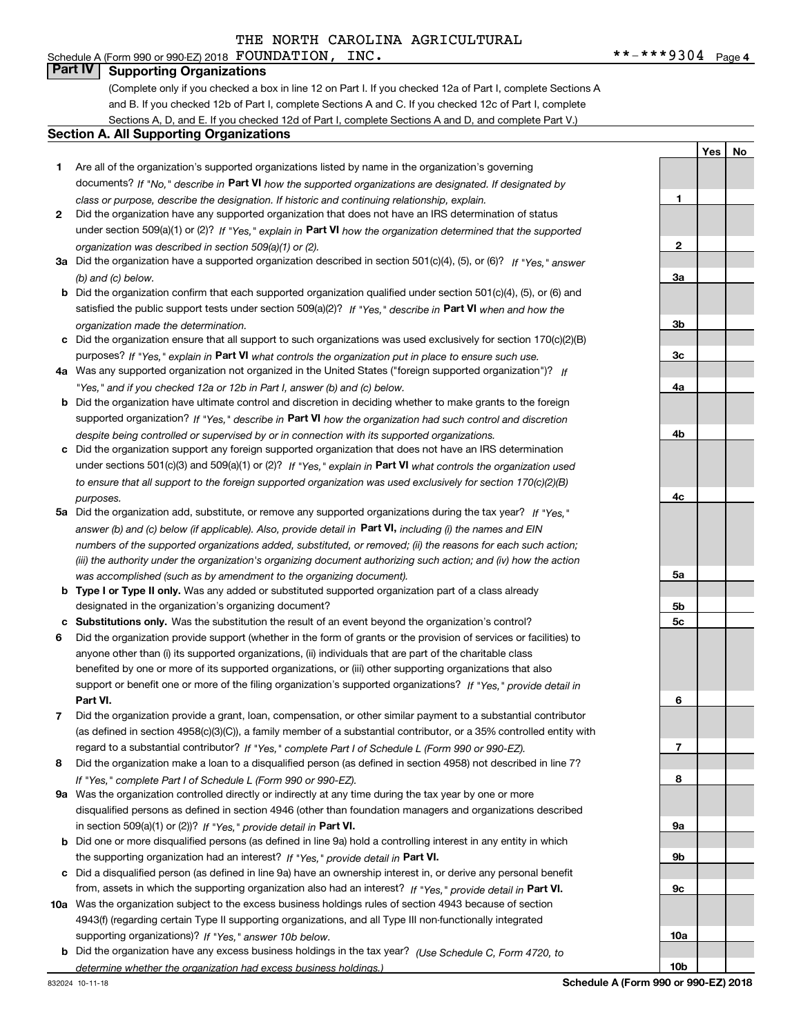THE NORTH CAROLINA AGRICULTURAL

Schedule A (Form 990 or 990-EZ) 2018 FOUNDATION, INC. **-***9304 Page 4

## Part IV Supporting Organizations

(Complete only if you checked a box in line 12 on Part I. If you checked 12a of Part I, complete Sections A and B. If you checked 12b of Part I, complete Sections A and C. If you checked 12c of Part I, complete Sections A, D, and E. If you checked 12d of Part I, complete Sections A and D, and complete Part V.)

### Section A. All Supporting Organizations

| | | Line | Yes | No |
|---|---|---|---|---|
| **1** | Are all of the organization's supported organizations listed by name in the organization's governing documents? *If "No," describe in* **Part VI** *how the supported organizations are designated. If designated by class or purpose, describe the designation. If historic and continuing relationship, explain.* | 1 | | |
| **2** | Did the organization have any supported organization that does not have an IRS determination of status under section 509(a)(1) or (2)? *If "Yes," explain in* **Part VI** *how the organization determined that the supported organization was described in section 509(a)(1) or (2).* | 2 | | |
| **3a** | Did the organization have a supported organization described in section 501(c)(4), (5), or (6)? *If "Yes," answer (b) and (c) below.* | 3a | | |
| **b** | Did the organization confirm that each supported organization qualified under section 501(c)(4), (5), or (6) and satisfied the public support tests under section 509(a)(2)? *If "Yes," describe in* **Part VI** *when and how the organization made the determination.* | 3b | | |
| **c** | Did the organization ensure that all support to such organizations was used exclusively for section 170(c)(2)(B) purposes? *If "Yes," explain in* **Part VI** *what controls the organization put in place to ensure such use.* | 3c | | |
| **4a** | Was any supported organization not organized in the United States ("foreign supported organization")? *If "Yes," and if you checked 12a or 12b in Part I, answer (b) and (c) below.* | 4a | | |
| **b** | Did the organization have ultimate control and discretion in deciding whether to make grants to the foreign supported organization? *If "Yes," describe in* **Part VI** *how the organization had such control and discretion despite being controlled or supervised by or in connection with its supported organizations.* | 4b | | |
| **c** | Did the organization support any foreign supported organization that does not have an IRS determination under sections 501(c)(3) and 509(a)(1) or (2)? *If "Yes," explain in* **Part VI** *what controls the organization used to ensure that all support to the foreign supported organization was used exclusively for section 170(c)(2)(B) purposes.* | 4c | | |
| **5a** | Did the organization add, substitute, or remove any supported organizations during the tax year? *If "Yes," answer (b) and (c) below (if applicable). Also, provide detail in* **Part VI,** *including (i) the names and EIN numbers of the supported organizations added, substituted, or removed; (ii) the reasons for each such action; (iii) the authority under the organization's organizing document authorizing such action; and (iv) how the action was accomplished (such as by amendment to the organizing document).* | 5a | | |
| **b** | **Type I or Type II only.** Was any added or substituted supported organization part of a class already designated in the organization's organizing document? | 5b | | |
| **c** | **Substitutions only.** Was the substitution the result of an event beyond the organization's control? | 5c | | |
| **6** | Did the organization provide support (whether in the form of grants or the provision of services or facilities) to anyone other than (i) its supported organizations, (ii) individuals that are part of the charitable class benefited by one or more of its supported organizations, or (iii) other supporting organizations that also support or benefit one or more of the filing organization's supported organizations? *If "Yes," provide detail in* **Part VI.** | 6 | | |
| **7** | Did the organization provide a grant, loan, compensation, or other similar payment to a substantial contributor (as defined in section 4958(c)(3)(C)), a family member of a substantial contributor, or a 35% controlled entity with regard to a substantial contributor? *If "Yes," complete Part I of Schedule L (Form 990 or 990-EZ).* | 7 | | |
| **8** | Did the organization make a loan to a disqualified person (as defined in section 4958) not described in line 7? *If "Yes," complete Part I of Schedule L (Form 990 or 990-EZ).* | 8 | | |
| **9a** | Was the organization controlled directly or indirectly at any time during the tax year by one or more disqualified persons as defined in section 4946 (other than foundation managers and organizations described in section 509(a)(1) or (2))? *If "Yes," provide detail in* **Part VI.** | 9a | | |
| **b** | Did one or more disqualified persons (as defined in line 9a) hold a controlling interest in any entity in which the supporting organization had an interest? *If "Yes," provide detail in* **Part VI.** | 9b | | |
| **c** | Did a disqualified person (as defined in line 9a) have an ownership interest in, or derive any personal benefit from, assets in which the supporting organization also had an interest? *If "Yes," provide detail in* **Part VI.** | 9c | | |
| **10a** | Was the organization subject to the excess business holdings rules of section 4943 because of section 4943(f) (regarding certain Type II supporting organizations, and all Type III non-functionally integrated supporting organizations)? *If "Yes," answer 10b below.* | 10a | | |
| **b** | Did the organization have any excess business holdings in the tax year? *(Use Schedule C, Form 4720, to determine whether the organization had excess business holdings.)* | 10b | | |

832024 10-11-18 **Schedule A (Form 990 or 990-EZ) 2018**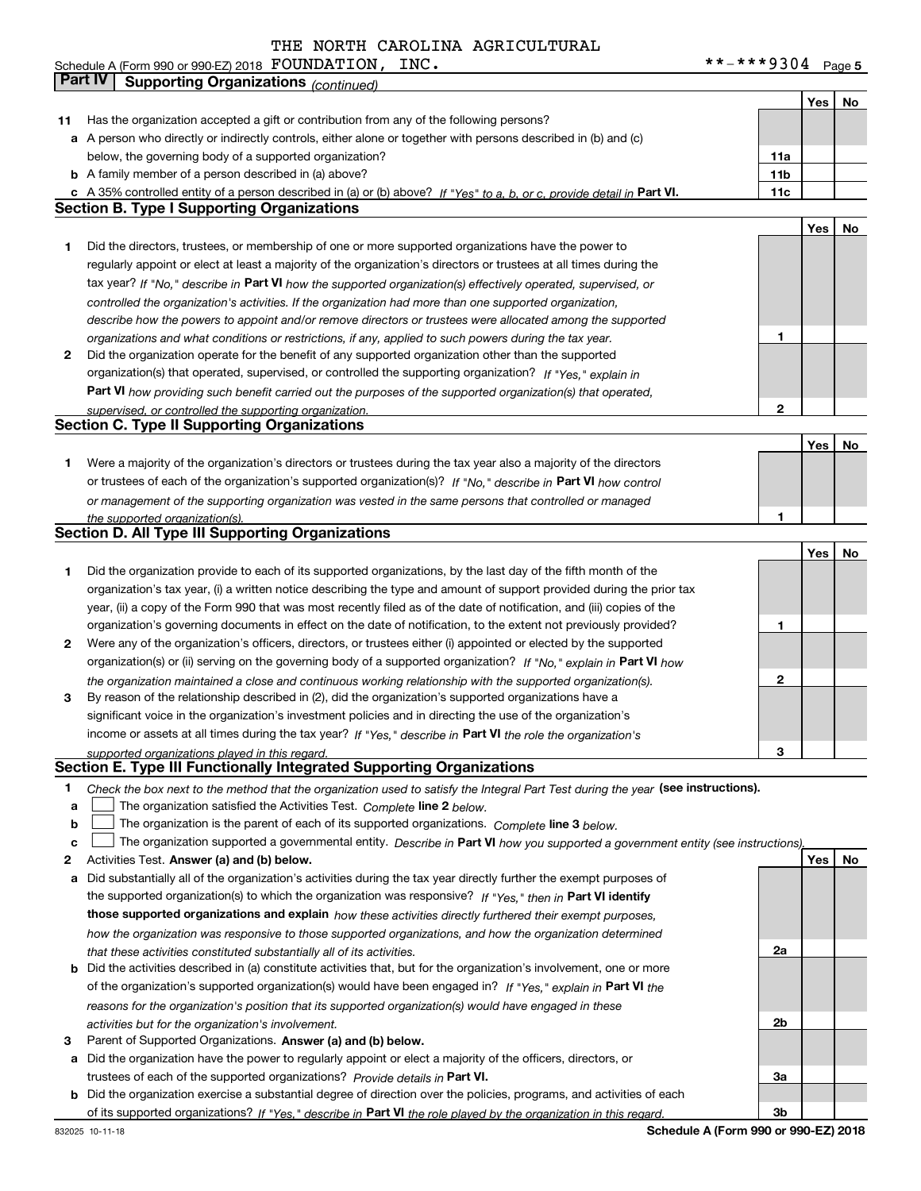THE NORTH CAROLINA AGRICULTURAL

Schedule A (Form 990 or 990-EZ) 2018 FOUNDATION, INC. **-***9304 Page 5

## Part IV Supporting Organizations *(continued)*

| | | | Yes | No |
|---|---|---|---|---|
| 11 | Has the organization accepted a gift or contribution from any of the following persons? | | | |
| a | A person who directly or indirectly controls, either alone or together with persons described in (b) and (c) below, the governing body of a supported organization? | 11a | | |
| b | A family member of a person described in (a) above? | 11b | | |
| c | A 35% controlled entity of a person described in (a) or (b) above? *If "Yes" to a, b, or c, provide detail in* **Part VI.** | 11c | | |

### Section B. Type I Supporting Organizations

| | | | Yes | No |
|---|---|---|---|---|
| 1 | Did the directors, trustees, or membership of one or more supported organizations have the power to regularly appoint or elect at least a majority of the organization's directors or trustees at all times during the tax year? *If "No," describe in* **Part VI** *how the supported organization(s) effectively operated, supervised, or controlled the organization's activities. If the organization had more than one supported organization, describe how the powers to appoint and/or remove directors or trustees were allocated among the supported organizations and what conditions or restrictions, if any, applied to such powers during the tax year.* | 1 | | |
| 2 | Did the organization operate for the benefit of any supported organization other than the supported organization(s) that operated, supervised, or controlled the supporting organization? *If "Yes," explain in* **Part VI** *how providing such benefit carried out the purposes of the supported organization(s) that operated, supervised, or controlled the supporting organization.* | 2 | | |

### Section C. Type II Supporting Organizations

| | | | Yes | No |
|---|---|---|---|---|
| 1 | Were a majority of the organization's directors or trustees during the tax year also a majority of the directors or trustees of each of the organization's supported organization(s)? *If "No," describe in* **Part VI** *how control or management of the supporting organization was vested in the same persons that controlled or managed the supported organization(s).* | 1 | | |

### Section D. All Type III Supporting Organizations

| | | | Yes | No |
|---|---|---|---|---|
| 1 | Did the organization provide to each of its supported organizations, by the last day of the fifth month of the organization's tax year, (i) a written notice describing the type and amount of support provided during the prior tax year, (ii) a copy of the Form 990 that was most recently filed as of the date of notification, and (iii) copies of the organization's governing documents in effect on the date of notification, to the extent not previously provided? | 1 | | |
| 2 | Were any of the organization's officers, directors, or trustees either (i) appointed or elected by the supported organization(s) or (ii) serving on the governing body of a supported organization? *If "No," explain in* **Part VI** *how the organization maintained a close and continuous working relationship with the supported organization(s).* | 2 | | |
| 3 | By reason of the relationship described in (2), did the organization's supported organizations have a significant voice in the organization's investment policies and in directing the use of the organization's income or assets at all times during the tax year? *If "Yes," describe in* **Part VI** *the role the organization's supported organizations played in this regard.* | 3 | | |

### Section E. Type III Functionally Integrated Supporting Organizations

1 *Check the box next to the method that the organization used to satisfy the Integral Part Test during the year* **(see instructions).**

a ☐ The organization satisfied the Activities Test. *Complete* **line 2** *below.*

b ☐ The organization is the parent of each of its supported organizations. *Complete* **line 3** *below.*

c ☐ The organization supported a governmental entity. *Describe in* **Part VI** *how you supported a government entity (see instructions).*

| | | | Yes | No |
|---|---|---|---|---|
| 2 | Activities Test. **Answer (a) and (b) below.** | | | |
| a | Did substantially all of the organization's activities during the tax year directly further the exempt purposes of the supported organization(s) to which the organization was responsive? *If "Yes," then in* **Part VI identify those supported organizations and explain** *how these activities directly furthered their exempt purposes, how the organization was responsive to those supported organizations, and how the organization determined that these activities constituted substantially all of its activities.* | 2a | | |
| b | Did the activities described in (a) constitute activities that, but for the organization's involvement, one or more of the organization's supported organization(s) would have been engaged in? *If "Yes," explain in* **Part VI** *the reasons for the organization's position that its supported organization(s) would have engaged in these activities but for the organization's involvement.* | 2b | | |
| 3 | Parent of Supported Organizations. **Answer (a) and (b) below.** | | | |
| a | Did the organization have the power to regularly appoint or elect a majority of the officers, directors, or trustees of each of the supported organizations? *Provide details in* **Part VI.** | 3a | | |
| b | Did the organization exercise a substantial degree of direction over the policies, programs, and activities of each of its supported organizations? *If "Yes," describe in* **Part VI** *the role played by the organization in this regard.* | 3b | | |

832025 10-11-18 **Schedule A (Form 990 or 990-EZ) 2018**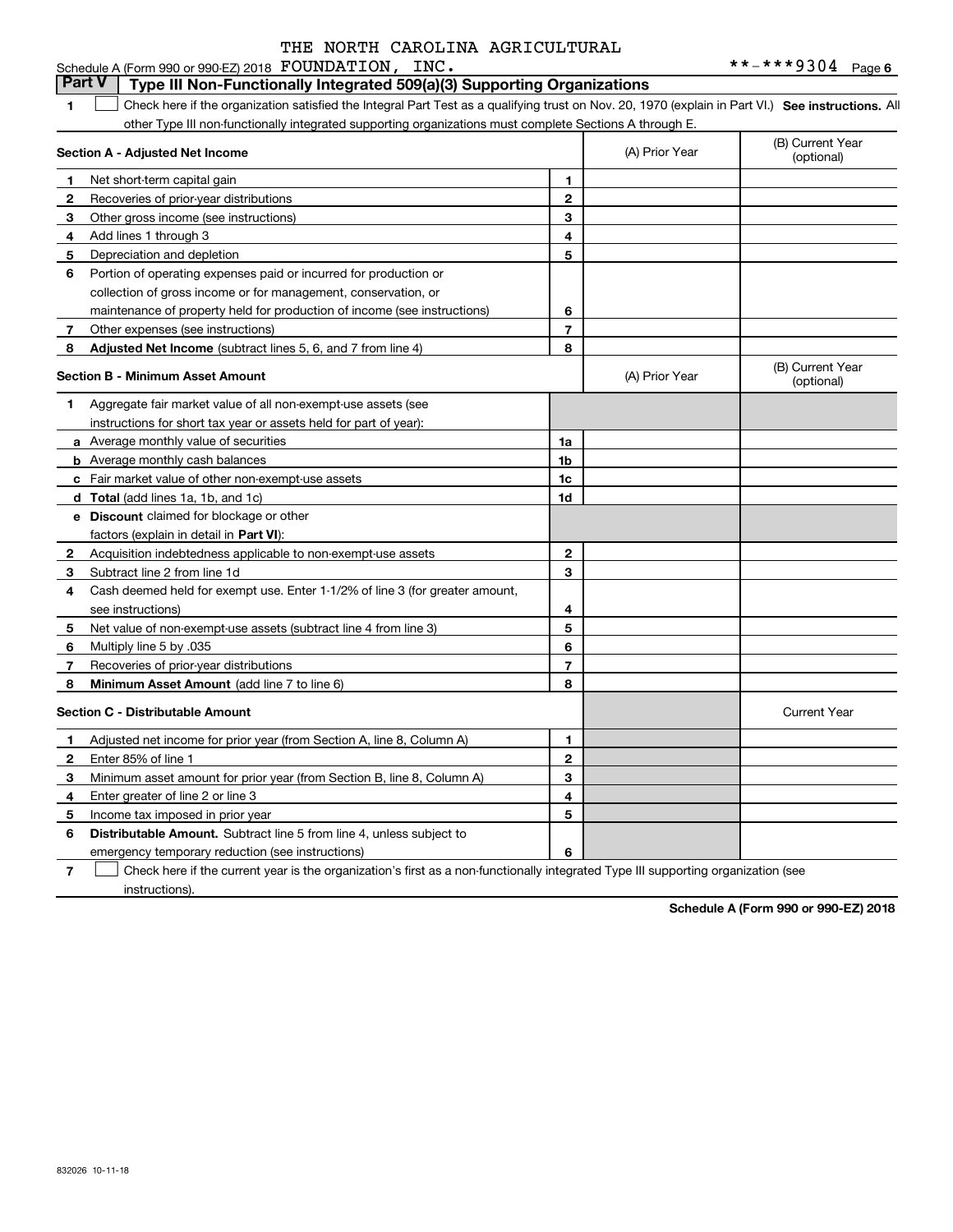THE NORTH CAROLINA AGRICULTURAL

Schedule A (Form 990 or 990-EZ) 2018 FOUNDATION, INC. **-***9304 Page 6

## Part V Type III Non-Functionally Integrated 509(a)(3) Supporting Organizations

1 ☐ Check here if the organization satisfied the Integral Part Test as a qualifying trust on Nov. 20, 1970 (explain in Part VI.) **See instructions.** All other Type III non-functionally integrated supporting organizations must complete Sections A through E.

| **Section A - Adjusted Net Income** | | | (A) Prior Year | (B) Current Year (optional) |
|---|---|---|---|---|
| 1 | Net short-term capital gain | 1 | | |
| 2 | Recoveries of prior-year distributions | 2 | | |
| 3 | Other gross income (see instructions) | 3 | | |
| 4 | Add lines 1 through 3 | 4 | | |
| 5 | Depreciation and depletion | 5 | | |
| 6 | Portion of operating expenses paid or incurred for production or collection of gross income or for management, conservation, or maintenance of property held for production of income (see instructions) | 6 | | |
| 7 | Other expenses (see instructions) | 7 | | |
| 8 | **Adjusted Net Income** (subtract lines 5, 6, and 7 from line 4) | 8 | | |

| **Section B - Minimum Asset Amount** | | | (A) Prior Year | (B) Current Year (optional) |
|---|---|---|---|---|
| 1 | Aggregate fair market value of all non-exempt-use assets (see instructions for short tax year or assets held for part of year): | | | |
| a | Average monthly value of securities | 1a | | |
| b | Average monthly cash balances | 1b | | |
| c | Fair market value of other non-exempt-use assets | 1c | | |
| d | **Total** (add lines 1a, 1b, and 1c) | 1d | | |
| e | **Discount** claimed for blockage or other factors (explain in detail in **Part VI**): | | | |
| 2 | Acquisition indebtedness applicable to non-exempt-use assets | 2 | | |
| 3 | Subtract line 2 from line 1d | 3 | | |
| 4 | Cash deemed held for exempt use. Enter 1-1/2% of line 3 (for greater amount, see instructions) | 4 | | |
| 5 | Net value of non-exempt-use assets (subtract line 4 from line 3) | 5 | | |
| 6 | Multiply line 5 by .035 | 6 | | |
| 7 | Recoveries of prior-year distributions | 7 | | |
| 8 | **Minimum Asset Amount** (add line 7 to line 6) | 8 | | |

| **Section C - Distributable Amount** | | | | Current Year |
|---|---|---|---|---|
| 1 | Adjusted net income for prior year (from Section A, line 8, Column A) | 1 | | |
| 2 | Enter 85% of line 1 | 2 | | |
| 3 | Minimum asset amount for prior year (from Section B, line 8, Column A) | 3 | | |
| 4 | Enter greater of line 2 or line 3 | 4 | | |
| 5 | Income tax imposed in prior year | 5 | | |
| 6 | **Distributable Amount.** Subtract line 5 from line 4, unless subject to emergency temporary reduction (see instructions) | 6 | | |

7 ☐ Check here if the current year is the organization's first as a non-functionally integrated Type III supporting organization (see instructions).

**Schedule A (Form 990 or 990-EZ) 2018**

832026 10-11-18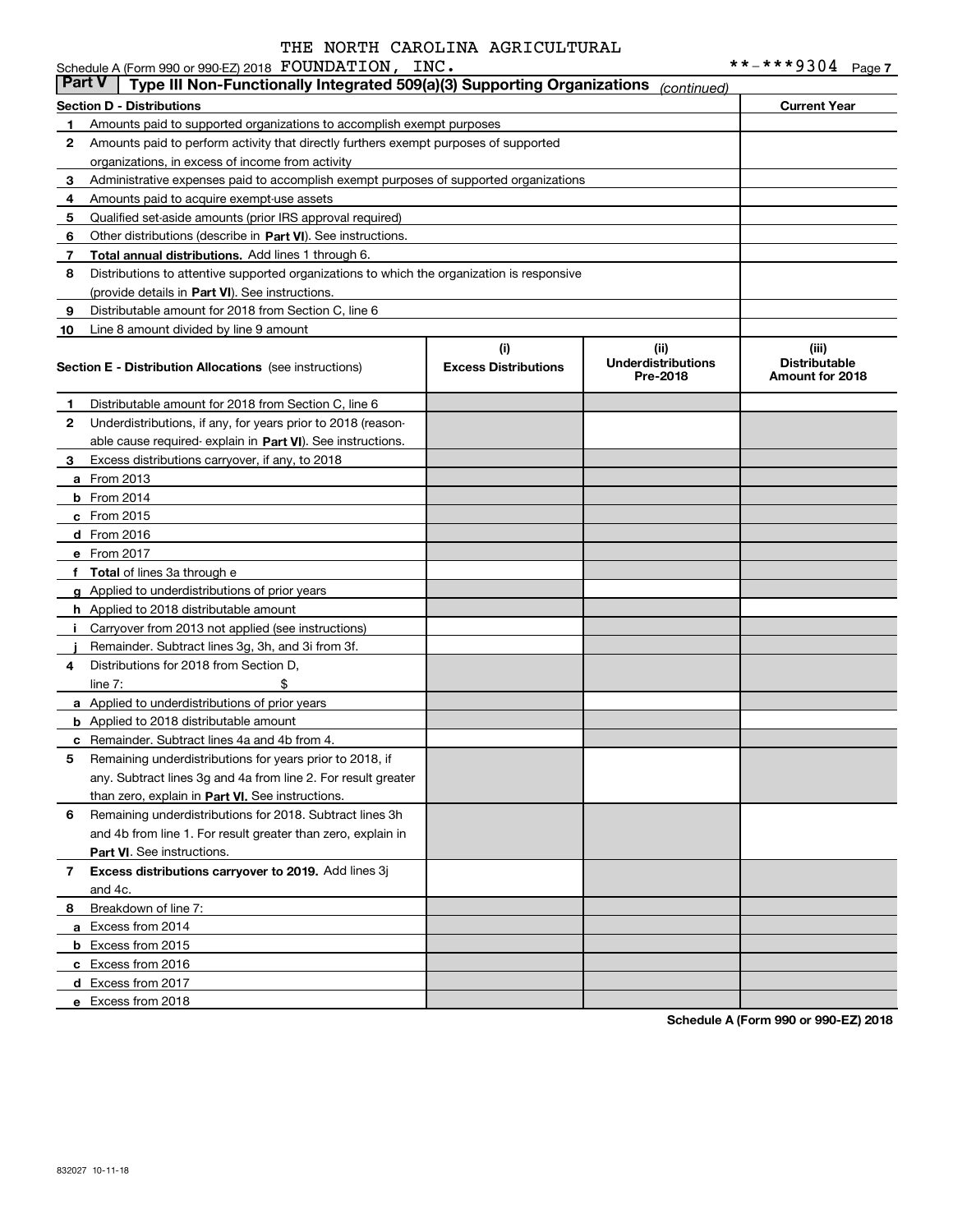THE NORTH CAROLINA AGRICULTURAL

Schedule A (Form 990 or 990-EZ) 2018 FOUNDATION, INC. **-***9304 Page 7

## Part V Type III Non-Functionally Integrated 509(a)(3) Supporting Organizations *(continued)*

| Section D - Distributions | | Current Year |
|---|---|---|
| 1 | Amounts paid to supported organizations to accomplish exempt purposes | |
| 2 | Amounts paid to perform activity that directly furthers exempt purposes of supported organizations, in excess of income from activity | |
| 3 | Administrative expenses paid to accomplish exempt purposes of supported organizations | |
| 4 | Amounts paid to acquire exempt-use assets | |
| 5 | Qualified set-aside amounts (prior IRS approval required) | |
| 6 | Other distributions (describe in **Part VI**). See instructions. | |
| 7 | **Total annual distributions.** Add lines 1 through 6. | |
| 8 | Distributions to attentive supported organizations to which the organization is responsive (provide details in **Part VI**). See instructions. | |
| 9 | Distributable amount for 2018 from Section C, line 6 | |
| 10 | Line 8 amount divided by line 9 amount | |

| Section E - Distribution Allocations (see instructions) | (i) Excess Distributions | (ii) Underdistributions Pre-2018 | (iii) Distributable Amount for 2018 |
|---|---|---|---|
| 1 Distributable amount for 2018 from Section C, line 6 | | | |
| 2 Underdistributions, if any, for years prior to 2018 (reasonable cause required- explain in **Part VI**). See instructions. | | | |
| 3 Excess distributions carryover, if any, to 2018 | | | |
| a From 2013 | | | |
| b From 2014 | | | |
| c From 2015 | | | |
| d From 2016 | | | |
| e From 2017 | | | |
| f **Total** of lines 3a through e | | | |
| g Applied to underdistributions of prior years | | | |
| h Applied to 2018 distributable amount | | | |
| i Carryover from 2013 not applied (see instructions) | | | |
| j Remainder. Subtract lines 3g, 3h, and 3i from 3f. | | | |
| 4 Distributions for 2018 from Section D, line 7: $ | | | |
| a Applied to underdistributions of prior years | | | |
| b Applied to 2018 distributable amount | | | |
| c Remainder. Subtract lines 4a and 4b from 4. | | | |
| 5 Remaining underdistributions for years prior to 2018, if any. Subtract lines 3g and 4a from line 2. For result greater than zero, explain in **Part VI.** See instructions. | | | |
| 6 Remaining underdistributions for 2018. Subtract lines 3h and 4b from line 1. For result greater than zero, explain in **Part VI**. See instructions. | | | |
| 7 **Excess distributions carryover to 2019.** Add lines 3j and 4c. | | | |
| 8 Breakdown of line 7: | | | |
| a Excess from 2014 | | | |
| b Excess from 2015 | | | |
| c Excess from 2016 | | | |
| d Excess from 2017 | | | |
| e Excess from 2018 | | | |

**Schedule A (Form 990 or 990-EZ) 2018**

832027 10-11-18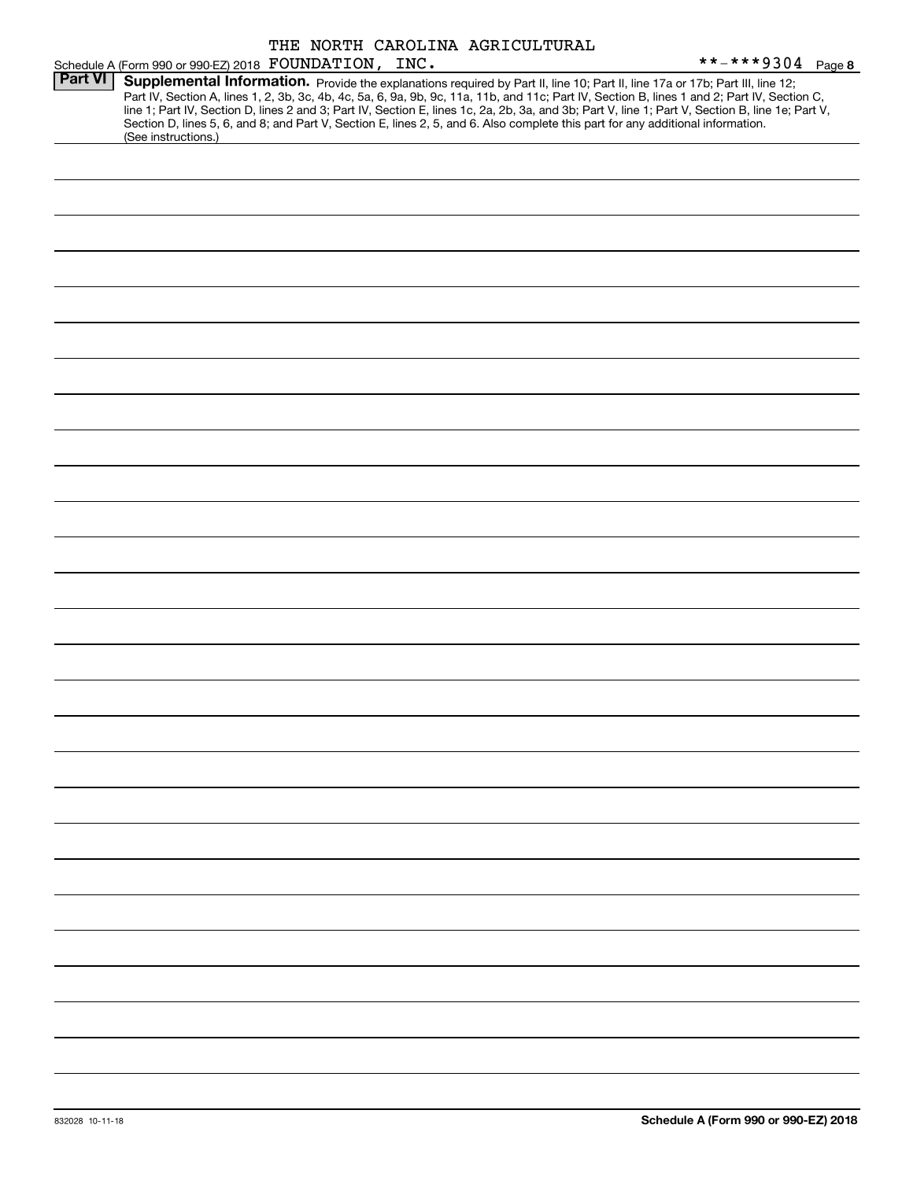THE NORTH CAROLINA AGRICULTURAL

Schedule A (Form 990 or 990-EZ) 2018 FOUNDATION, INC. **-***9304 Page 8

**Part VI** **Supplemental Information.** Provide the explanations required by Part II, line 10; Part II, line 17a or 17b; Part III, line 12; Part IV, Section A, lines 1, 2, 3b, 3c, 4b, 4c, 5a, 6, 9a, 9b, 9c, 11a, 11b, and 11c; Part IV, Section B, lines 1 and 2; Part IV, Section C, line 1; Part IV, Section D, lines 2 and 3; Part IV, Section E, lines 1c, 2a, 2b, 3a, and 3b; Part V, line 1; Part V, Section B, line 1e; Part V, Section D, lines 5, 6, and 8; and Part V, Section E, lines 2, 5, and 6. Also complete this part for any additional information. (See instructions.)

832028 10-11-18

**Schedule A (Form 990 or 990-EZ) 2018**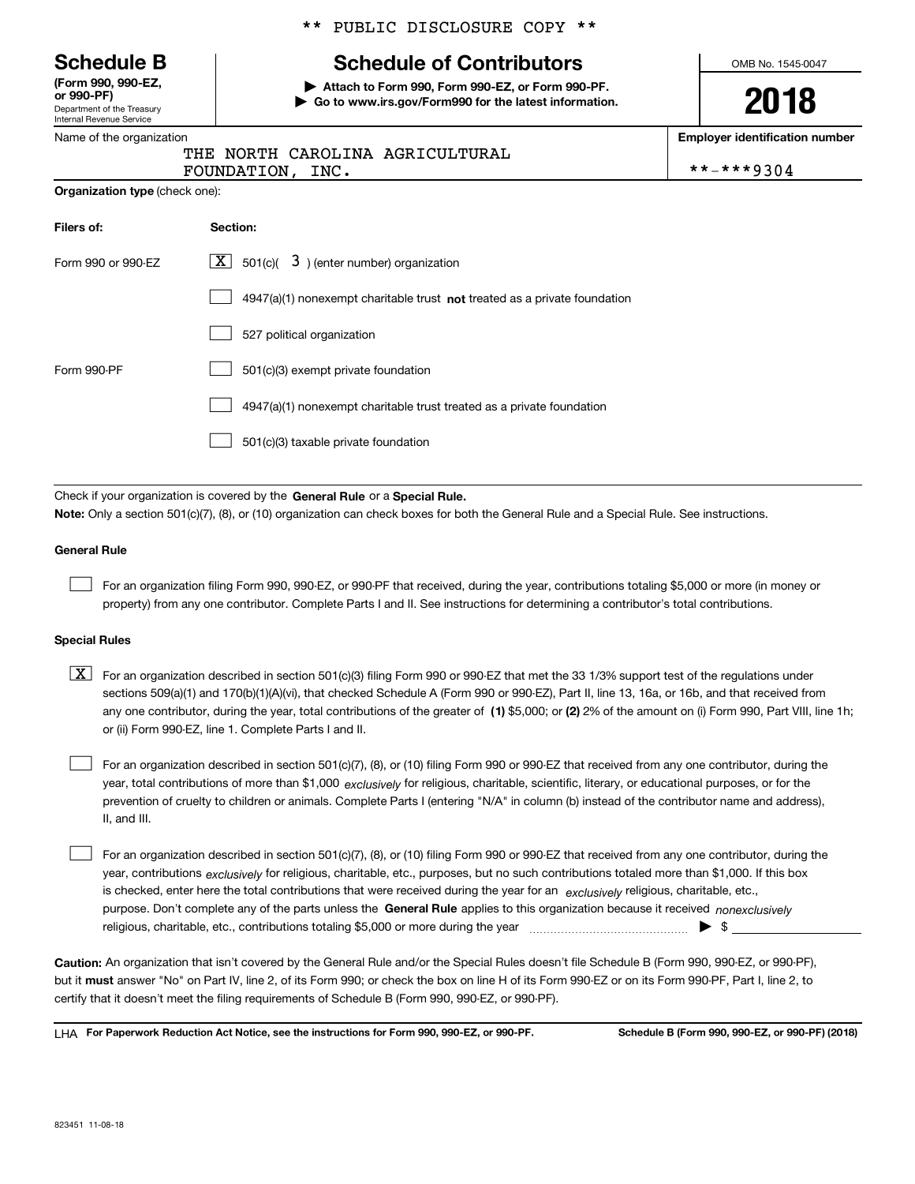** PUBLIC DISCLOSURE COPY **

# Schedule B

**(Form 990, 990-EZ, or 990-PF)**
Department of the Treasury
Internal Revenue Service

## Schedule of Contributors

▶ **Attach to Form 990, Form 990-EZ, or Form 990-PF.**
▶ **Go to www.irs.gov/Form990 for the latest information.**

OMB No. 1545-0047

**2018**

Name of the organization: THE NORTH CAROLINA AGRICULTURAL FOUNDATION, INC.

**Employer identification number**: **-***9304

**Organization type** (check one):

| **Filers of:** | **Section:** |
|---|---|
| Form 990 or 990-EZ | [X] 501(c)( 3 ) (enter number) organization |
| | [ ] 4947(a)(1) nonexempt charitable trust **not** treated as a private foundation |
| | [ ] 527 political organization |
| Form 990-PF | [ ] 501(c)(3) exempt private foundation |
| | [ ] 4947(a)(1) nonexempt charitable trust treated as a private foundation |
| | [ ] 501(c)(3) taxable private foundation |

Check if your organization is covered by the **General Rule** or a **Special Rule.**

**Note:** Only a section 501(c)(7), (8), or (10) organization can check boxes for both the General Rule and a Special Rule. See instructions.

### General Rule

[ ] For an organization filing Form 990, 990-EZ, or 990-PF that received, during the year, contributions totaling $5,000 or more (in money or property) from any one contributor. Complete Parts I and II. See instructions for determining a contributor's total contributions.

### Special Rules

[X] For an organization described in section 501(c)(3) filing Form 990 or 990-EZ that met the 33 1/3% support test of the regulations under sections 509(a)(1) and 170(b)(1)(A)(vi), that checked Schedule A (Form 990 or 990-EZ), Part II, line 13, 16a, or 16b, and that received from any one contributor, during the year, total contributions of the greater of **(1)** $5,000; or **(2)** 2% of the amount on (i) Form 990, Part VIII, line 1h; or (ii) Form 990-EZ, line 1. Complete Parts I and II.

[ ] For an organization described in section 501(c)(7), (8), or (10) filing Form 990 or 990-EZ that received from any one contributor, during the year, total contributions of more than $1,000 *exclusively* for religious, charitable, scientific, literary, or educational purposes, or for the prevention of cruelty to children or animals. Complete Parts I (entering "N/A" in column (b) instead of the contributor name and address), II, and III.

[ ] For an organization described in section 501(c)(7), (8), or (10) filing Form 990 or 990-EZ that received from any one contributor, during the year, contributions *exclusively* for religious, charitable, etc., purposes, but no such contributions totaled more than $1,000. If this box is checked, enter here the total contributions that were received during the year for an *exclusively* religious, charitable, etc., purpose. Don't complete any of the parts unless the **General Rule** applies to this organization because it received *nonexclusively* religious, charitable, etc., contributions totaling $5,000 or more during the year ▶ $ ____________

**Caution:** An organization that isn't covered by the General Rule and/or the Special Rules doesn't file Schedule B (Form 990, 990-EZ, or 990-PF), but it **must** answer "No" on Part IV, line 2, of its Form 990; or check the box on line H of its Form 990-EZ or on its Form 990-PF, Part I, line 2, to certify that it doesn't meet the filing requirements of Schedule B (Form 990, 990-EZ, or 990-PF).

LHA **For Paperwork Reduction Act Notice, see the instructions for Form 990, 990-EZ, or 990-PF.** **Schedule B (Form 990, 990-EZ, or 990-PF) (2018)**

823451 11-08-18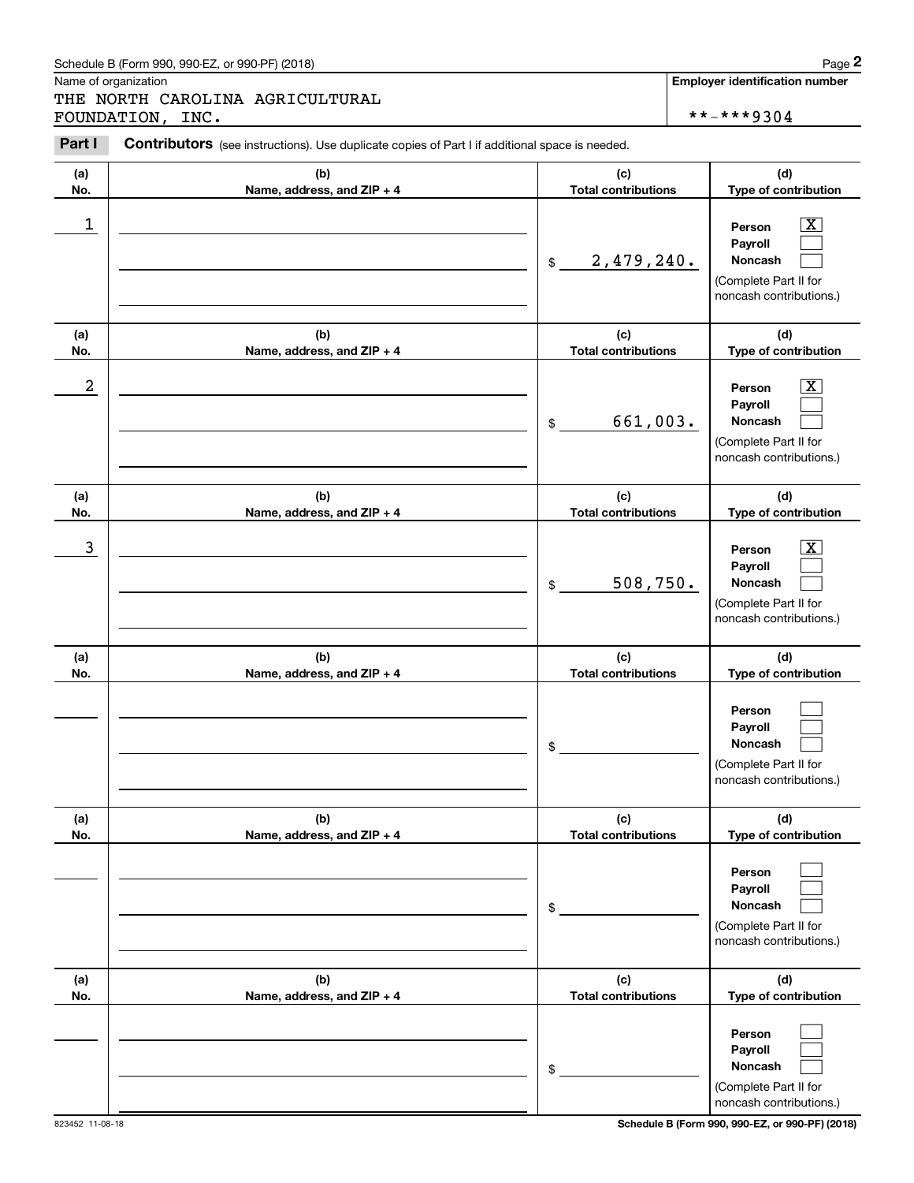Schedule B (Form 990, 990-EZ, or 990-PF) (2018)

Name of organization

THE NORTH CAROLINA AGRICULTURAL FOUNDATION, INC.

**Employer identification number**

**-***9304

**Part I** **Contributors** (see instructions). Use duplicate copies of Part I if additional space is needed.

| (a) No. | (b) Name, address, and ZIP + 4 | (c) Total contributions | (d) Type of contribution |
|---|---|---|---|
| 1 | | $ 2,479,240. | Person [X] Payroll [ ] Noncash [ ] (Complete Part II for noncash contributions.) |
| 2 | | $ 661,003. | Person [X] Payroll [ ] Noncash [ ] (Complete Part II for noncash contributions.) |
| 3 | | $ 508,750. | Person [X] Payroll [ ] Noncash [ ] (Complete Part II for noncash contributions.) |
| | | $ | Person [ ] Payroll [ ] Noncash [ ] (Complete Part II for noncash contributions.) |
| | | $ | Person [ ] Payroll [ ] Noncash [ ] (Complete Part II for noncash contributions.) |
| | | $ | Person [ ] Payroll [ ] Noncash [ ] (Complete Part II for noncash contributions.) |

823452 11-08-18

Schedule B (Form 990, 990-EZ, or 990-PF) (2018)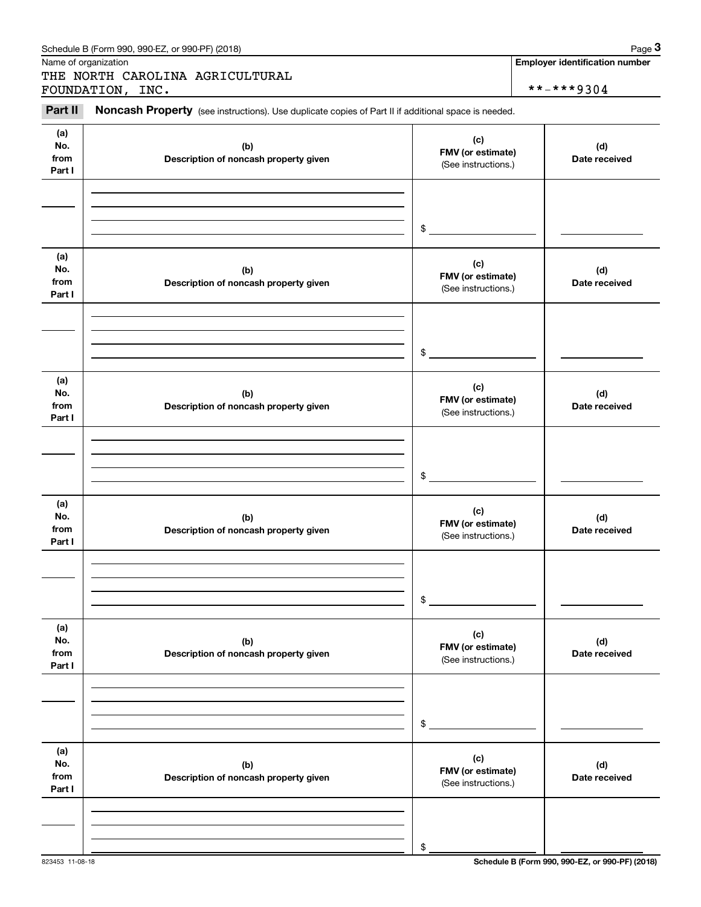Name of organization

THE NORTH CAROLINA AGRICULTURAL FOUNDATION, INC.

**Employer identification number**

**-***9304

**Part II** **Noncash Property** (see instructions). Use duplicate copies of Part II if additional space is needed.

| (a) No. from Part I | (b) Description of noncash property given | (c) FMV (or estimate) (See instructions.) | (d) Date received |
|---|---|---|---|
| | | $ | |

| (a) No. from Part I | (b) Description of noncash property given | (c) FMV (or estimate) (See instructions.) | (d) Date received |
|---|---|---|---|
| | | $ | |

| (a) No. from Part I | (b) Description of noncash property given | (c) FMV (or estimate) (See instructions.) | (d) Date received |
|---|---|---|---|
| | | $ | |

| (a) No. from Part I | (b) Description of noncash property given | (c) FMV (or estimate) (See instructions.) | (d) Date received |
|---|---|---|---|
| | | $ | |

| (a) No. from Part I | (b) Description of noncash property given | (c) FMV (or estimate) (See instructions.) | (d) Date received |
|---|---|---|---|
| | | $ | |

| (a) No. from Part I | (b) Description of noncash property given | (c) FMV (or estimate) (See instructions.) | (d) Date received |
|---|---|---|---|
| | | $ | |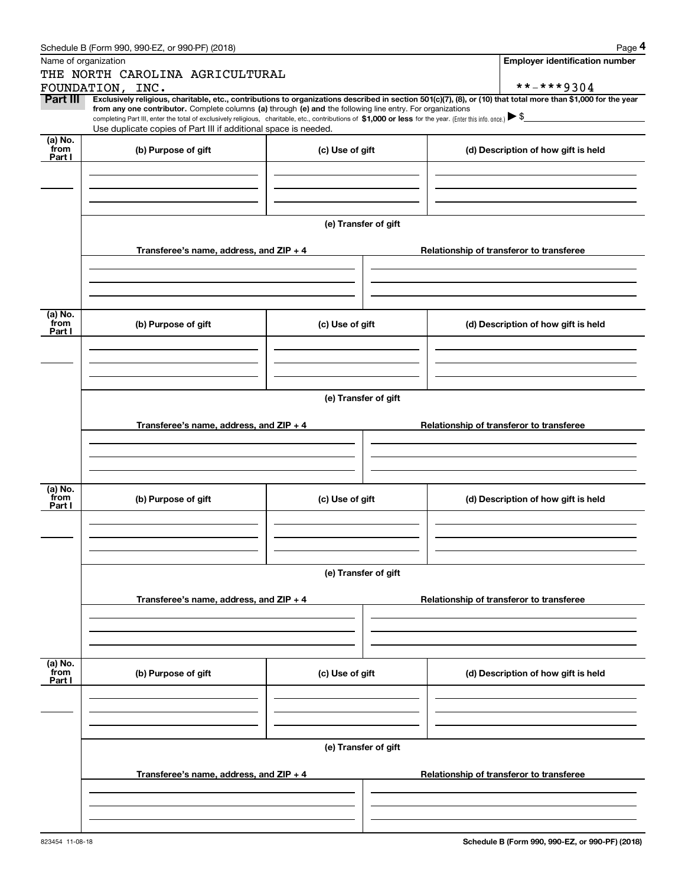Schedule B (Form 990, 990-EZ, or 990-PF) (2018)

Name of organization

THE NORTH CAROLINA AGRICULTURAL FOUNDATION, INC.

**Employer identification number**

**-***9304

**Part III** **Exclusively religious, charitable, etc., contributions to organizations described in section 501(c)(7), (8), or (10) that total more than $1,000 for the year from any one contributor.** Complete columns **(a)** through **(e) and** the following line entry. For organizations completing Part III, enter the total of exclusively religious, charitable, etc., contributions of **$1,000 or less** for the year. (Enter this info. once.) ▶ $

Use duplicate copies of Part III if additional space is needed.

| (a) No. from Part I | (b) Purpose of gift | (c) Use of gift | (d) Description of how gift is held |
|---|---|---|---|
| | | | |

**(e) Transfer of gift**

| Transferee's name, address, and ZIP + 4 | Relationship of transferor to transferee |
|---|---|
| | |

| (a) No. from Part I | (b) Purpose of gift | (c) Use of gift | (d) Description of how gift is held |
|---|---|---|---|
| | | | |

**(e) Transfer of gift**

| Transferee's name, address, and ZIP + 4 | Relationship of transferor to transferee |
|---|---|
| | |

| (a) No. from Part I | (b) Purpose of gift | (c) Use of gift | (d) Description of how gift is held |
|---|---|---|---|
| | | | |

**(e) Transfer of gift**

| Transferee's name, address, and ZIP + 4 | Relationship of transferor to transferee |
|---|---|
| | |

| (a) No. from Part I | (b) Purpose of gift | (c) Use of gift | (d) Description of how gift is held |
|---|---|---|---|
| | | | |

**(e) Transfer of gift**

| Transferee's name, address, and ZIP + 4 | Relationship of transferor to transferee |
|---|---|
| | |

823454 11-08-18

**Schedule B (Form 990, 990-EZ, or 990-PF) (2018)**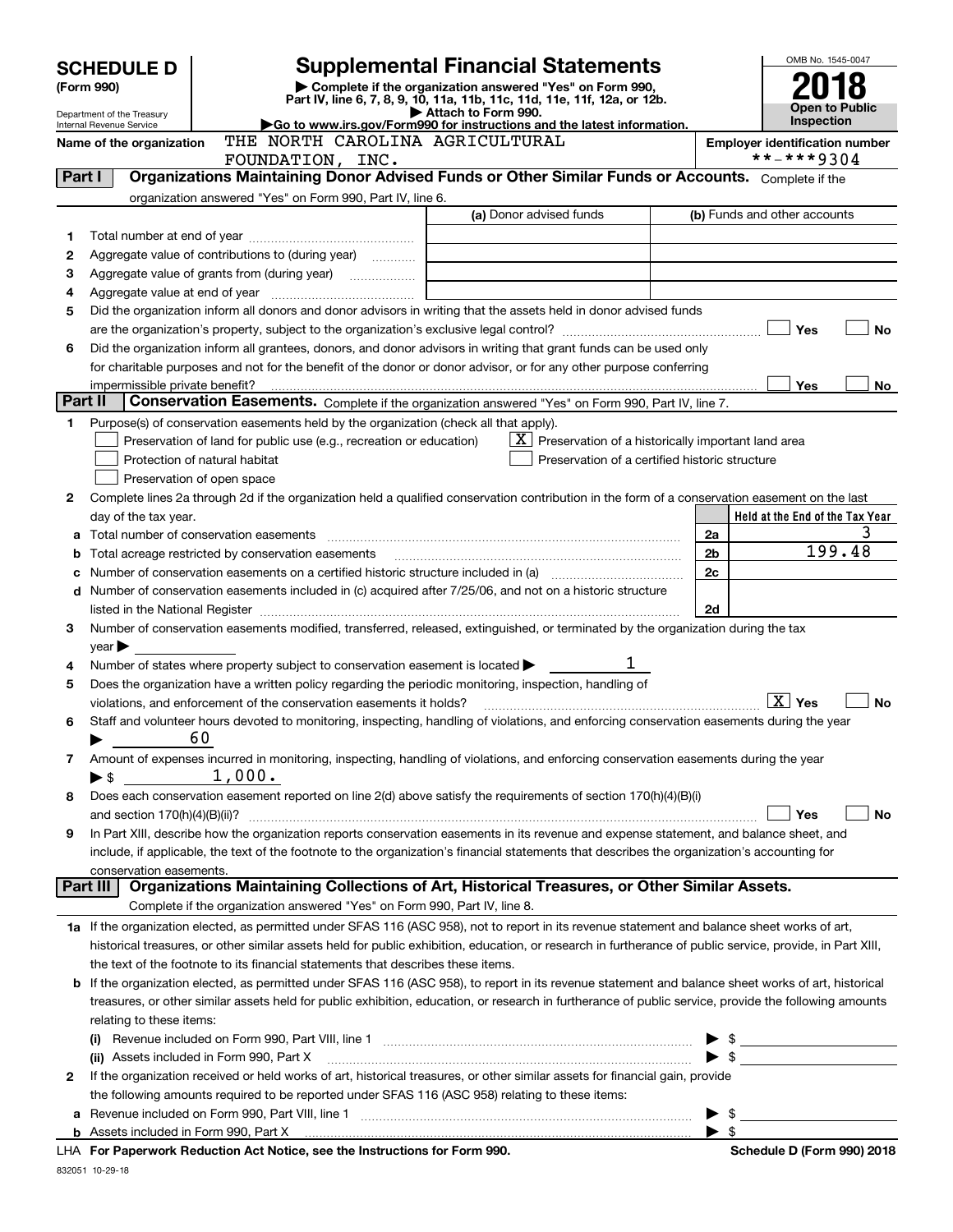# SCHEDULE D (Form 990)

Department of the Treasury
Internal Revenue Service

## Supplemental Financial Statements

▶ Complete if the organization answered "Yes" on Form 990, Part IV, line 6, 7, 8, 9, 10, 11a, 11b, 11c, 11d, 11e, 11f, 12a, or 12b.
▶ Attach to Form 990.
▶Go to www.irs.gov/Form990 for instructions and the latest information.

OMB No. 1545-0047

**2018**

**Open to Public Inspection**

Name of the organization: THE NORTH CAROLINA AGRICULTURAL FOUNDATION, INC.

Employer identification number: **-***9304

### Part I Organizations Maintaining Donor Advised Funds or Other Similar Funds or Accounts.
Complete if the organization answered "Yes" on Form 990, Part IV, line 6.

| | | (a) Donor advised funds | (b) Funds and other accounts |
|---|---|---|---|
| 1 | Total number at end of year | | |
| 2 | Aggregate value of contributions to (during year) | | |
| 3 | Aggregate value of grants from (during year) | | |
| 4 | Aggregate value at end of year | | |

5 Did the organization inform all donors and donor advisors in writing that the assets held in donor advised funds are the organization's property, subject to the organization's exclusive legal control? ☐ Yes ☐ No

6 Did the organization inform all grantees, donors, and donor advisors in writing that grant funds can be used only for charitable purposes and not for the benefit of the donor or donor advisor, or for any other purpose conferring impermissible private benefit? ☐ Yes ☐ No

### Part II Conservation Easements.
Complete if the organization answered "Yes" on Form 990, Part IV, line 7.

1 Purpose(s) of conservation easements held by the organization (check all that apply).

- ☐ Preservation of land for public use (e.g., recreation or education)
- ☒ Preservation of a historically important land area
- ☐ Protection of natural habitat
- ☐ Preservation of a certified historic structure
- ☐ Preservation of open space

2 Complete lines 2a through 2d if the organization held a qualified conservation contribution in the form of a conservation easement on the last day of the tax year.

| | | | Held at the End of the Tax Year |
|---|---|---|---|
| a | Total number of conservation easements | 2a | 3 |
| b | Total acreage restricted by conservation easements | 2b | 199.48 |
| c | Number of conservation easements on a certified historic structure included in (a) | 2c | |
| d | Number of conservation easements included in (c) acquired after 7/25/06, and not on a historic structure listed in the National Register | 2d | |

3 Number of conservation easements modified, transferred, released, extinguished, or terminated by the organization during the tax year ▶

4 Number of states where property subject to conservation easement is located ▶ 1

5 Does the organization have a written policy regarding the periodic monitoring, inspection, handling of violations, and enforcement of the conservation easements it holds? ☒ Yes ☐ No

6 Staff and volunteer hours devoted to monitoring, inspecting, handling of violations, and enforcing conservation easements during the year ▶ 60

7 Amount of expenses incurred in monitoring, inspecting, handling of violations, and enforcing conservation easements during the year ▶ $ 1,000.

8 Does each conservation easement reported on line 2(d) above satisfy the requirements of section 170(h)(4)(B)(i) and section 170(h)(4)(B)(ii)? ☐ Yes ☐ No

9 In Part XIII, describe how the organization reports conservation easements in its revenue and expense statement, and balance sheet, and include, if applicable, the text of the footnote to the organization's financial statements that describes the organization's accounting for conservation easements.

### Part III Organizations Maintaining Collections of Art, Historical Treasures, or Other Similar Assets.
Complete if the organization answered "Yes" on Form 990, Part IV, line 8.

1a If the organization elected, as permitted under SFAS 116 (ASC 958), not to report in its revenue statement and balance sheet works of art, historical treasures, or other similar assets held for public exhibition, education, or research in furtherance of public service, provide, in Part XIII, the text of the footnote to its financial statements that describes these items.

b If the organization elected, as permitted under SFAS 116 (ASC 958), to report in its revenue statement and balance sheet works of art, historical treasures, or other similar assets held for public exhibition, education, or research in furtherance of public service, provide the following amounts relating to these items:

(i) Revenue included on Form 990, Part VIII, line 1 ▶ $

(ii) Assets included in Form 990, Part X ▶ $

2 If the organization received or held works of art, historical treasures, or other similar assets for financial gain, provide the following amounts required to be reported under SFAS 116 (ASC 958) relating to these items:

a Revenue included on Form 990, Part VIII, line 1 ▶ $

b Assets included in Form 990, Part X ▶ $

LHA For Paperwork Reduction Act Notice, see the Instructions for Form 990. Schedule D (Form 990) 2018

832051 10-29-18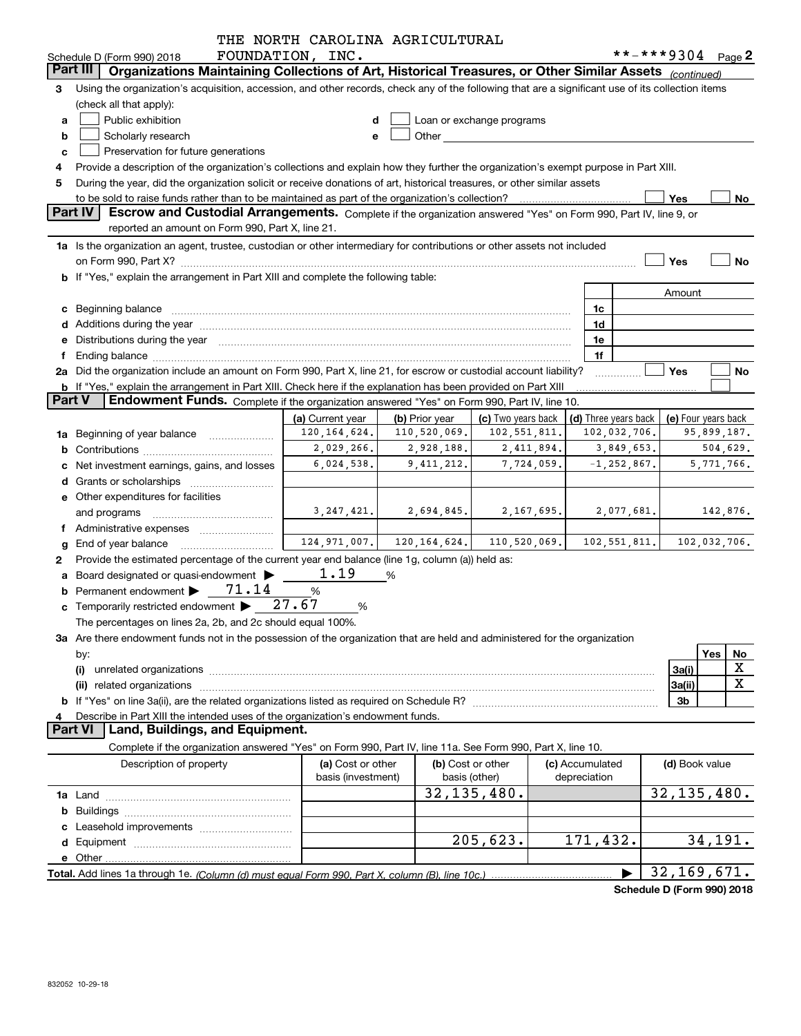THE NORTH CAROLINA AGRICULTURAL FOUNDATION, INC. **-***9304

Schedule D (Form 990) 2018 Page 2

## Part III Organizations Maintaining Collections of Art, Historical Treasures, or Other Similar Assets *(continued)*

3 Using the organization's acquisition, accession, and other records, check any of the following that are a significant use of its collection items (check all that apply):

- a ☐ Public exhibition
- b ☐ Scholarly research
- c ☐ Preservation for future generations
- d ☐ Loan or exchange programs
- e ☐ Other

4 Provide a description of the organization's collections and explain how they further the organization's exempt purpose in Part XIII.

5 During the year, did the organization solicit or receive donations of art, historical treasures, or other similar assets to be sold to raise funds rather than to be maintained as part of the organization's collection? ☐ Yes ☐ No

## Part IV Escrow and Custodial Arrangements.

Complete if the organization answered "Yes" on Form 990, Part IV, line 9, or reported an amount on Form 990, Part X, line 21.

1a Is the organization an agent, trustee, custodian or other intermediary for contributions or other assets not included on Form 990, Part X? ☐ Yes ☐ No

b If "Yes," explain the arrangement in Part XIII and complete the following table:

| | | Amount |
|---|---|---|
| c Beginning balance | 1c | |
| d Additions during the year | 1d | |
| e Distributions during the year | 1e | |
| f Ending balance | 1f | |

2a Did the organization include an amount on Form 990, Part X, line 21, for escrow or custodial account liability? ☐ Yes ☐ No

b If "Yes," explain the arrangement in Part XIII. Check here if the explanation has been provided on Part XIII ☐

## Part V Endowment Funds.

Complete if the organization answered "Yes" on Form 990, Part IV, line 10.

| | (a) Current year | (b) Prior year | (c) Two years back | (d) Three years back | (e) Four years back |
|---|---|---|---|---|---|
| 1a Beginning of year balance | 120,164,624. | 110,520,069. | 102,551,811. | 102,032,706. | 95,899,187. |
| b Contributions | 2,029,266. | 2,928,188. | 2,411,894. | 3,849,653. | 504,629. |
| c Net investment earnings, gains, and losses | 6,024,538. | 9,411,212. | 7,724,059. | -1,252,867. | 5,771,766. |
| d Grants or scholarships | | | | | |
| e Other expenditures for facilities and programs | 3,247,421. | 2,694,845. | 2,167,695. | 2,077,681. | 142,876. |
| f Administrative expenses | | | | | |
| g End of year balance | 124,971,007. | 120,164,624. | 110,520,069. | 102,551,811. | 102,032,706. |

2 Provide the estimated percentage of the current year end balance (line 1g, column (a)) held as:

- a Board designated or quasi-endowment ▶ 1.19 %
- b Permanent endowment ▶ 71.14 %
- c Temporarily restricted endowment ▶ 27.67 %

The percentages on lines 2a, 2b, and 2c should equal 100%.

3a Are there endowment funds not in the possession of the organization that are held and administered for the organization by:

| | | Yes | No |
|---|---|---|---|
| (i) unrelated organizations | 3a(i) | | X |
| (ii) related organizations | 3a(ii) | | X |
| b If "Yes" on line 3a(ii), are the related organizations listed as required on Schedule R? | 3b | | |

4 Describe in Part XIII the intended uses of the organization's endowment funds.

## Part VI Land, Buildings, and Equipment.

Complete if the organization answered "Yes" on Form 990, Part IV, line 11a. See Form 990, Part X, line 10.

| Description of property | (a) Cost or other basis (investment) | (b) Cost or other basis (other) | (c) Accumulated depreciation | (d) Book value |
|---|---|---|---|---|
| 1a Land | | 32,135,480. | | 32,135,480. |
| b Buildings | | | | |
| c Leasehold improvements | | | | |
| d Equipment | | 205,623. | 171,432. | 34,191. |
| e Other | | | | |

Total. Add lines 1a through 1e. *(Column (d) must equal Form 990, Part X, column (B), line 10c.)* ▶ 32,169,671.

Schedule D (Form 990) 2018

832052 10-29-18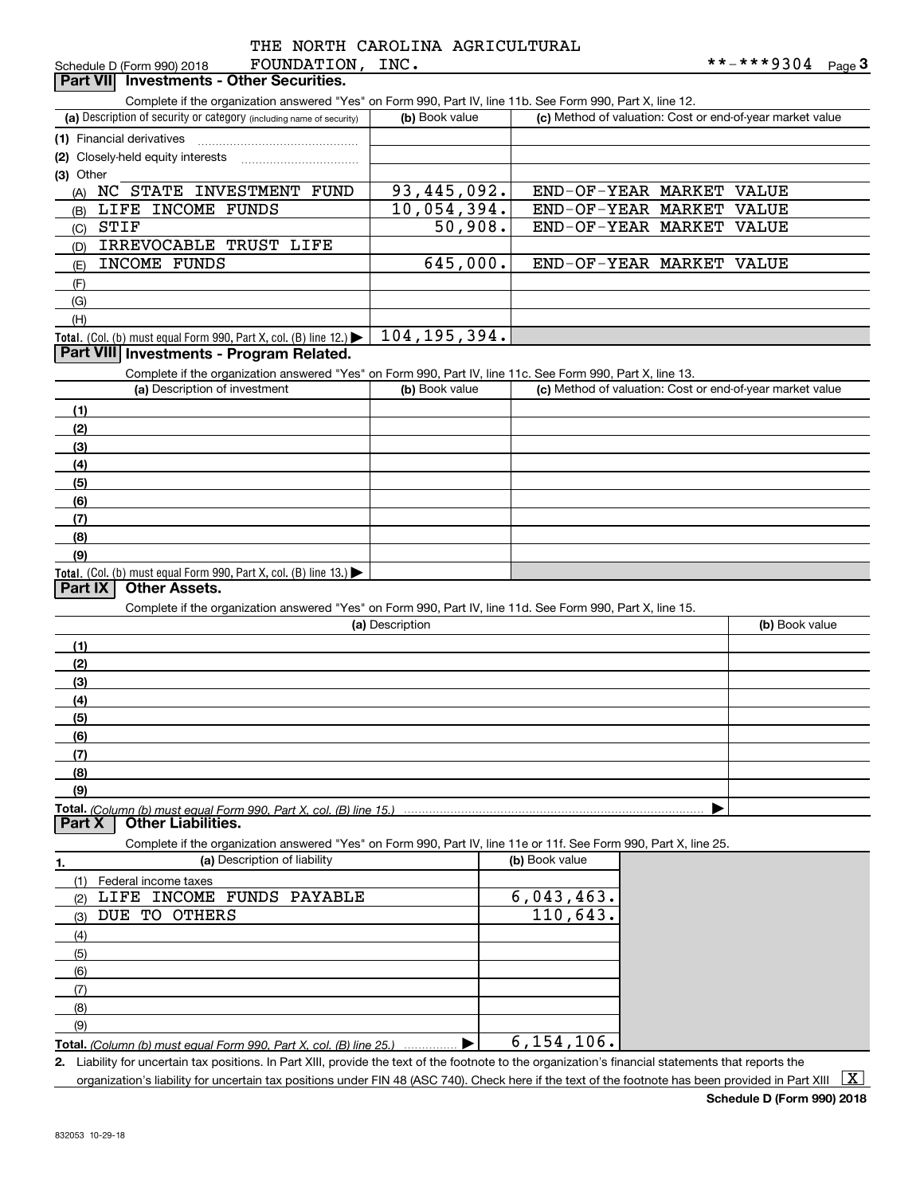THE NORTH CAROLINA AGRICULTURAL FOUNDATION, INC. **-***9304

Schedule D (Form 990) 2018

## Part VII Investments - Other Securities.

Complete if the organization answered "Yes" on Form 990, Part IV, line 11b. See Form 990, Part X, line 12.

| (a) Description of security or category (including name of security) | (b) Book value | (c) Method of valuation: Cost or end-of-year market value |
|---|---|---|
| (1) Financial derivatives | | |
| (2) Closely-held equity interests | | |
| (3) Other | | |
| (A) NC STATE INVESTMENT FUND | 93,445,092. | END-OF-YEAR MARKET VALUE |
| (B) LIFE INCOME FUNDS | 10,054,394. | END-OF-YEAR MARKET VALUE |
| (C) STIF | 50,908. | END-OF-YEAR MARKET VALUE |
| (D) IRREVOCABLE TRUST LIFE | | |
| (E) INCOME FUNDS | 645,000. | END-OF-YEAR MARKET VALUE |
| (F) | | |
| (G) | | |
| (H) | | |
| **Total.** (Col. (b) must equal Form 990, Part X, col. (B) line 12.) | 104,195,394. | |

## Part VIII Investments - Program Related.

Complete if the organization answered "Yes" on Form 990, Part IV, line 11c. See Form 990, Part X, line 13.

| (a) Description of investment | (b) Book value | (c) Method of valuation: Cost or end-of-year market value |
|---|---|---|
| (1) | | |
| (2) | | |
| (3) | | |
| (4) | | |
| (5) | | |
| (6) | | |
| (7) | | |
| (8) | | |
| (9) | | |
| **Total.** (Col. (b) must equal Form 990, Part X, col. (B) line 13.) | | |

## Part IX Other Assets.

Complete if the organization answered "Yes" on Form 990, Part IV, line 11d. See Form 990, Part X, line 15.

| (a) Description | (b) Book value |
|---|---|
| (1) | |
| (2) | |
| (3) | |
| (4) | |
| (5) | |
| (6) | |
| (7) | |
| (8) | |
| (9) | |
| **Total.** *(Column (b) must equal Form 990, Part X, col. (B) line 15.)* | |

## Part X Other Liabilities.

Complete if the organization answered "Yes" on Form 990, Part IV, line 11e or 11f. See Form 990, Part X, line 25.

| 1. (a) Description of liability | (b) Book value |
|---|---|
| (1) Federal income taxes | |
| (2) LIFE INCOME FUNDS PAYABLE | 6,043,463. |
| (3) DUE TO OTHERS | 110,643. |
| (4) | |
| (5) | |
| (6) | |
| (7) | |
| (8) | |
| (9) | |
| **Total.** *(Column (b) must equal Form 990, Part X, col. (B) line 25.)* | 6,154,106. |

2. Liability for uncertain tax positions. In Part XIII, provide the text of the footnote to the organization's financial statements that reports the organization's liability for uncertain tax positions under FIN 48 (ASC 740). Check here if the text of the footnote has been provided in Part XIII [X]

Schedule D (Form 990) 2018

832053 10-29-18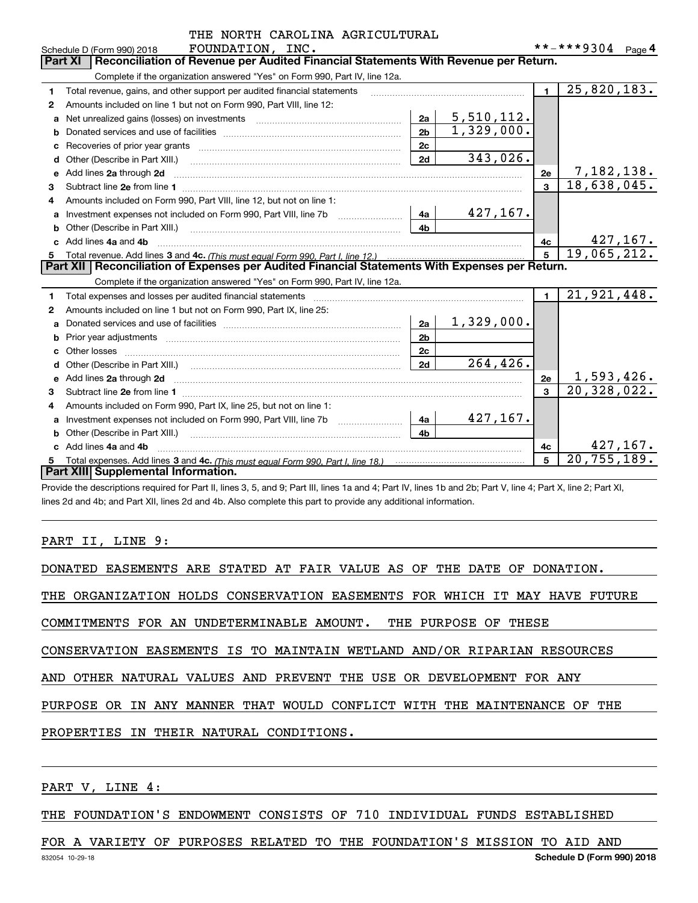THE NORTH CAROLINA AGRICULTURAL FOUNDATION, INC. **-***9304

Schedule D (Form 990) 2018 Page 4

## Part XI Reconciliation of Revenue per Audited Financial Statements With Revenue per Return.

Complete if the organization answered "Yes" on Form 990, Part IV, line 12a.

| | | | | | |
|---|---|---|---|---|---|
| 1 | Total revenue, gains, and other support per audited financial statements | | | 1 | 25,820,183. |
| 2 | Amounts included on line 1 but not on Form 990, Part VIII, line 12: | | | | |
| a | Net unrealized gains (losses) on investments | 2a | 5,510,112. | | |
| b | Donated services and use of facilities | 2b | 1,329,000. | | |
| c | Recoveries of prior year grants | 2c | | | |
| d | Other (Describe in Part XIII.) | 2d | 343,026. | | |
| e | Add lines 2a through 2d | | | 2e | 7,182,138. |
| 3 | Subtract line 2e from line 1 | | | 3 | 18,638,045. |
| 4 | Amounts included on Form 990, Part VIII, line 12, but not on line 1: | | | | |
| a | Investment expenses not included on Form 990, Part VIII, line 7b | 4a | 427,167. | | |
| b | Other (Describe in Part XIII.) | 4b | | | |
| c | Add lines 4a and 4b | | | 4c | 427,167. |
| 5 | Total revenue. Add lines 3 and 4c. *(This must equal Form 990, Part I, line 12.)* | | | 5 | 19,065,212. |

## Part XII Reconciliation of Expenses per Audited Financial Statements With Expenses per Return.

Complete if the organization answered "Yes" on Form 990, Part IV, line 12a.

| | | | | | |
|---|---|---|---|---|---|
| 1 | Total expenses and losses per audited financial statements | | | 1 | 21,921,448. |
| 2 | Amounts included on line 1 but not on Form 990, Part IX, line 25: | | | | |
| a | Donated services and use of facilities | 2a | 1,329,000. | | |
| b | Prior year adjustments | 2b | | | |
| c | Other losses | 2c | | | |
| d | Other (Describe in Part XIII.) | 2d | 264,426. | | |
| e | Add lines 2a through 2d | | | 2e | 1,593,426. |
| 3 | Subtract line 2e from line 1 | | | 3 | 20,328,022. |
| 4 | Amounts included on Form 990, Part IX, line 25, but not on line 1: | | | | |
| a | Investment expenses not included on Form 990, Part VIII, line 7b | 4a | 427,167. | | |
| b | Other (Describe in Part XIII.) | 4b | | | |
| c | Add lines 4a and 4b | | | 4c | 427,167. |
| 5 | Total expenses. Add lines 3 and 4c. *(This must equal Form 990, Part I, line 18.)* | | | 5 | 20,755,189. |

## Part XIII Supplemental Information.

Provide the descriptions required for Part II, lines 3, 5, and 9; Part III, lines 1a and 4; Part IV, lines 1b and 2b; Part V, line 4; Part X, line 2; Part XI, lines 2d and 4b; and Part XII, lines 2d and 4b. Also complete this part to provide any additional information.

PART II, LINE 9:

DONATED EASEMENTS ARE STATED AT FAIR VALUE AS OF THE DATE OF DONATION. THE ORGANIZATION HOLDS CONSERVATION EASEMENTS FOR WHICH IT MAY HAVE FUTURE COMMITMENTS FOR AN UNDETERMINABLE AMOUNT. THE PURPOSE OF THESE CONSERVATION EASEMENTS IS TO MAINTAIN WETLAND AND/OR RIPARIAN RESOURCES AND OTHER NATURAL VALUES AND PREVENT THE USE OR DEVELOPMENT FOR ANY PURPOSE OR IN ANY MANNER THAT WOULD CONFLICT WITH THE MAINTENANCE OF THE PROPERTIES IN THEIR NATURAL CONDITIONS.

PART V, LINE 4:

THE FOUNDATION'S ENDOWMENT CONSISTS OF 710 INDIVIDUAL FUNDS ESTABLISHED FOR A VARIETY OF PURPOSES RELATED TO THE FOUNDATION'S MISSION TO AID AND

832054 10-29-18 Schedule D (Form 990) 2018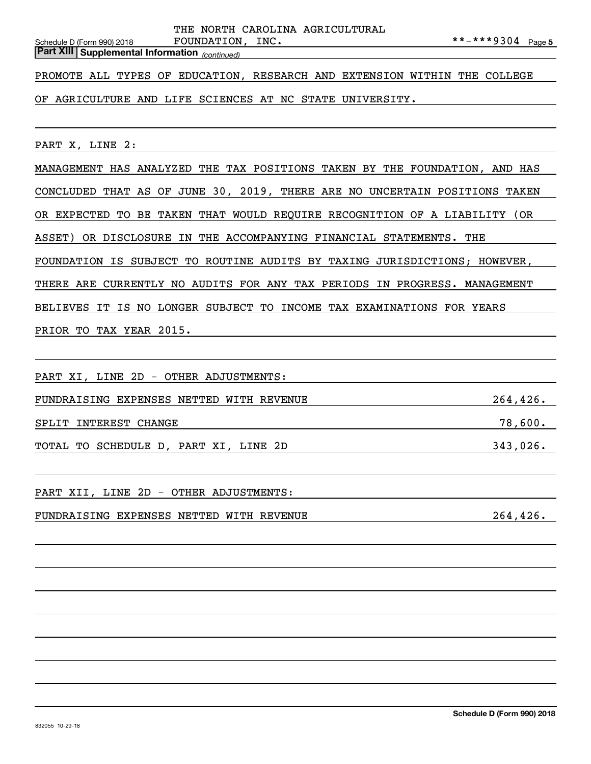THE NORTH CAROLINA AGRICULTURAL FOUNDATION, INC. **-***9304

**Part XIII | Supplemental Information** *(continued)*

PROMOTE ALL TYPES OF EDUCATION, RESEARCH AND EXTENSION WITHIN THE COLLEGE OF AGRICULTURE AND LIFE SCIENCES AT NC STATE UNIVERSITY.

PART X, LINE 2:

MANAGEMENT HAS ANALYZED THE TAX POSITIONS TAKEN BY THE FOUNDATION, AND HAS CONCLUDED THAT AS OF JUNE 30, 2019, THERE ARE NO UNCERTAIN POSITIONS TAKEN OR EXPECTED TO BE TAKEN THAT WOULD REQUIRE RECOGNITION OF A LIABILITY (OR ASSET) OR DISCLOSURE IN THE ACCOMPANYING FINANCIAL STATEMENTS. THE FOUNDATION IS SUBJECT TO ROUTINE AUDITS BY TAXING JURISDICTIONS; HOWEVER, THERE ARE CURRENTLY NO AUDITS FOR ANY TAX PERIODS IN PROGRESS. MANAGEMENT BELIEVES IT IS NO LONGER SUBJECT TO INCOME TAX EXAMINATIONS FOR YEARS PRIOR TO TAX YEAR 2015.

PART XI, LINE 2D - OTHER ADJUSTMENTS:

| | |
|---|---|
| FUNDRAISING EXPENSES NETTED WITH REVENUE | 264,426. |
| SPLIT INTEREST CHANGE | 78,600. |
| TOTAL TO SCHEDULE D, PART XI, LINE 2D | 343,026. |

PART XII, LINE 2D - OTHER ADJUSTMENTS:

| | |
|---|---|
| FUNDRAISING EXPENSES NETTED WITH REVENUE | 264,426. |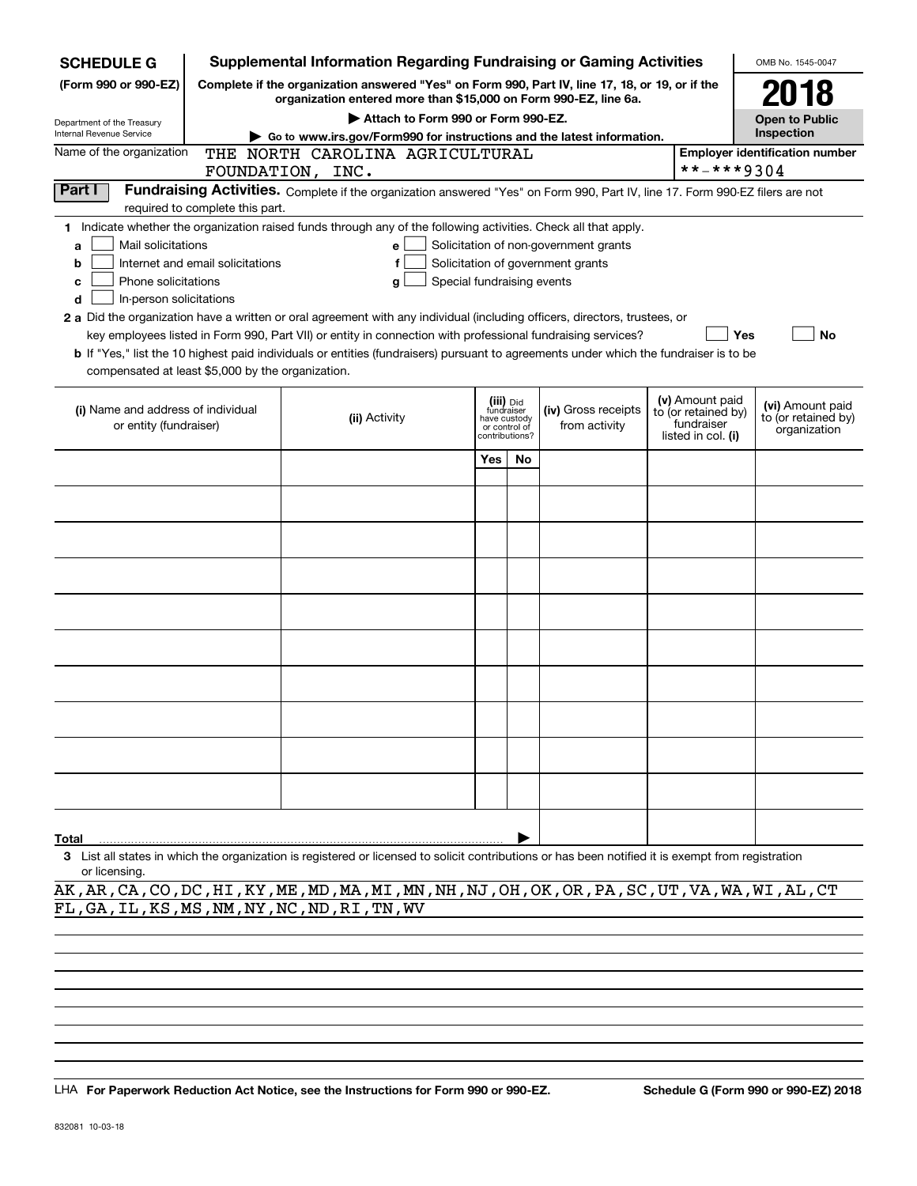**SCHEDULE G** (Form 990 or 990-EZ)

Department of the Treasury
Internal Revenue Service

# Supplemental Information Regarding Fundraising or Gaming Activities

**Complete if the organization answered "Yes" on Form 990, Part IV, line 17, 18, or 19, or if the organization entered more than $15,000 on Form 990-EZ, line 6a.**

▶ **Attach to Form 990 or Form 990-EZ.**

▶ **Go to www.irs.gov/Form990 for instructions and the latest information.**

OMB No. 1545-0047

**2018**

**Open to Public Inspection**

Name of the organization: THE NORTH CAROLINA AGRICULTURAL FOUNDATION, INC.

Employer identification number: **-***9304

**Part I** **Fundraising Activities.** Complete if the organization answered "Yes" on Form 990, Part IV, line 17. Form 990-EZ filers are not required to complete this part.

**1** Indicate whether the organization raised funds through any of the following activities. Check all that apply.

- **a** ☐ Mail solicitations
- **b** ☐ Internet and email solicitations
- **c** ☐ Phone solicitations
- **d** ☐ In-person solicitations
- **e** ☐ Solicitation of non-government grants
- **f** ☐ Solicitation of government grants
- **g** ☐ Special fundraising events

**2 a** Did the organization have a written or oral agreement with any individual (including officers, directors, trustees, or key employees listed in Form 990, Part VII) or entity in connection with professional fundraising services? ☐ **Yes** ☐ **No**

**b** If "Yes," list the 10 highest paid individuals or entities (fundraisers) pursuant to agreements under which the fundraiser is to be compensated at least $5,000 by the organization.

| (i) Name and address of individual or entity (fundraiser) | (ii) Activity | (iii) Did fundraiser have custody or control of contributions? | | (iv) Gross receipts from activity | (v) Amount paid to (or retained by) fundraiser listed in col. (i) | (vi) Amount paid to (or retained by) organization |
|---|---|---|---|---|---|---|
| | | Yes | No | | | |
| | | | | | | |
| | | | | | | |
| | | | | | | |
| | | | | | | |
| | | | | | | |
| | | | | | | |
| | | | | | | |
| | | | | | | |
| | | | | | | |
| | | | | | | |
| **Total** | | | | | | |

**3** List all states in which the organization is registered or licensed to solicit contributions or has been notified it is exempt from registration or licensing.

AK,AR,CA,CO,DC,HI,KY,ME,MD,MA,MI,MN,NH,NJ,OH,OK,OR,PA,SC,UT,VA,WA,WI,AL,CT
FL,GA,IL,KS,MS,NM,NY,NC,ND,RI,TN,WV

LHA **For Paperwork Reduction Act Notice, see the Instructions for Form 990 or 990-EZ.** **Schedule G (Form 990 or 990-EZ) 2018**

832081 10-03-18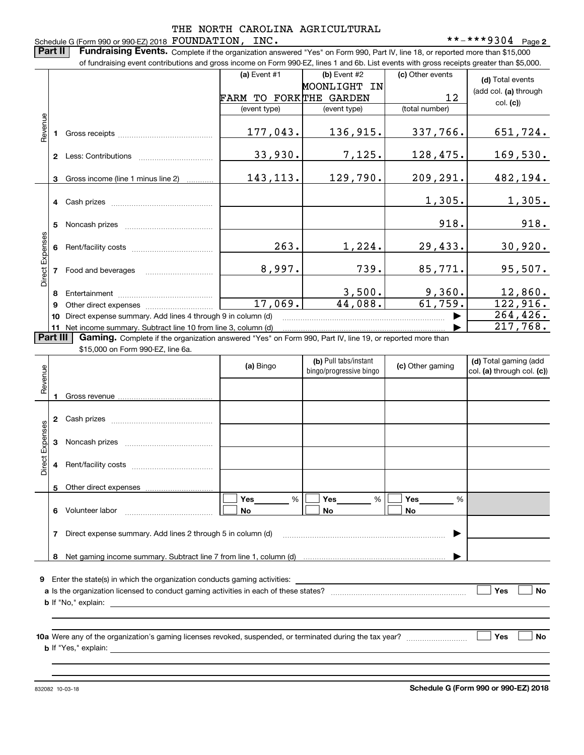Schedule G (Form 990 or 990-EZ) 2018 THE NORTH CAROLINA AGRICULTURAL FOUNDATION, INC. **-***9304 Page **2**

**Part II** **Fundraising Events.** Complete if the organization answered "Yes" on Form 990, Part IV, line 18, or reported more than $15,000 of fundraising event contributions and gross income on Form 990-EZ, lines 1 and 6b. List events with gross receipts greater than $5,000.

| | | | (a) Event #1 | (b) Event #2 | (c) Other events | (d) Total events (add col. (a) through col. (c)) |
|---|---|---|---|---|---|---|
| | | | FARM TO FORK | MOONLIGHT IN THE GARDEN | 12 | |
| | | | (event type) | (event type) | (total number) | |
| Revenue | 1 | Gross receipts | 177,043. | 136,915. | 337,766. | 651,724. |
| | 2 | Less: Contributions | 33,930. | 7,125. | 128,475. | 169,530. |
| | 3 | Gross income (line 1 minus line 2) | 143,113. | 129,790. | 209,291. | 482,194. |
| Direct Expenses | 4 | Cash prizes | | | 1,305. | 1,305. |
| | 5 | Noncash prizes | | | 918. | 918. |
| | 6 | Rent/facility costs | 263. | 1,224. | 29,433. | 30,920. |
| | 7 | Food and beverages | 8,997. | 739. | 85,771. | 95,507. |
| | 8 | Entertainment | | 3,500. | 9,360. | 12,860. |
| | 9 | Other direct expenses | 17,069. | 44,088. | 61,759. | 122,916. |
| | 10 | Direct expense summary. Add lines 4 through 9 in column (d) | | | ▶ | 264,426. |
| | 11 | Net income summary. Subtract line 10 from line 3, column (d) | | | ▶ | 217,768. |

**Part III** **Gaming.** Complete if the organization answered "Yes" on Form 990, Part IV, line 19, or reported more than $15,000 on Form 990-EZ, line 6a.

| | | | (a) Bingo | (b) Pull tabs/instant bingo/progressive bingo | (c) Other gaming | (d) Total gaming (add col. (a) through col. (c)) |
|---|---|---|---|---|---|---|
| Revenue | 1 | Gross revenue | | | | |
| Direct Expenses | 2 | Cash prizes | | | | |
| | 3 | Noncash prizes | | | | |
| | 4 | Rent/facility costs | | | | |
| | 5 | Other direct expenses | | | | |
| | 6 | Volunteer labor | ☐ Yes ____ % ☐ No | ☐ Yes ____ % ☐ No | ☐ Yes ____ % ☐ No | |
| | 7 | Direct expense summary. Add lines 2 through 5 in column (d) | | | ▶ | |
| | 8 | Net gaming income summary. Subtract line 7 from line 1, column (d) | | | ▶ | |

**9** Enter the state(s) in which the organization conducts gaming activities: ____________________

**a** Is the organization licensed to conduct gaming activities in each of these states? ☐ Yes ☐ No

**b** If "No," explain: ____________________

**10a** Were any of the organization's gaming licenses revoked, suspended, or terminated during the tax year? ☐ Yes ☐ No

**b** If "Yes," explain: ____________________

832082 10-03-18 **Schedule G (Form 990 or 990-EZ) 2018**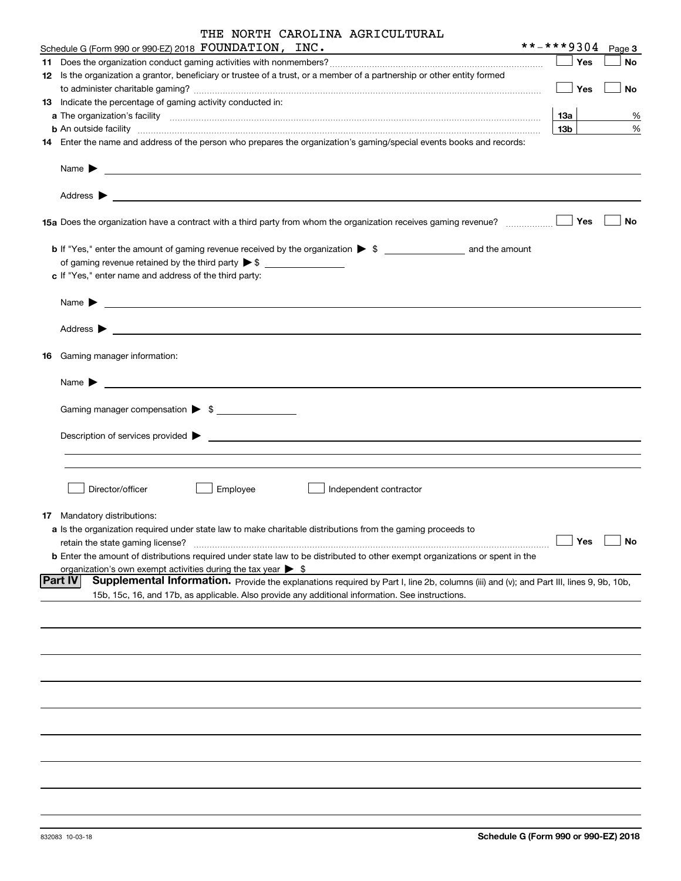Schedule G (Form 990 or 990-EZ) 2018 THE NORTH CAROLINA AGRICULTURAL FOUNDATION, INC. **-***9304 Page **3**

**11** Does the organization conduct gaming activities with nonmembers? ☐ Yes ☐ No

**12** Is the organization a grantor, beneficiary or trustee of a trust, or a member of a partnership or other entity formed to administer charitable gaming? ☐ Yes ☐ No

**13** Indicate the percentage of gaming activity conducted in:

**a** The organization's facility **13a** %

**b** An outside facility **13b** %

**14** Enter the name and address of the person who prepares the organization's gaming/special events books and records:

Name ▶

Address ▶

**15a** Does the organization have a contract with a third party from whom the organization receives gaming revenue? ☐ Yes ☐ No

**b** If "Yes," enter the amount of gaming revenue received by the organization ▶ $ _______ and the amount of gaming revenue retained by the third party ▶ $ _______

**c** If "Yes," enter name and address of the third party:

Name ▶

Address ▶

**16** Gaming manager information:

Name ▶

Gaming manager compensation ▶ $ _______

Description of services provided ▶

☐ Director/officer ☐ Employee ☐ Independent contractor

**17** Mandatory distributions:

**a** Is the organization required under state law to make charitable distributions from the gaming proceeds to retain the state gaming license? ☐ Yes ☐ No

**b** Enter the amount of distributions required under state law to be distributed to other exempt organizations or spent in the organization's own exempt activities during the tax year ▶ $

**Part IV** **Supplemental Information.** Provide the explanations required by Part I, line 2b, columns (iii) and (v); and Part III, lines 9, 9b, 10b, 15b, 15c, 16, and 17b, as applicable. Also provide any additional information. See instructions.

832083 10-03-18 **Schedule G (Form 990 or 990-EZ) 2018**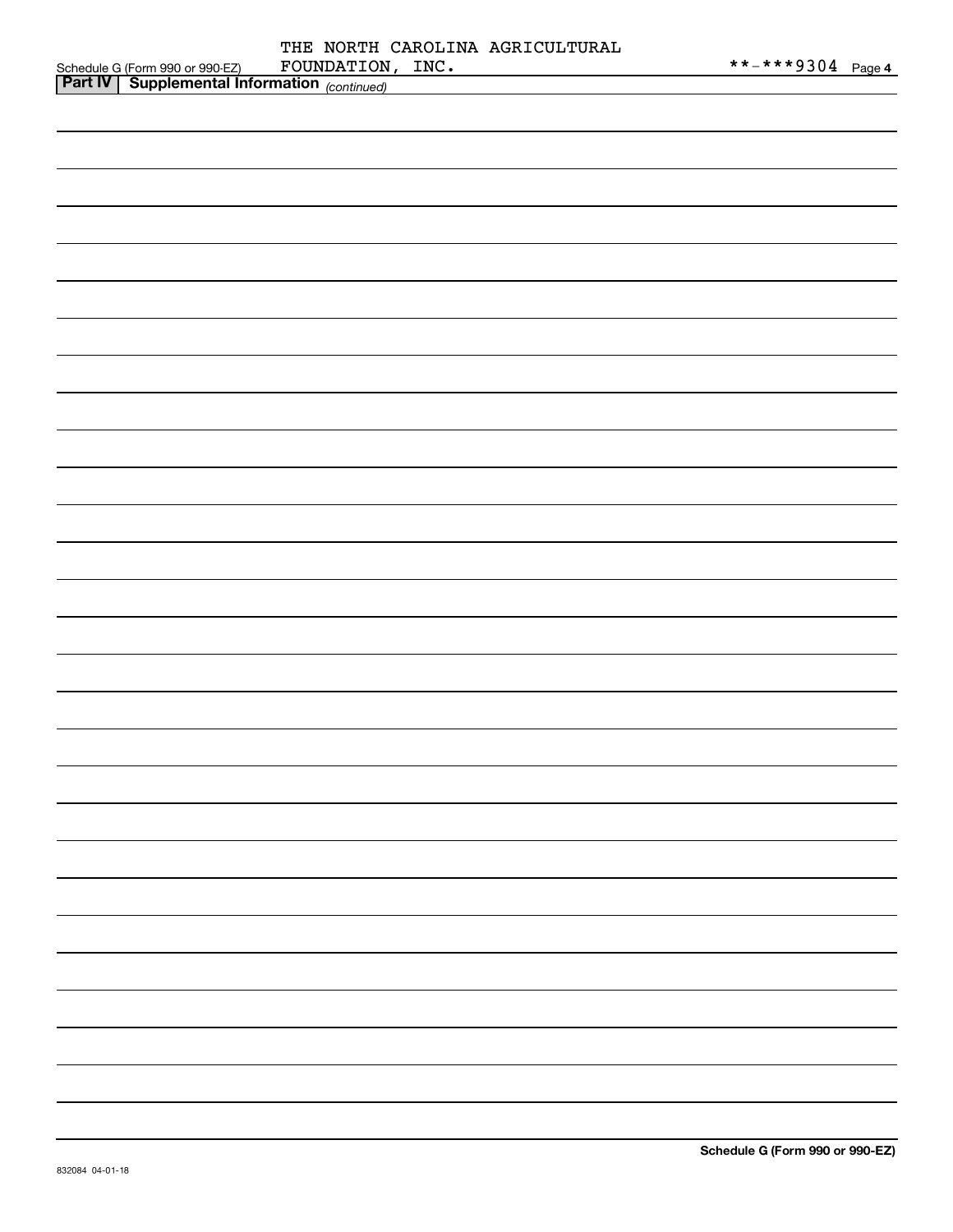Schedule G (Form 990 or 990-EZ) THE NORTH CAROLINA AGRICULTURAL FOUNDATION, INC. **-***9304 Page 4

**Part IV | Supplemental Information** *(continued)*

Schedule G (Form 990 or 990-EZ)

832084 04-01-18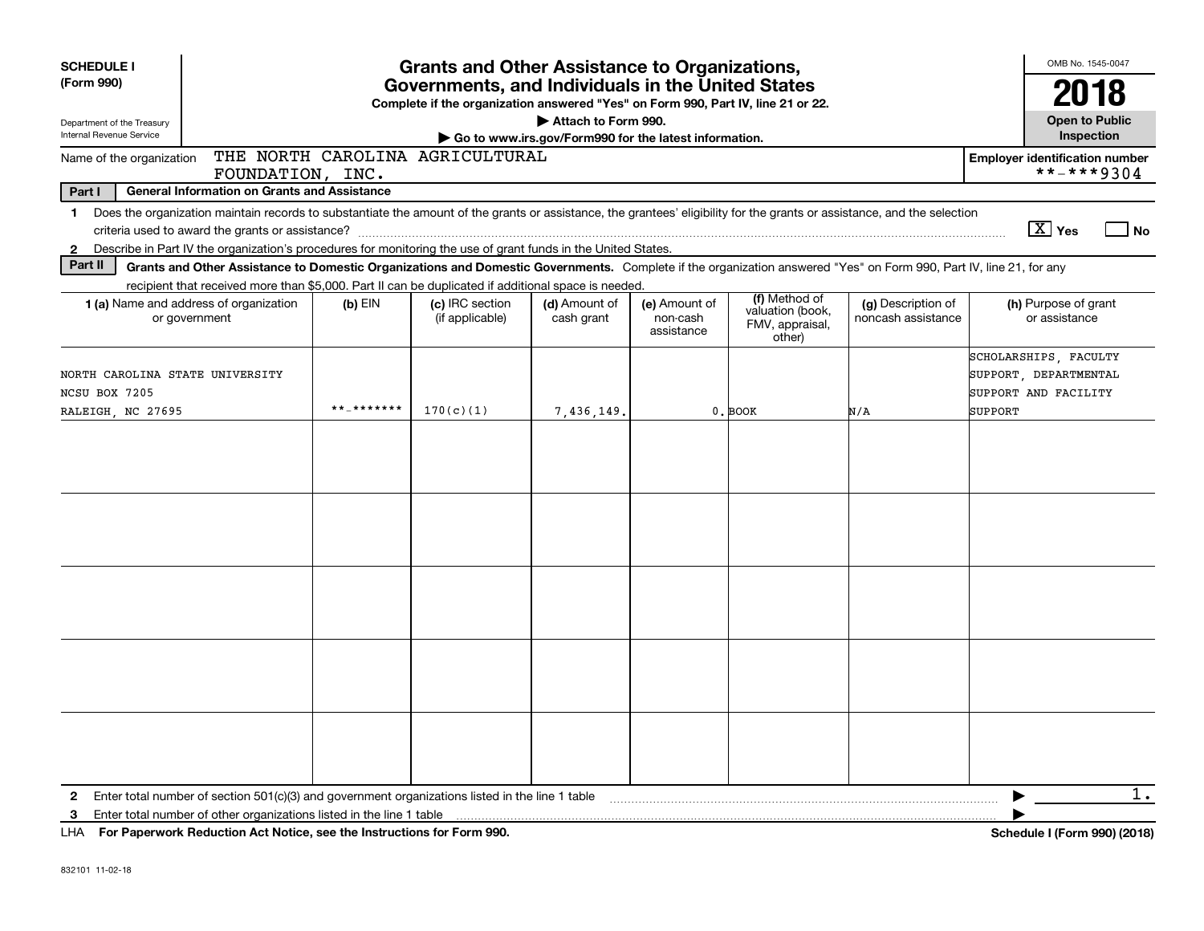**SCHEDULE I (Form 990)**

Department of the Treasury
Internal Revenue Service

# Grants and Other Assistance to Organizations, Governments, and Individuals in the United States

**Complete if the organization answered "Yes" on Form 990, Part IV, line 21 or 22.**

**▶ Attach to Form 990.**

**▶ Go to www.irs.gov/Form990 for the latest information.**

OMB No. 1545-0047

**2018**

**Open to Public Inspection**

Name of the organization: THE NORTH CAROLINA AGRICULTURAL FOUNDATION, INC.

**Employer identification number**: **-***9304

**Part I — General Information on Grants and Assistance**

1 Does the organization maintain records to substantiate the amount of the grants or assistance, the grantees' eligibility for the grants or assistance, and the selection criteria used to award the grants or assistance? [X] Yes [ ] No

2 Describe in Part IV the organization's procedures for monitoring the use of grant funds in the United States.

**Part II — Grants and Other Assistance to Domestic Organizations and Domestic Governments.** Complete if the organization answered "Yes" on Form 990, Part IV, line 21, for any recipient that received more than $5,000. Part II can be duplicated if additional space is needed.

| 1 (a) Name and address of organization or government | (b) EIN | (c) IRC section (if applicable) | (d) Amount of cash grant | (e) Amount of non-cash assistance | (f) Method of valuation (book, FMV, appraisal, other) | (g) Description of noncash assistance | (h) Purpose of grant or assistance |
|---|---|---|---|---|---|---|---|
| NORTH CAROLINA STATE UNIVERSITY<br>NCSU BOX 7205<br>RALEIGH, NC 27695 | **-******* | 170(c)(1) | 7,436,149. | 0. | BOOK | N/A | SCHOLARSHIPS, FACULTY SUPPORT, DEPARTMENTAL SUPPORT AND FACILITY SUPPORT |
| | | | | | | | |
| | | | | | | | |
| | | | | | | | |
| | | | | | | | |
| | | | | | | | |

2 Enter total number of section 501(c)(3) and government organizations listed in the line 1 table ▶ 1.

3 Enter total number of other organizations listed in the line 1 table ▶

LHA **For Paperwork Reduction Act Notice, see the Instructions for Form 990.** **Schedule I (Form 990) (2018)**

832101 11-02-18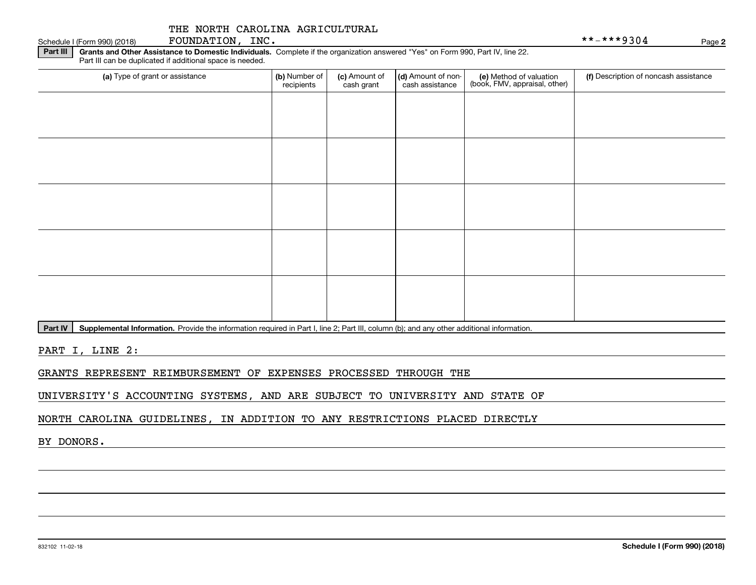THE NORTH CAROLINA AGRICULTURAL FOUNDATION, INC.

Schedule I (Form 990) (2018)

\*\*-\*\*\*9304

**Part III** **Grants and Other Assistance to Domestic Individuals.** Complete if the organization answered "Yes" on Form 990, Part IV, line 22. Part III can be duplicated if additional space is needed.

| (a) Type of grant or assistance | (b) Number of recipients | (c) Amount of cash grant | (d) Amount of non-cash assistance | (e) Method of valuation (book, FMV, appraisal, other) | (f) Description of noncash assistance |
|---|---|---|---|---|---|
| | | | | | |
| | | | | | |
| | | | | | |
| | | | | | |
| | | | | | |

**Part IV** **Supplemental Information.** Provide the information required in Part I, line 2; Part III, column (b); and any other additional information.

PART I, LINE 2:

GRANTS REPRESENT REIMBURSEMENT OF EXPENSES PROCESSED THROUGH THE UNIVERSITY'S ACCOUNTING SYSTEMS, AND ARE SUBJECT TO UNIVERSITY AND STATE OF NORTH CAROLINA GUIDELINES, IN ADDITION TO ANY RESTRICTIONS PLACED DIRECTLY BY DONORS.

832102 11-02-18

**Schedule I (Form 990) (2018)**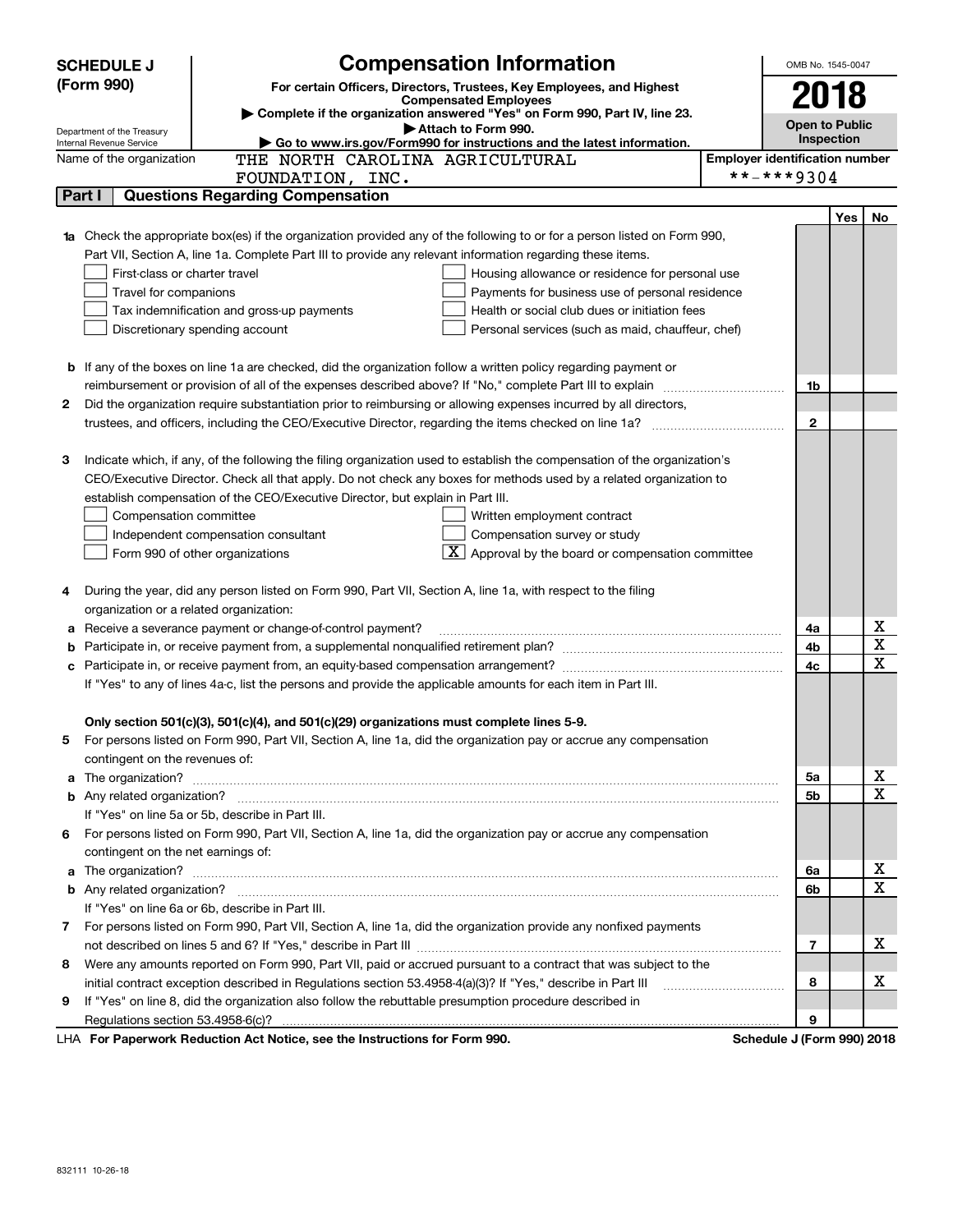**SCHEDULE J (Form 990)**

Department of the Treasury
Internal Revenue Service

# Compensation Information

**For certain Officers, Directors, Trustees, Key Employees, and Highest Compensated Employees**

▶ **Complete if the organization answered "Yes" on Form 990, Part IV, line 23.**
▶ **Attach to Form 990.**
▶ **Go to www.irs.gov/Form990 for instructions and the latest information.**

OMB No. 1545-0047

**2018**

**Open to Public Inspection**

Name of the organization: THE NORTH CAROLINA AGRICULTURAL FOUNDATION, INC.

Employer identification number: **-***9304

## Part I Questions Regarding Compensation

| | | | Yes | No |
|---|---|---|---|---|
| **1a** | Check the appropriate box(es) if the organization provided any of the following to or for a person listed on Form 990, Part VII, Section A, line 1a. Complete Part III to provide any relevant information regarding these items.<br>☐ First-class or charter travel ☐ Housing allowance or residence for personal use<br>☐ Travel for companions ☐ Payments for business use of personal residence<br>☐ Tax indemnification and gross-up payments ☐ Health or social club dues or initiation fees<br>☐ Discretionary spending account ☐ Personal services (such as maid, chauffeur, chef) | | | |
| **b** | If any of the boxes on line 1a are checked, did the organization follow a written policy regarding payment or reimbursement or provision of all of the expenses described above? If "No," complete Part III to explain | 1b | | |
| **2** | Did the organization require substantiation prior to reimbursing or allowing expenses incurred by all directors, trustees, and officers, including the CEO/Executive Director, regarding the items checked on line 1a? | 2 | | |
| **3** | Indicate which, if any, of the following the filing organization used to establish the compensation of the organization's CEO/Executive Director. Check all that apply. Do not check any boxes for methods used by a related organization to establish compensation of the CEO/Executive Director, but explain in Part III.<br>☐ Compensation committee ☐ Written employment contract<br>☐ Independent compensation consultant ☐ Compensation survey or study<br>☐ Form 990 of other organizations ☒ Approval by the board or compensation committee | | | |
| **4** | During the year, did any person listed on Form 990, Part VII, Section A, line 1a, with respect to the filing organization or a related organization: | | | |
| **a** | Receive a severance payment or change-of-control payment? | 4a | | X |
| **b** | Participate in, or receive payment from, a supplemental nonqualified retirement plan? | 4b | | X |
| **c** | Participate in, or receive payment from, an equity-based compensation arrangement? | 4c | | X |
| | If "Yes" to any of lines 4a-c, list the persons and provide the applicable amounts for each item in Part III. | | | |
| | **Only section 501(c)(3), 501(c)(4), and 501(c)(29) organizations must complete lines 5-9.** | | | |
| **5** | For persons listed on Form 990, Part VII, Section A, line 1a, did the organization pay or accrue any compensation contingent on the revenues of: | | | |
| **a** | The organization? | 5a | | X |
| **b** | Any related organization? | 5b | | X |
| | If "Yes" on line 5a or 5b, describe in Part III. | | | |
| **6** | For persons listed on Form 990, Part VII, Section A, line 1a, did the organization pay or accrue any compensation contingent on the net earnings of: | | | |
| **a** | The organization? | 6a | | X |
| **b** | Any related organization? | 6b | | X |
| | If "Yes" on line 6a or 6b, describe in Part III. | | | |
| **7** | For persons listed on Form 990, Part VII, Section A, line 1a, did the organization provide any nonfixed payments not described on lines 5 and 6? If "Yes," describe in Part III | 7 | | X |
| **8** | Were any amounts reported on Form 990, Part VII, paid or accrued pursuant to a contract that was subject to the initial contract exception described in Regulations section 53.4958-4(a)(3)? If "Yes," describe in Part III | 8 | | X |
| **9** | If "Yes" on line 8, did the organization also follow the rebuttable presumption procedure described in Regulations section 53.4958-6(c)? | 9 | | |

LHA **For Paperwork Reduction Act Notice, see the Instructions for Form 990.** **Schedule J (Form 990) 2018**

832111 10-26-18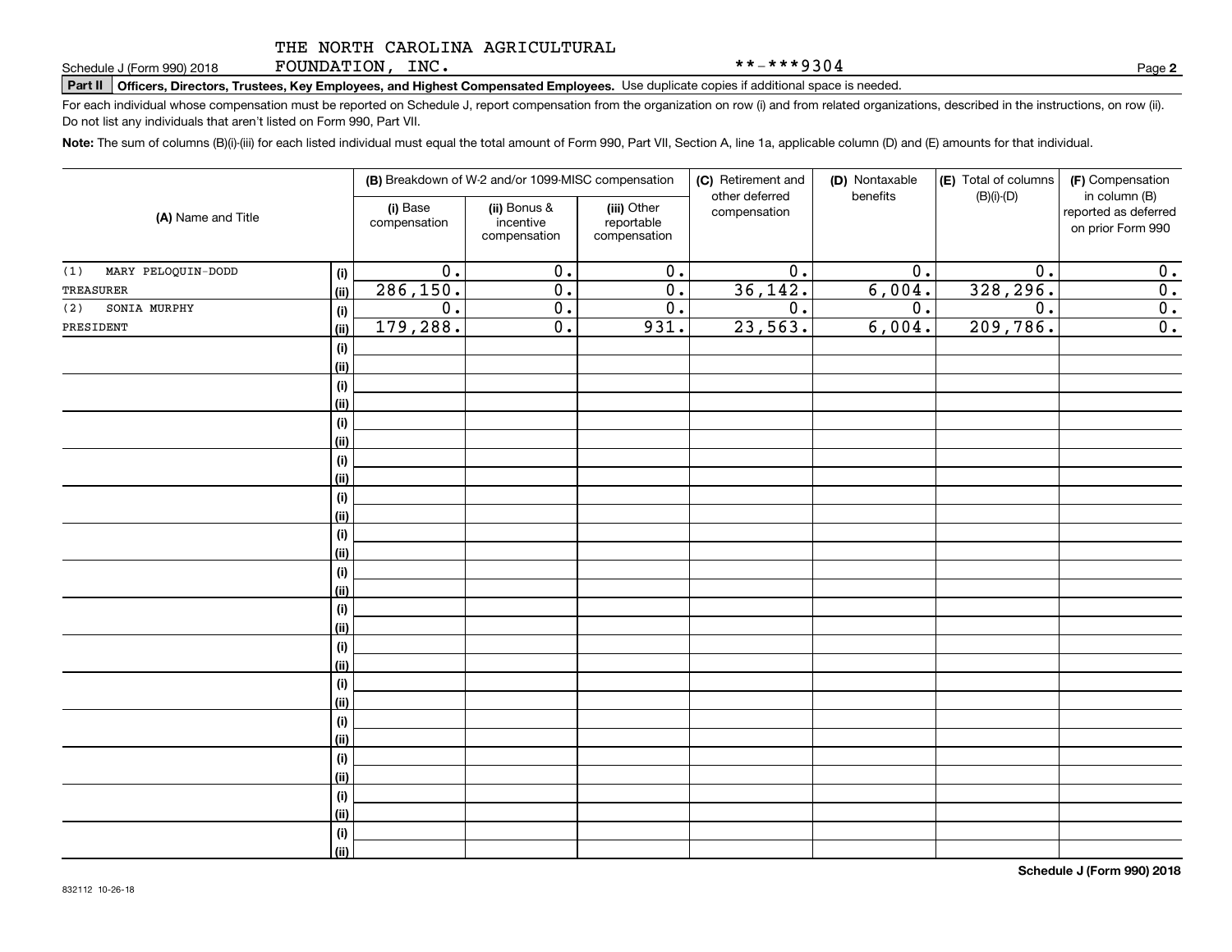THE NORTH CAROLINA AGRICULTURAL FOUNDATION, INC. **-***9304

Schedule J (Form 990) 2018

**Part II Officers, Directors, Trustees, Key Employees, and Highest Compensated Employees.** Use duplicate copies if additional space is needed.

For each individual whose compensation must be reported on Schedule J, report compensation from the organization on row (i) and from related organizations, described in the instructions, on row (ii). Do not list any individuals that aren't listed on Form 990, Part VII.

**Note:** The sum of columns (B)(i)-(iii) for each listed individual must equal the total amount of Form 990, Part VII, Section A, line 1a, applicable column (D) and (E) amounts for that individual.

| (A) Name and Title | | (B) Breakdown of W-2 and/or 1099-MISC compensation | | | (C) Retirement and other deferred compensation | (D) Nontaxable benefits | (E) Total of columns (B)(i)-(D) | (F) Compensation in column (B) reported as deferred on prior Form 990 |
|---|---|---|---|---|---|---|---|---|
| | | (i) Base compensation | (ii) Bonus & incentive compensation | (iii) Other reportable compensation | | | | |
| (1) MARY PELOQUIN-DODD | (i) | 0. | 0. | 0. | 0. | 0. | 0. | 0. |
| TREASURER | (ii) | 286,150. | 0. | 0. | 36,142. | 6,004. | 328,296. | 0. |
| (2) SONIA MURPHY | (i) | 0. | 0. | 0. | 0. | 0. | 0. | 0. |
| PRESIDENT | (ii) | 179,288. | 0. | 931. | 23,563. | 6,004. | 209,786. | 0. |

Schedule J (Form 990) 2018

832112 10-26-18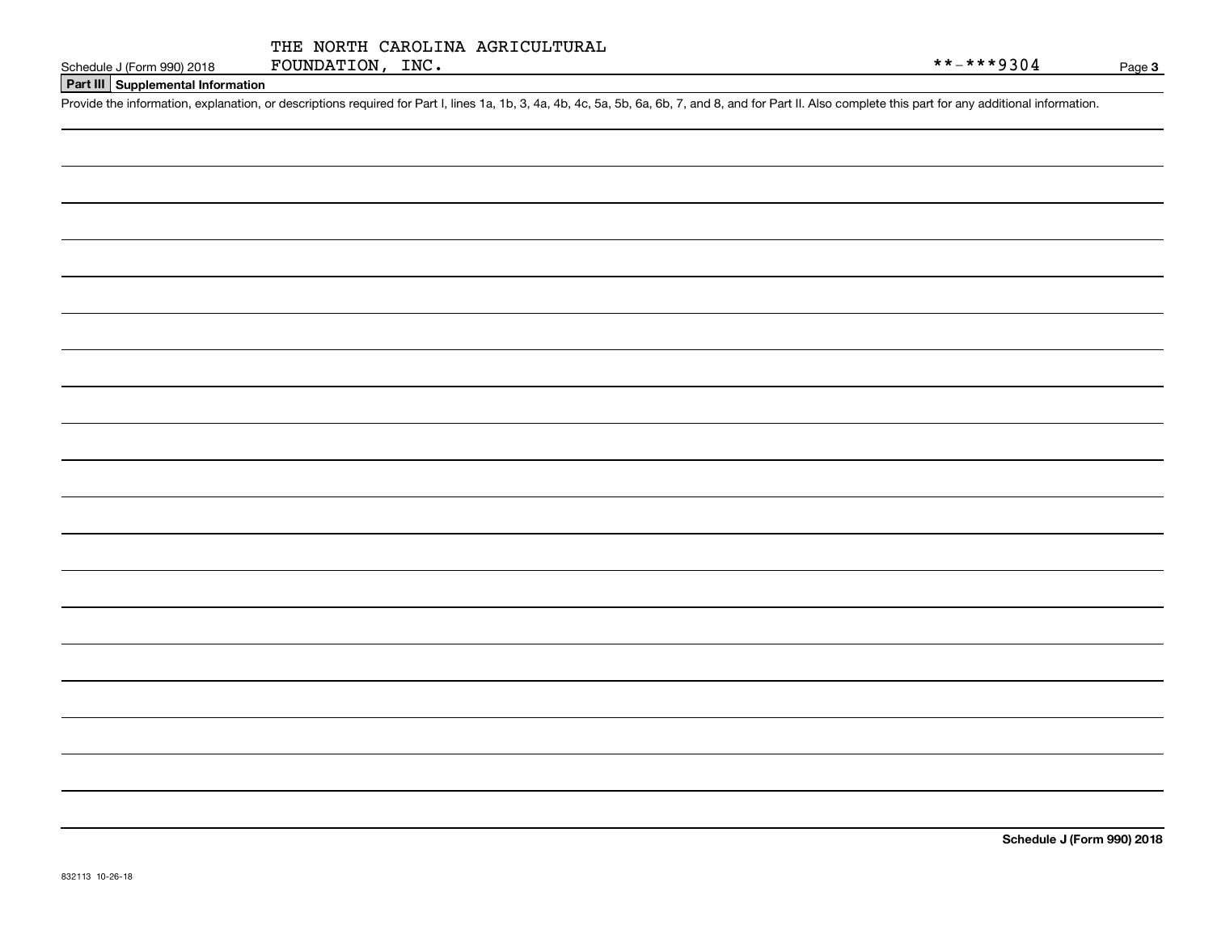THE NORTH CAROLINA AGRICULTURAL FOUNDATION, INC.

**-***9304

## Part III Supplemental Information

Provide the information, explanation, or descriptions required for Part I, lines 1a, 1b, 3, 4a, 4b, 4c, 5a, 5b, 6a, 6b, 7, and 8, and for Part II. Also complete this part for any additional information.

**Schedule J (Form 990) 2018**

832113 10-26-18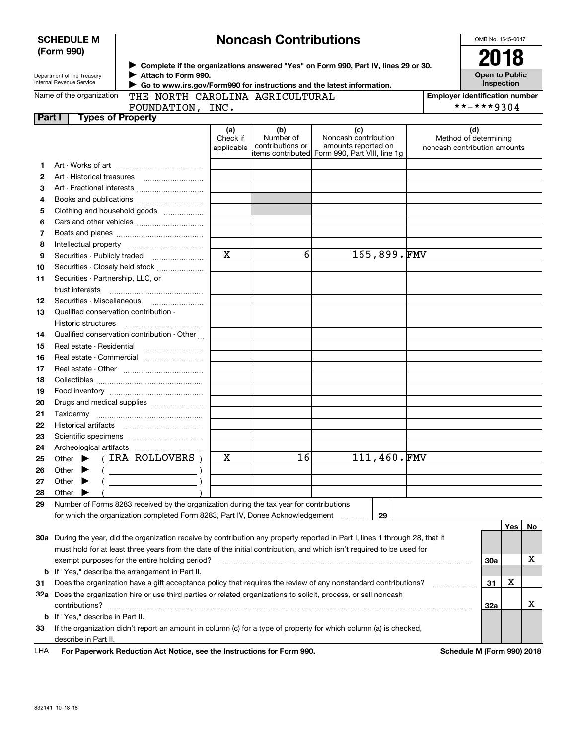**SCHEDULE M (Form 990)**

Department of the Treasury
Internal Revenue Service

# Noncash Contributions

▶ Complete if the organizations answered "Yes" on Form 990, Part IV, lines 29 or 30.
▶ Attach to Form 990.
▶ Go to www.irs.gov/Form990 for instructions and the latest information.

OMB No. 1545-0047

**2018**

**Open to Public Inspection**

Name of the organization: THE NORTH CAROLINA AGRICULTURAL FOUNDATION, INC.

Employer identification number: **-***9304

## Part I — Types of Property

| | | (a) Check if applicable | (b) Number of contributions or items contributed | (c) Noncash contribution amounts reported on Form 990, Part VIII, line 1g | (d) Method of determining noncash contribution amounts |
|---|---|---|---|---|---|
| 1 | Art - Works of art | | | | |
| 2 | Art - Historical treasures | | | | |
| 3 | Art - Fractional interests | | | | |
| 4 | Books and publications | | | | |
| 5 | Clothing and household goods | | | | |
| 6 | Cars and other vehicles | | | | |
| 7 | Boats and planes | | | | |
| 8 | Intellectual property | | | | |
| 9 | Securities - Publicly traded | X | 6 | 165,899. | FMV |
| 10 | Securities - Closely held stock | | | | |
| 11 | Securities - Partnership, LLC, or trust interests | | | | |
| 12 | Securities - Miscellaneous | | | | |
| 13 | Qualified conservation contribution - Historic structures | | | | |
| 14 | Qualified conservation contribution - Other | | | | |
| 15 | Real estate - Residential | | | | |
| 16 | Real estate - Commercial | | | | |
| 17 | Real estate - Other | | | | |
| 18 | Collectibles | | | | |
| 19 | Food inventory | | | | |
| 20 | Drugs and medical supplies | | | | |
| 21 | Taxidermy | | | | |
| 22 | Historical artifacts | | | | |
| 23 | Scientific specimens | | | | |
| 24 | Archeological artifacts | | | | |
| 25 | Other ▶ ( IRA ROLLOVERS ) | X | 16 | 111,460. | FMV |
| 26 | Other ▶ ( ) | | | | |
| 27 | Other ▶ ( ) | | | | |
| 28 | Other ▶ ( ) | | | | |

29 Number of Forms 8283 received by the organization during the tax year for contributions for which the organization completed Form 8283, Part IV, Donee Acknowledgement .......... 29

| | | | Yes | No |
|---|---|---|---|---|
| 30a | During the year, did the organization receive by contribution any property reported in Part I, lines 1 through 28, that it must hold for at least three years from the date of the initial contribution, and which isn't required to be used for exempt purposes for the entire holding period? | 30a | | X |
| b | If "Yes," describe the arrangement in Part II. | | | |
| 31 | Does the organization have a gift acceptance policy that requires the review of any nonstandard contributions? | 31 | X | |
| 32a | Does the organization hire or use third parties or related organizations to solicit, process, or sell noncash contributions? | 32a | | X |
| b | If "Yes," describe in Part II. | | | |
| 33 | If the organization didn't report an amount in column (c) for a type of property for which column (a) is checked, describe in Part II. | | | |

LHA **For Paperwork Reduction Act Notice, see the Instructions for Form 990.** **Schedule M (Form 990) 2018**

832141 10-18-18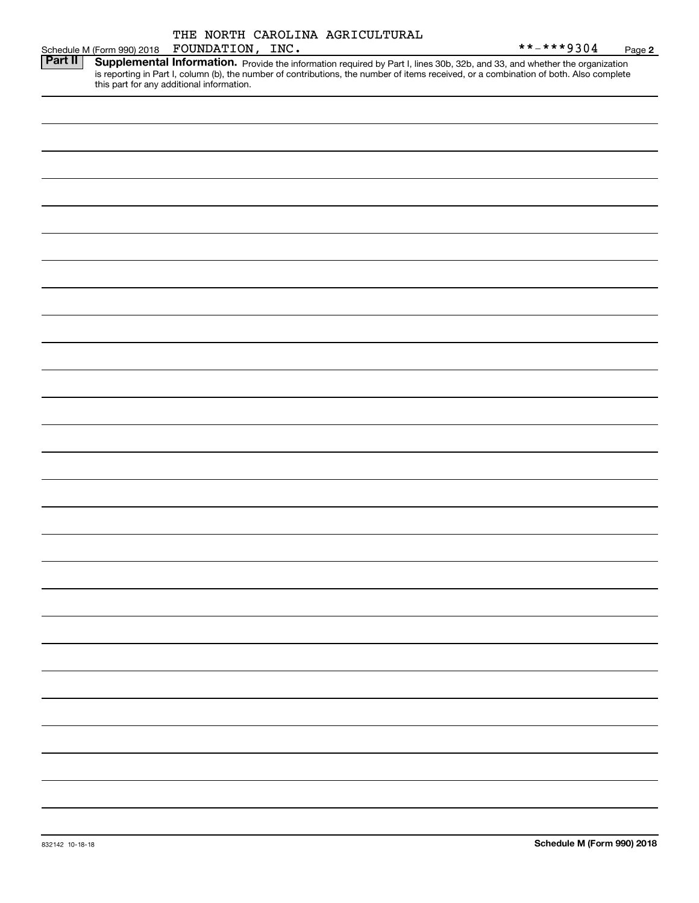Schedule M (Form 990) 2018 THE NORTH CAROLINA AGRICULTURAL FOUNDATION, INC. **-***9304 Page **2**

**Part II** **Supplemental Information.** Provide the information required by Part I, lines 30b, 32b, and 33, and whether the organization is reporting in Part I, column (b), the number of contributions, the number of items received, or a combination of both. Also complete this part for any additional information.

832142 10-18-18 **Schedule M (Form 990) 2018**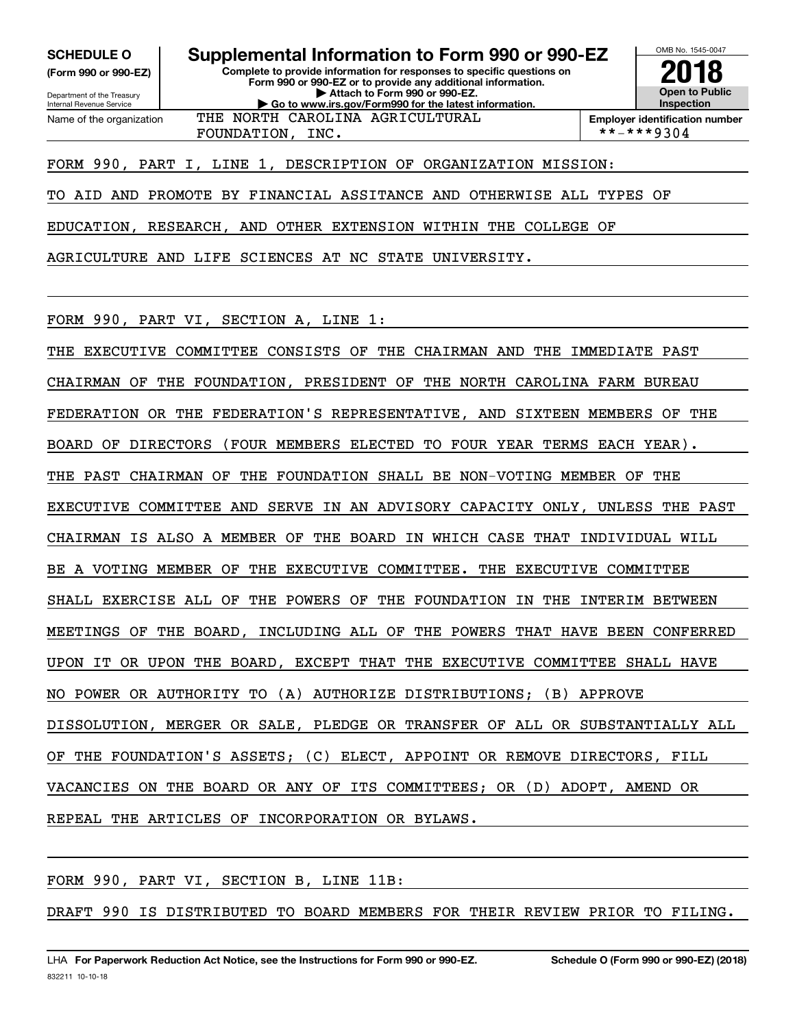**SCHEDULE O**
**(Form 990 or 990-EZ)**

Department of the Treasury
Internal Revenue Service

# Supplemental Information to Form 990 or 990-EZ

**Complete to provide information for responses to specific questions on Form 990 or 990-EZ or to provide any additional information.**
**▶ Attach to Form 990 or 990-EZ.**
**▶ Go to www.irs.gov/Form990 for the latest information.**

OMB No. 1545-0047

**2018**

**Open to Public Inspection**

Name of the organization: THE NORTH CAROLINA AGRICULTURAL FOUNDATION, INC.

**Employer identification number**: **-***9304

FORM 990, PART I, LINE 1, DESCRIPTION OF ORGANIZATION MISSION:

TO AID AND PROMOTE BY FINANCIAL ASSITANCE AND OTHERWISE ALL TYPES OF EDUCATION, RESEARCH, AND OTHER EXTENSION WITHIN THE COLLEGE OF AGRICULTURE AND LIFE SCIENCES AT NC STATE UNIVERSITY.

FORM 990, PART VI, SECTION A, LINE 1:

THE EXECUTIVE COMMITTEE CONSISTS OF THE CHAIRMAN AND THE IMMEDIATE PAST CHAIRMAN OF THE FOUNDATION, PRESIDENT OF THE NORTH CAROLINA FARM BUREAU FEDERATION OR THE FEDERATION'S REPRESENTATIVE, AND SIXTEEN MEMBERS OF THE BOARD OF DIRECTORS (FOUR MEMBERS ELECTED TO FOUR YEAR TERMS EACH YEAR). THE PAST CHAIRMAN OF THE FOUNDATION SHALL BE NON-VOTING MEMBER OF THE EXECUTIVE COMMITTEE AND SERVE IN AN ADVISORY CAPACITY ONLY, UNLESS THE PAST CHAIRMAN IS ALSO A MEMBER OF THE BOARD IN WHICH CASE THAT INDIVIDUAL WILL BE A VOTING MEMBER OF THE EXECUTIVE COMMITTEE. THE EXECUTIVE COMMITTEE SHALL EXERCISE ALL OF THE POWERS OF THE FOUNDATION IN THE INTERIM BETWEEN MEETINGS OF THE BOARD, INCLUDING ALL OF THE POWERS THAT HAVE BEEN CONFERRED UPON IT OR UPON THE BOARD, EXCEPT THAT THE EXECUTIVE COMMITTEE SHALL HAVE NO POWER OR AUTHORITY TO (A) AUTHORIZE DISTRIBUTIONS; (B) APPROVE DISSOLUTION, MERGER OR SALE, PLEDGE OR TRANSFER OF ALL OR SUBSTANTIALLY ALL OF THE FOUNDATION'S ASSETS; (C) ELECT, APPOINT OR REMOVE DIRECTORS, FILL VACANCIES ON THE BOARD OR ANY OF ITS COMMITTEES; OR (D) ADOPT, AMEND OR REPEAL THE ARTICLES OF INCORPORATION OR BYLAWS.

FORM 990, PART VI, SECTION B, LINE 11B:

DRAFT 990 IS DISTRIBUTED TO BOARD MEMBERS FOR THEIR REVIEW PRIOR TO FILING.

LHA **For Paperwork Reduction Act Notice, see the Instructions for Form 990 or 990-EZ.** **Schedule O (Form 990 or 990-EZ) (2018)**
832211 10-10-18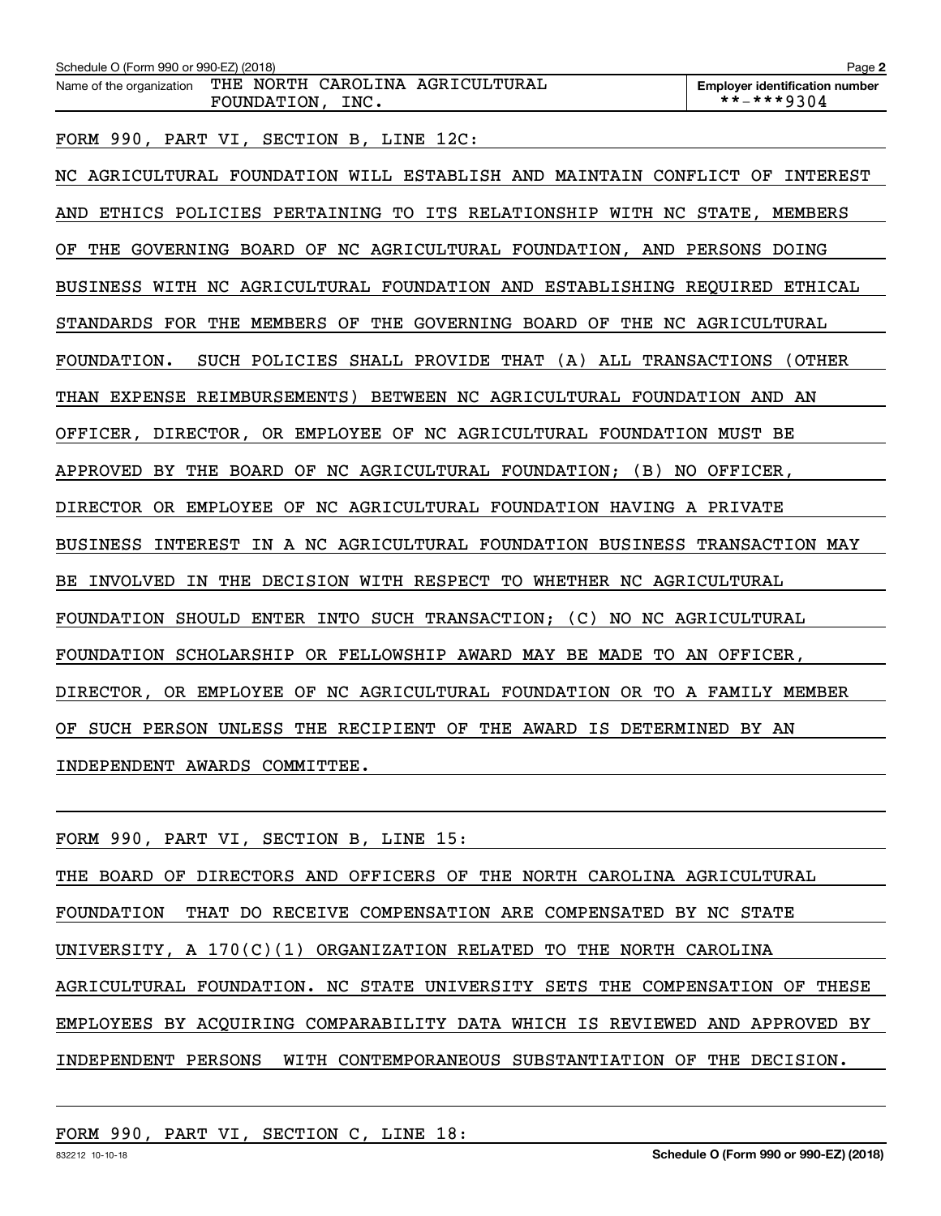Schedule O (Form 990 or 990-EZ) (2018)

Name of the organization: THE NORTH CAROLINA AGRICULTURAL FOUNDATION, INC.

Employer identification number: **-***9304

FORM 990, PART VI, SECTION B, LINE 12C:

NC AGRICULTURAL FOUNDATION WILL ESTABLISH AND MAINTAIN CONFLICT OF INTEREST AND ETHICS POLICIES PERTAINING TO ITS RELATIONSHIP WITH NC STATE, MEMBERS OF THE GOVERNING BOARD OF NC AGRICULTURAL FOUNDATION, AND PERSONS DOING BUSINESS WITH NC AGRICULTURAL FOUNDATION AND ESTABLISHING REQUIRED ETHICAL STANDARDS FOR THE MEMBERS OF THE GOVERNING BOARD OF THE NC AGRICULTURAL FOUNDATION. SUCH POLICIES SHALL PROVIDE THAT (A) ALL TRANSACTIONS (OTHER THAN EXPENSE REIMBURSEMENTS) BETWEEN NC AGRICULTURAL FOUNDATION AND AN OFFICER, DIRECTOR, OR EMPLOYEE OF NC AGRICULTURAL FOUNDATION MUST BE APPROVED BY THE BOARD OF NC AGRICULTURAL FOUNDATION; (B) NO OFFICER, DIRECTOR OR EMPLOYEE OF NC AGRICULTURAL FOUNDATION HAVING A PRIVATE BUSINESS INTEREST IN A NC AGRICULTURAL FOUNDATION BUSINESS TRANSACTION MAY BE INVOLVED IN THE DECISION WITH RESPECT TO WHETHER NC AGRICULTURAL FOUNDATION SHOULD ENTER INTO SUCH TRANSACTION; (C) NO NC AGRICULTURAL FOUNDATION SCHOLARSHIP OR FELLOWSHIP AWARD MAY BE MADE TO AN OFFICER, DIRECTOR, OR EMPLOYEE OF NC AGRICULTURAL FOUNDATION OR TO A FAMILY MEMBER OF SUCH PERSON UNLESS THE RECIPIENT OF THE AWARD IS DETERMINED BY AN INDEPENDENT AWARDS COMMITTEE.

FORM 990, PART VI, SECTION B, LINE 15:

THE BOARD OF DIRECTORS AND OFFICERS OF THE NORTH CAROLINA AGRICULTURAL FOUNDATION THAT DO RECEIVE COMPENSATION ARE COMPENSATED BY NC STATE UNIVERSITY, A 170(C)(1) ORGANIZATION RELATED TO THE NORTH CAROLINA AGRICULTURAL FOUNDATION. NC STATE UNIVERSITY SETS THE COMPENSATION OF THESE EMPLOYEES BY ACQUIRING COMPARABILITY DATA WHICH IS REVIEWED AND APPROVED BY INDEPENDENT PERSONS WITH CONTEMPORANEOUS SUBSTANTIATION OF THE DECISION.

FORM 990, PART VI, SECTION C, LINE 18:

832212 10-10-18 Schedule O (Form 990 or 990-EZ) (2018)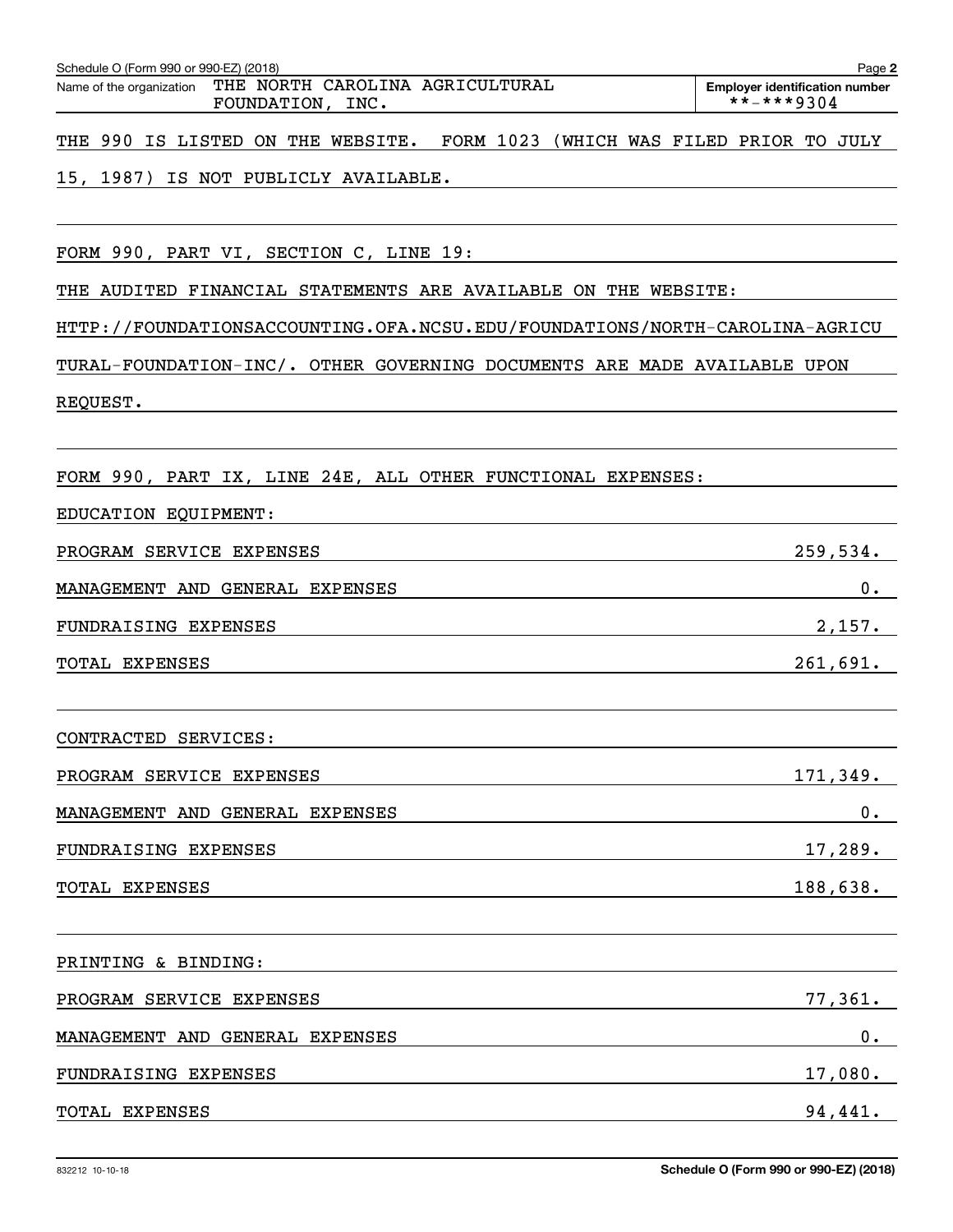Schedule O (Form 990 or 990-EZ) (2018)

Name of the organization: THE NORTH CAROLINA AGRICULTURAL FOUNDATION, INC.

Employer identification number: **-***9304

THE 990 IS LISTED ON THE WEBSITE. FORM 1023 (WHICH WAS FILED PRIOR TO JULY 15, 1987) IS NOT PUBLICLY AVAILABLE.

FORM 990, PART VI, SECTION C, LINE 19:

THE AUDITED FINANCIAL STATEMENTS ARE AVAILABLE ON THE WEBSITE: HTTP://FOUNDATIONSACCOUNTING.OFA.NCSU.EDU/FOUNDATIONS/NORTH-CAROLINA-AGRICULTURAL-FOUNDATION-INC/. OTHER GOVERNING DOCUMENTS ARE MADE AVAILABLE UPON REQUEST.

FORM 990, PART IX, LINE 24E, ALL OTHER FUNCTIONAL EXPENSES:

EDUCATION EQUIPMENT:

| | |
|---|---|
| PROGRAM SERVICE EXPENSES | 259,534. |
| MANAGEMENT AND GENERAL EXPENSES | 0. |
| FUNDRAISING EXPENSES | 2,157. |
| TOTAL EXPENSES | 261,691. |

CONTRACTED SERVICES:

| | |
|---|---|
| PROGRAM SERVICE EXPENSES | 171,349. |
| MANAGEMENT AND GENERAL EXPENSES | 0. |
| FUNDRAISING EXPENSES | 17,289. |
| TOTAL EXPENSES | 188,638. |

PRINTING & BINDING:

| | |
|---|---|
| PROGRAM SERVICE EXPENSES | 77,361. |
| MANAGEMENT AND GENERAL EXPENSES | 0. |
| FUNDRAISING EXPENSES | 17,080. |
| TOTAL EXPENSES | 94,441. |

832212 10-10-18

Schedule O (Form 990 or 990-EZ) (2018)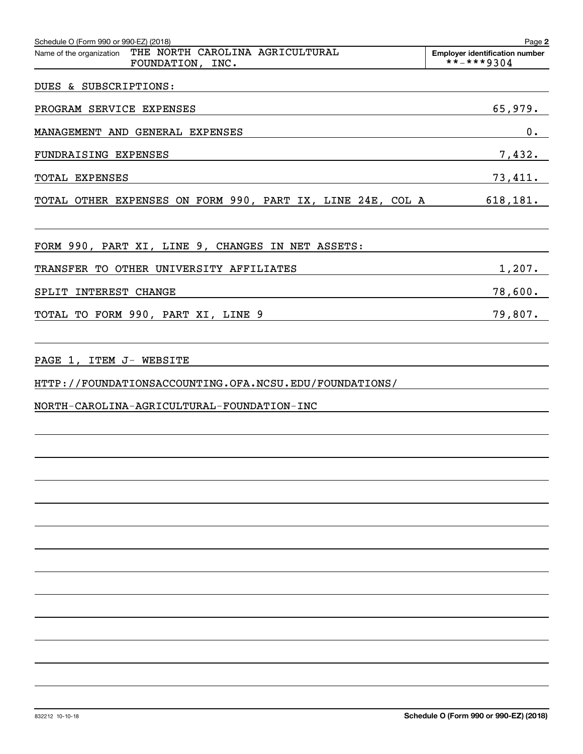Schedule O (Form 990 or 990-EZ) (2018)

Name of the organization: THE NORTH CAROLINA AGRICULTURAL FOUNDATION, INC.

Employer identification number: **-***9304

DUES & SUBSCRIPTIONS:

| | |
|---|---|
| PROGRAM SERVICE EXPENSES | 65,979. |
| MANAGEMENT AND GENERAL EXPENSES | 0. |
| FUNDRAISING EXPENSES | 7,432. |
| TOTAL EXPENSES | 73,411. |
| TOTAL OTHER EXPENSES ON FORM 990, PART IX, LINE 24E, COL A | 618,181. |

FORM 990, PART XI, LINE 9, CHANGES IN NET ASSETS:

| | |
|---|---|
| TRANSFER TO OTHER UNIVERSITY AFFILIATES | 1,207. |
| SPLIT INTEREST CHANGE | 78,600. |
| TOTAL TO FORM 990, PART XI, LINE 9 | 79,807. |

PAGE 1, ITEM J- WEBSITE

HTTP://FOUNDATIONSACCOUNTING.OFA.NCSU.EDU/FOUNDATIONS/
NORTH-CAROLINA-AGRICULTURAL-FOUNDATION-INC

832212 10-10-18

Schedule O (Form 990 or 990-EZ) (2018)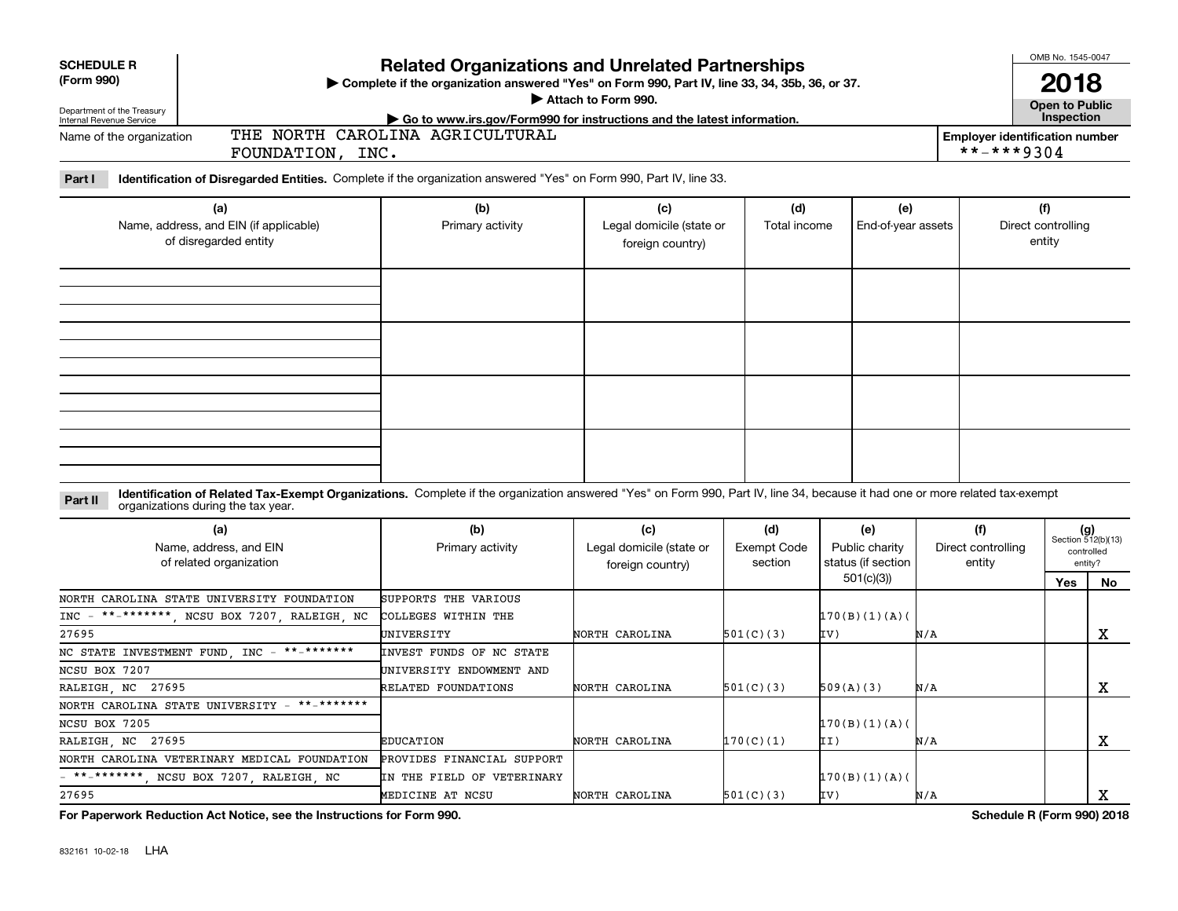**SCHEDULE R (Form 990)**

Department of the Treasury
Internal Revenue Service

# Related Organizations and Unrelated Partnerships

▶ Complete if the organization answered "Yes" on Form 990, Part IV, line 33, 34, 35b, 36, or 37.
▶ Attach to Form 990.
▶ Go to www.irs.gov/Form990 for instructions and the latest information.

OMB No. 1545-0047
**2018**
**Open to Public Inspection**

Name of the organization: THE NORTH CAROLINA AGRICULTURAL FOUNDATION, INC.

Employer identification number: **-***9304

**Part I** **Identification of Disregarded Entities.** Complete if the organization answered "Yes" on Form 990, Part IV, line 33.

| (a) Name, address, and EIN (if applicable) of disregarded entity | (b) Primary activity | (c) Legal domicile (state or foreign country) | (d) Total income | (e) End-of-year assets | (f) Direct controlling entity |
|---|---|---|---|---|---|
| | | | | | |
| | | | | | |
| | | | | | |
| | | | | | |

**Part II** **Identification of Related Tax-Exempt Organizations.** Complete if the organization answered "Yes" on Form 990, Part IV, line 34, because it had one or more related tax-exempt organizations during the tax year.

| (a) Name, address, and EIN of related organization | (b) Primary activity | (c) Legal domicile (state or foreign country) | (d) Exempt Code section | (e) Public charity status (if section 501(c)(3)) | (f) Direct controlling entity | (g) Section 512(b)(13) controlled entity? Yes | No |
|---|---|---|---|---|---|---|---|
| NORTH CAROLINA STATE UNIVERSITY FOUNDATION INC - **-*******, NCSU BOX 7207, RALEIGH, NC 27695 | SUPPORTS THE VARIOUS COLLEGES WITHIN THE UNIVERSITY | NORTH CAROLINA | 501(C)(3) | 170(B)(1)(A)(IV) | N/A | | X |
| NC STATE INVESTMENT FUND, INC - **-******* NCSU BOX 7207 RALEIGH, NC 27695 | INVEST FUNDS OF NC STATE UNIVERSITY ENDOWMENT AND RELATED FOUNDATIONS | NORTH CAROLINA | 501(C)(3) | 509(A)(3) | N/A | | X |
| NORTH CAROLINA STATE UNIVERSITY - **-******* NCSU BOX 7205 RALEIGH, NC 27695 | EDUCATION | NORTH CAROLINA | 170(C)(1) | 170(B)(1)(A)(II) | N/A | | X |
| NORTH CAROLINA VETERINARY MEDICAL FOUNDATION - **-*******, NCSU BOX 7207, RALEIGH, NC 27695 | PROVIDES FINANCIAL SUPPORT IN THE FIELD OF VETERINARY MEDICINE AT NCSU | NORTH CAROLINA | 501(C)(3) | 170(B)(1)(A)(IV) | N/A | | X |

**For Paperwork Reduction Act Notice, see the Instructions for Form 990.** **Schedule R (Form 990) 2018**

832161 10-02-18 LHA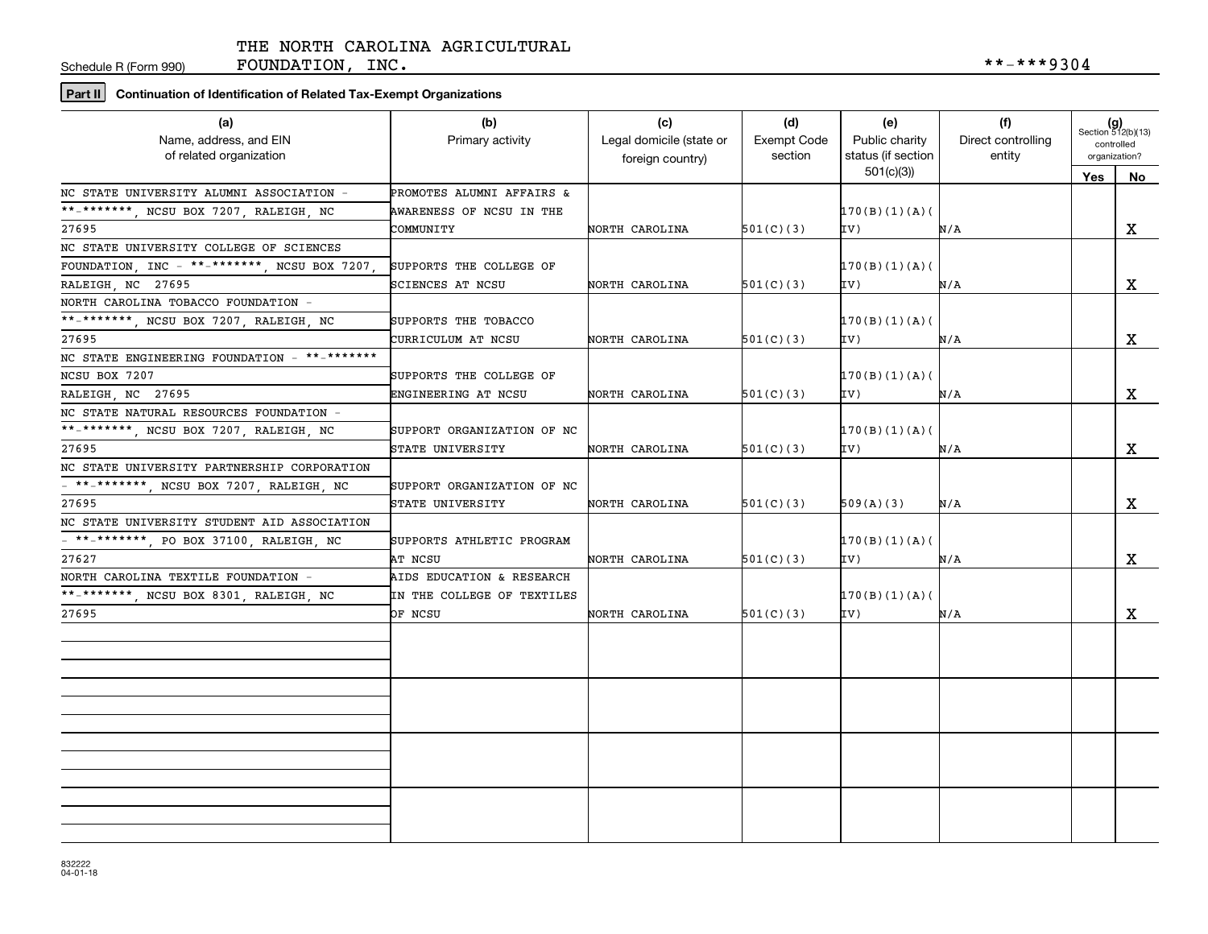THE NORTH CAROLINA AGRICULTURAL FOUNDATION, INC. **-***9304

Schedule R (Form 990)

**Part II** Continuation of Identification of Related Tax-Exempt Organizations

| (a) Name, address, and EIN of related organization | (b) Primary activity | (c) Legal domicile (state or foreign country) | (d) Exempt Code section | (e) Public charity status (if section 501(c)(3)) | (f) Direct controlling entity | (g) Section 512(b)(13) controlled organization? Yes | No |
|---|---|---|---|---|---|---|---|
| NC STATE UNIVERSITY ALUMNI ASSOCIATION - **-*******, NCSU BOX 7207, RALEIGH, NC 27695 | PROMOTES ALUMNI AFFAIRS & AWARENESS OF NCSU IN THE COMMUNITY | NORTH CAROLINA | 501(C)(3) | 170(B)(1)(A)(IV) | N/A | | X |
| NC STATE UNIVERSITY COLLEGE OF SCIENCES FOUNDATION, INC - **-*******, NCSU BOX 7207, RALEIGH, NC 27695 | SUPPORTS THE COLLEGE OF SCIENCES AT NCSU | NORTH CAROLINA | 501(C)(3) | 170(B)(1)(A)(IV) | N/A | | X |
| NORTH CAROLINA TOBACCO FOUNDATION - **-*******, NCSU BOX 7207, RALEIGH, NC 27695 | SUPPORTS THE TOBACCO CURRICULUM AT NCSU | NORTH CAROLINA | 501(C)(3) | 170(B)(1)(A)(IV) | N/A | | X |
| NC STATE ENGINEERING FOUNDATION - **-******* NCSU BOX 7207 RALEIGH, NC 27695 | SUPPORTS THE COLLEGE OF ENGINEERING AT NCSU | NORTH CAROLINA | 501(C)(3) | 170(B)(1)(A)(IV) | N/A | | X |
| NC STATE NATURAL RESOURCES FOUNDATION - **-*******, NCSU BOX 7207, RALEIGH, NC 27695 | SUPPORT ORGANIZATION OF NC STATE UNIVERSITY | NORTH CAROLINA | 501(C)(3) | 170(B)(1)(A)(IV) | N/A | | X |
| NC STATE UNIVERSITY PARTNERSHIP CORPORATION - **-*******, NCSU BOX 7207, RALEIGH, NC 27695 | SUPPORT ORGANIZATION OF NC STATE UNIVERSITY | NORTH CAROLINA | 501(C)(3) | 509(A)(3) | N/A | | X |
| NC STATE UNIVERSITY STUDENT AID ASSOCIATION - **-*******, PO BOX 37100, RALEIGH, NC 27627 | SUPPORTS ATHLETIC PROGRAM AT NCSU | NORTH CAROLINA | 501(C)(3) | 170(B)(1)(A)(IV) | N/A | | X |
| NORTH CAROLINA TEXTILE FOUNDATION - **-*******, NCSU BOX 8301, RALEIGH, NC 27695 | AIDS EDUCATION & RESEARCH IN THE COLLEGE OF TEXTILES OF NCSU | NORTH CAROLINA | 501(C)(3) | 170(B)(1)(A)(IV) | N/A | | X |
| | | | | | | | |
| | | | | | | | |
| | | | | | | | |
| | | | | | | | |

832222 04-01-18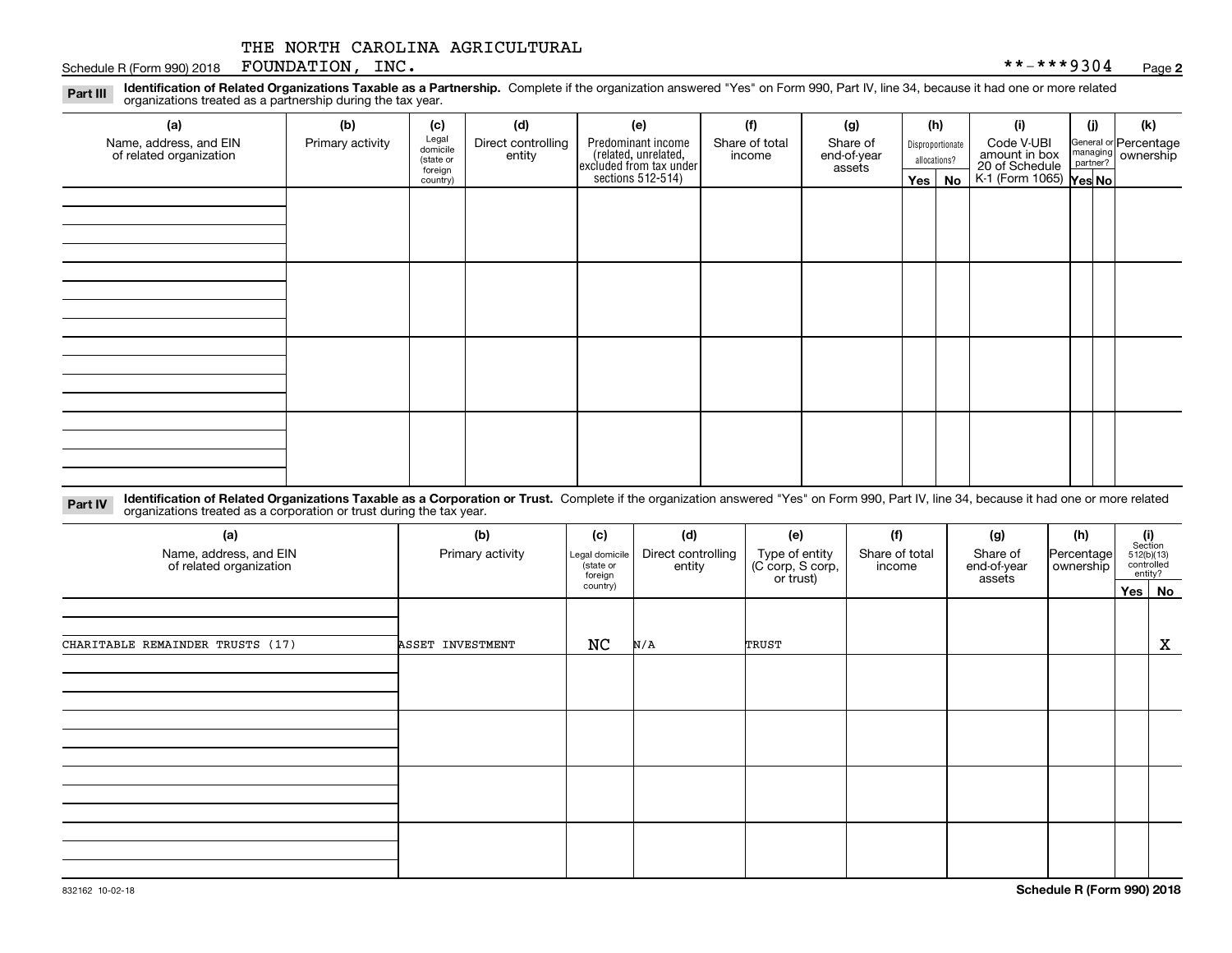THE NORTH CAROLINA AGRICULTURAL FOUNDATION, INC. **-***9304

Schedule R (Form 990) 2018 Page **2**

**Part III** **Identification of Related Organizations Taxable as a Partnership.** Complete if the organization answered "Yes" on Form 990, Part IV, line 34, because it had one or more related organizations treated as a partnership during the tax year.

| (a) Name, address, and EIN of related organization | (b) Primary activity | (c) Legal domicile (state or foreign country) | (d) Direct controlling entity | (e) Predominant income (related, unrelated, excluded from tax under sections 512-514) | (f) Share of total income | (g) Share of end-of-year assets | (h) Disproportionate allocations? Yes | No | (i) Code V-UBI amount in box 20 of Schedule K-1 (Form 1065) | (j) General or managing partner? Yes | No | (k) Percentage ownership |
|---|---|---|---|---|---|---|---|---|---|---|---|---|
| | | | | | | | | | | | | |
| | | | | | | | | | | | | |
| | | | | | | | | | | | | |
| | | | | | | | | | | | | |

**Part IV** **Identification of Related Organizations Taxable as a Corporation or Trust.** Complete if the organization answered "Yes" on Form 990, Part IV, line 34, because it had one or more related organizations treated as a corporation or trust during the tax year.

| (a) Name, address, and EIN of related organization | (b) Primary activity | (c) Legal domicile (state or foreign country) | (d) Direct controlling entity | (e) Type of entity (C corp, S corp, or trust) | (f) Share of total income | (g) Share of end-of-year assets | (h) Percentage ownership | (i) Section 512(b)(13) controlled entity? Yes | No |
|---|---|---|---|---|---|---|---|---|---|
| CHARITABLE REMAINDER TRUSTS (17) | ASSET INVESTMENT | NC | N/A | TRUST | | | | | X |
| | | | | | | | | | |
| | | | | | | | | | |
| | | | | | | | | | |
| | | | | | | | | | |

832162 10-02-18 **Schedule R (Form 990) 2018**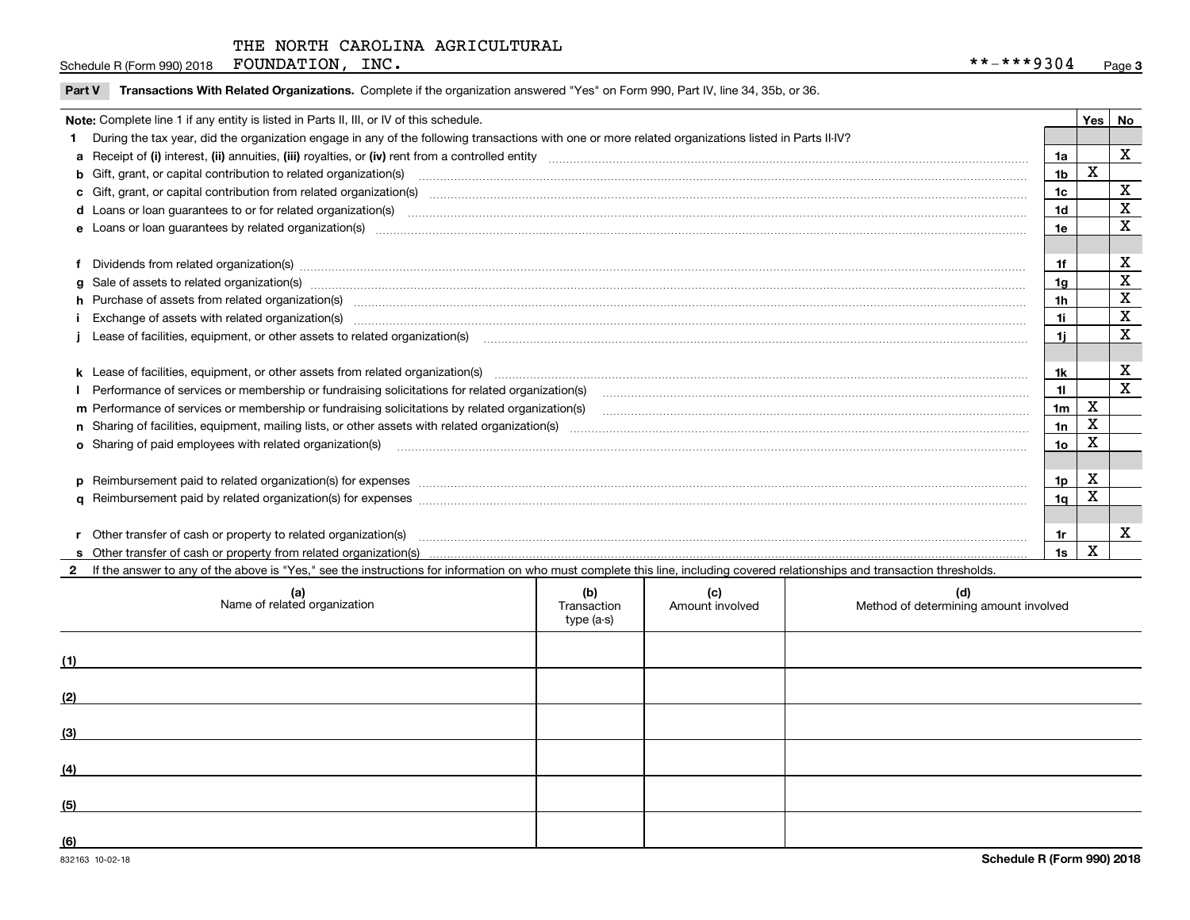THE NORTH CAROLINA AGRICULTURAL FOUNDATION, INC.

\*\*-\*\*\*9304

## Part V Transactions With Related Organizations. Complete if the organization answered "Yes" on Form 990, Part IV, line 34, 35b, or 36.

| Note: Complete line 1 if any entity is listed in Parts II, III, or IV of this schedule. | | Yes | No |
|---|---|---|---|
| **1** During the tax year, did the organization engage in any of the following transactions with one or more related organizations listed in Parts II-IV? | | | |
| **a** Receipt of **(i)** interest, **(ii)** annuities, **(iii)** royalties, or **(iv)** rent from a controlled entity | 1a | | X |
| **b** Gift, grant, or capital contribution to related organization(s) | 1b | X | |
| **c** Gift, grant, or capital contribution from related organization(s) | 1c | | X |
| **d** Loans or loan guarantees to or for related organization(s) | 1d | | X |
| **e** Loans or loan guarantees by related organization(s) | 1e | | X |
| **f** Dividends from related organization(s) | 1f | | X |
| **g** Sale of assets to related organization(s) | 1g | | X |
| **h** Purchase of assets from related organization(s) | 1h | | X |
| **i** Exchange of assets with related organization(s) | 1i | | X |
| **j** Lease of facilities, equipment, or other assets to related organization(s) | 1j | | X |
| **k** Lease of facilities, equipment, or other assets from related organization(s) | 1k | | X |
| **l** Performance of services or membership or fundraising solicitations for related organization(s) | 1l | | X |
| **m** Performance of services or membership or fundraising solicitations by related organization(s) | 1m | X | |
| **n** Sharing of facilities, equipment, mailing lists, or other assets with related organization(s) | 1n | X | |
| **o** Sharing of paid employees with related organization(s) | 1o | X | |
| **p** Reimbursement paid to related organization(s) for expenses | 1p | X | |
| **q** Reimbursement paid by related organization(s) for expenses | 1q | X | |
| **r** Other transfer of cash or property to related organization(s) | 1r | | X |
| **s** Other transfer of cash or property from related organization(s) | 1s | X | |

**2** If the answer to any of the above is "Yes," see the instructions for information on who must complete this line, including covered relationships and transaction thresholds.

| (a) Name of related organization | (b) Transaction type (a-s) | (c) Amount involved | (d) Method of determining amount involved |
|---|---|---|---|
| (1) | | | |
| (2) | | | |
| (3) | | | |
| (4) | | | |
| (5) | | | |
| (6) | | | |

832163 10-02-18

Schedule R (Form 990) 2018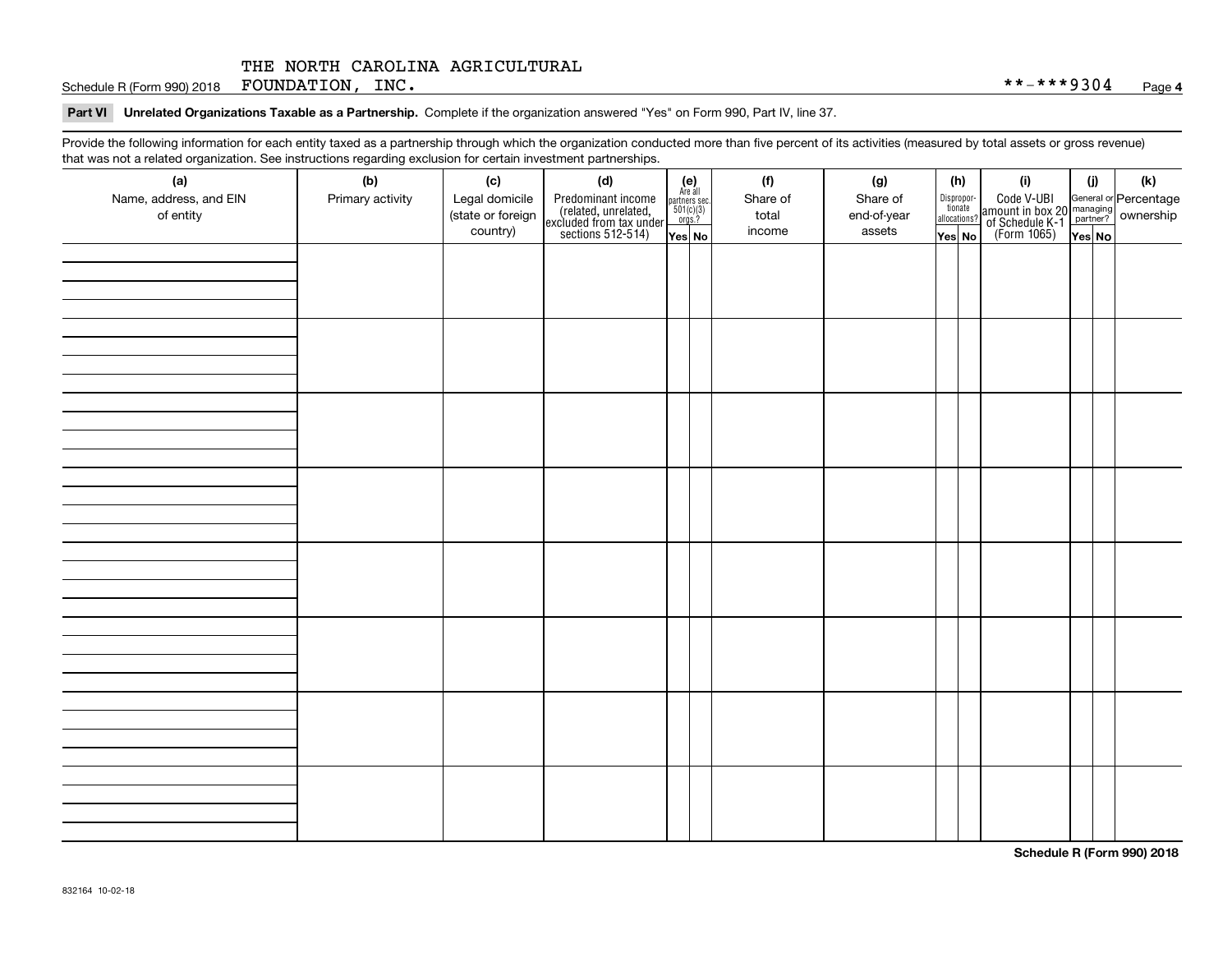THE NORTH CAROLINA AGRICULTURAL FOUNDATION, INC.

Schedule R (Form 990) 2018 **-***9304 Page 4

**Part VI Unrelated Organizations Taxable as a Partnership.** Complete if the organization answered "Yes" on Form 990, Part IV, line 37.

Provide the following information for each entity taxed as a partnership through which the organization conducted more than five percent of its activities (measured by total assets or gross revenue) that was not a related organization. See instructions regarding exclusion for certain investment partnerships.

| (a) Name, address, and EIN of entity | (b) Primary activity | (c) Legal domicile (state or foreign country) | (d) Predominant income (related, unrelated, excluded from tax under sections 512-514) | (e) Are all partners sec. 501(c)(3) orgs.? | | (f) Share of total income | (g) Share of end-of-year assets | (h) Disproportionate allocations? | | (i) Code V-UBI amount in box 20 of Schedule K-1 (Form 1065) | (j) General or managing partner? | | (k) Percentage ownership |
|---|---|---|---|---|---|---|---|---|---|---|---|---|---|
| | | | | Yes | No | | | Yes | No | | Yes | No | |
| | | | | | | | | | | | | | |
| | | | | | | | | | | | | | |
| | | | | | | | | | | | | | |
| | | | | | | | | | | | | | |
| | | | | | | | | | | | | | |
| | | | | | | | | | | | | | |
| | | | | | | | | | | | | | |
| | | | | | | | | | | | | | |

Schedule R (Form 990) 2018

832164 10-02-18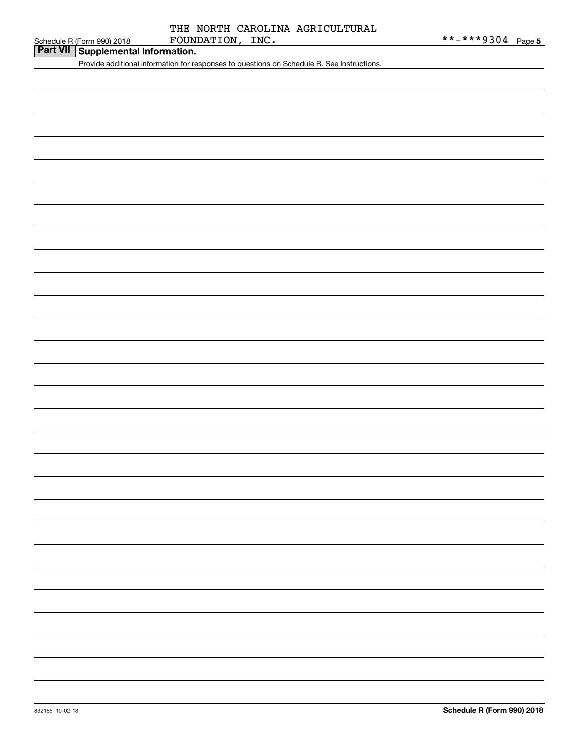THE NORTH CAROLINA AGRICULTURAL FOUNDATION, INC.

**-***9304

## Part VII Supplemental Information.

Provide additional information for responses to questions on Schedule R. See instructions.

832165 10-02-18